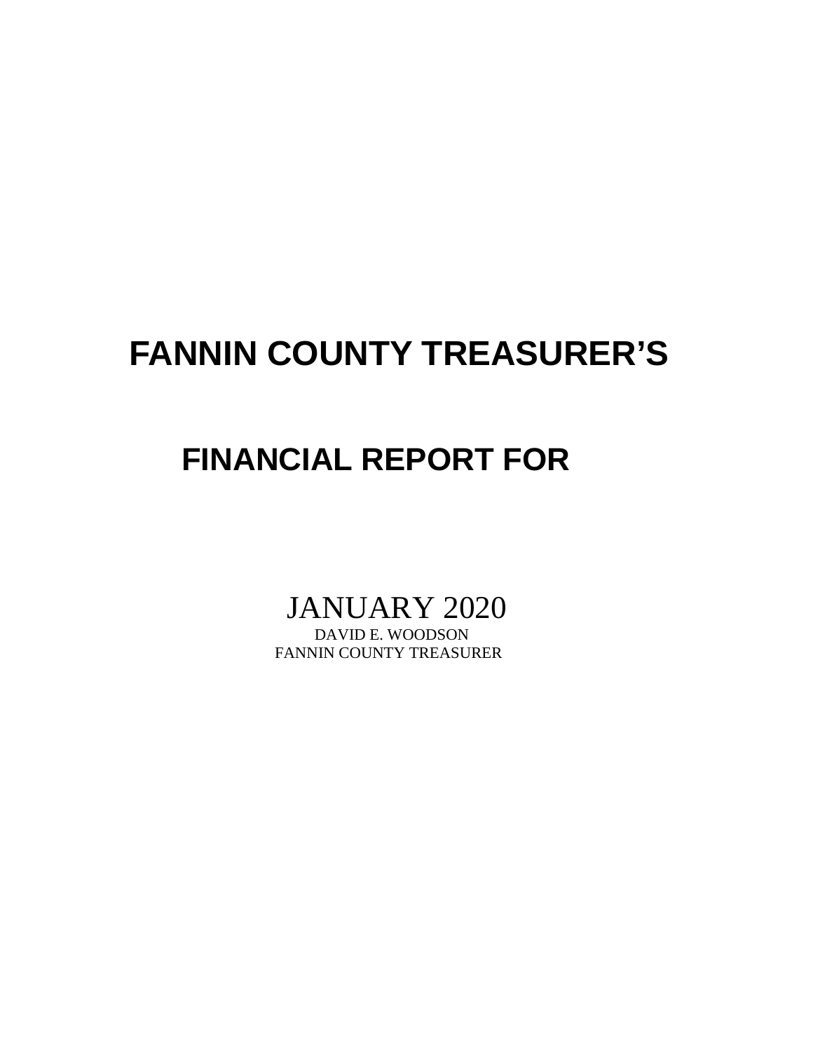# FANNIN COUNTY TREASURER'S

# FINANCIAL REPORT FOR

JANUARY 2020

DAVID E. WOODSON

FANNIN COUNTY TREASURER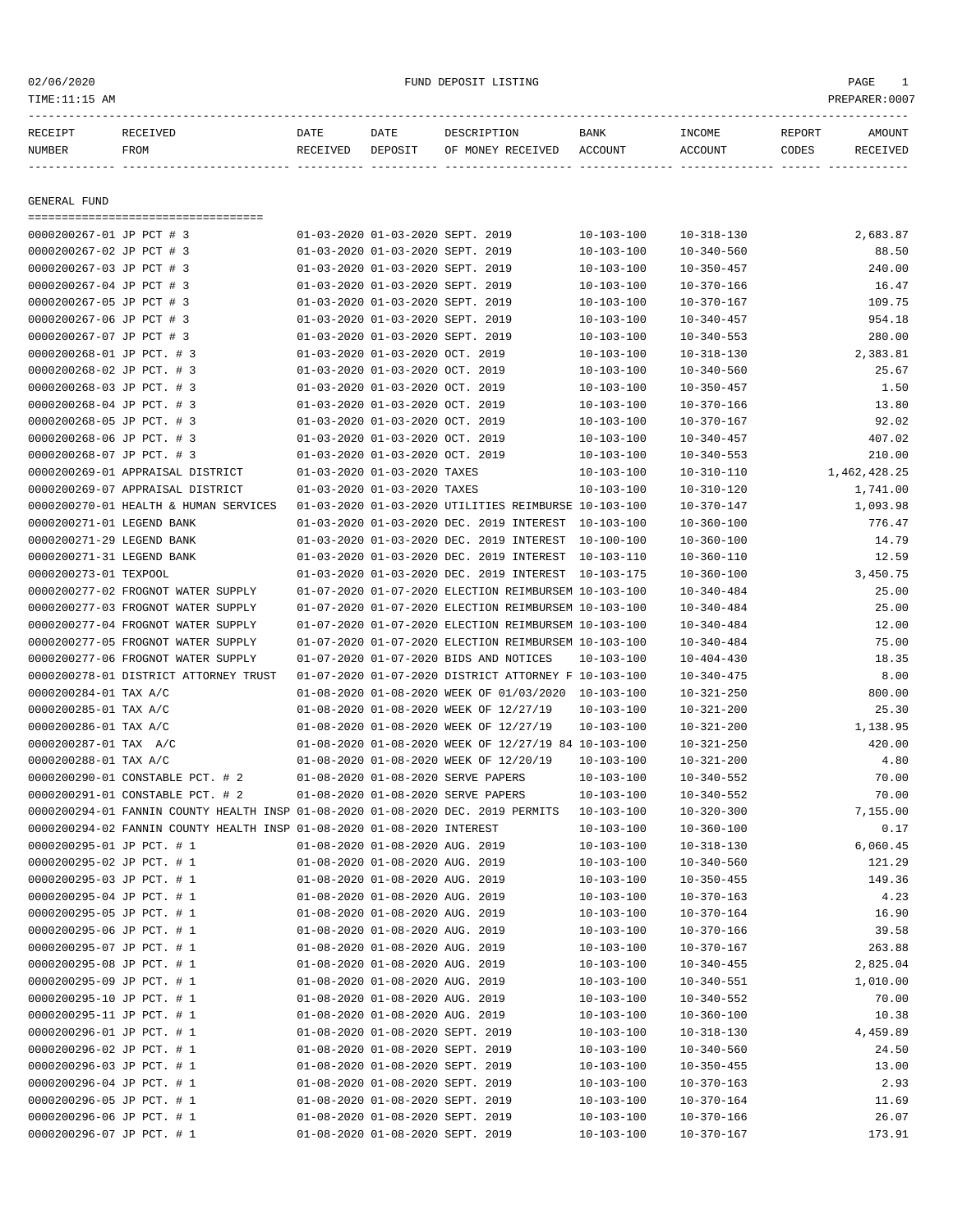02/06/2020 FUND DEPOSIT LISTING PAGE 1
TIME:11:15 AM PREPARER:0007

## GENERAL FUND

| RECEIPT NUMBER | RECEIVED FROM | DATE RECEIVED | DATE DEPOSIT | DESCRIPTION OF MONEY RECEIVED | BANK ACCOUNT | INCOME ACCOUNT | REPORT CODES | AMOUNT RECEIVED |
|---|---|---|---|---|---|---|---|---|
| 0000200267-01 | JP PCT # 3 | 01-03-2020 | 01-03-2020 | SEPT. 2019 | 10-103-100 | 10-318-130 | | 2,683.87 |
| 0000200267-02 | JP PCT # 3 | 01-03-2020 | 01-03-2020 | SEPT. 2019 | 10-103-100 | 10-340-560 | | 88.50 |
| 0000200267-03 | JP PCT # 3 | 01-03-2020 | 01-03-2020 | SEPT. 2019 | 10-103-100 | 10-350-457 | | 240.00 |
| 0000200267-04 | JP PCT # 3 | 01-03-2020 | 01-03-2020 | SEPT. 2019 | 10-103-100 | 10-370-166 | | 16.47 |
| 0000200267-05 | JP PCT # 3 | 01-03-2020 | 01-03-2020 | SEPT. 2019 | 10-103-100 | 10-370-167 | | 109.75 |
| 0000200267-06 | JP PCT # 3 | 01-03-2020 | 01-03-2020 | SEPT. 2019 | 10-103-100 | 10-340-457 | | 954.18 |
| 0000200267-07 | JP PCT # 3 | 01-03-2020 | 01-03-2020 | SEPT. 2019 | 10-103-100 | 10-340-553 | | 280.00 |
| 0000200268-01 | JP PCT. # 3 | 01-03-2020 | 01-03-2020 | OCT. 2019 | 10-103-100 | 10-318-130 | | 2,383.81 |
| 0000200268-02 | JP PCT. # 3 | 01-03-2020 | 01-03-2020 | OCT. 2019 | 10-103-100 | 10-340-560 | | 25.67 |
| 0000200268-03 | JP PCT. # 3 | 01-03-2020 | 01-03-2020 | OCT. 2019 | 10-103-100 | 10-350-457 | | 1.50 |
| 0000200268-04 | JP PCT. # 3 | 01-03-2020 | 01-03-2020 | OCT. 2019 | 10-103-100 | 10-370-166 | | 13.80 |
| 0000200268-05 | JP PCT. # 3 | 01-03-2020 | 01-03-2020 | OCT. 2019 | 10-103-100 | 10-370-167 | | 92.02 |
| 0000200268-06 | JP PCT. # 3 | 01-03-2020 | 01-03-2020 | OCT. 2019 | 10-103-100 | 10-340-457 | | 407.02 |
| 0000200268-07 | JP PCT. # 3 | 01-03-2020 | 01-03-2020 | OCT. 2019 | 10-103-100 | 10-340-553 | | 210.00 |
| 0000200269-01 | APPRAISAL DISTRICT | 01-03-2020 | 01-03-2020 | TAXES | 10-103-100 | 10-310-110 | | 1,462,428.25 |
| 0000200269-07 | APPRAISAL DISTRICT | 01-03-2020 | 01-03-2020 | TAXES | 10-103-100 | 10-310-120 | | 1,741.00 |
| 0000200270-01 | HEALTH & HUMAN SERVICES | 01-03-2020 | 01-03-2020 | UTILITIES REIMBURSE | 10-103-100 | 10-370-147 | | 1,093.98 |
| 0000200271-01 | LEGEND BANK | 01-03-2020 | 01-03-2020 | DEC. 2019 INTEREST | 10-103-100 | 10-360-100 | | 776.47 |
| 0000200271-29 | LEGEND BANK | 01-03-2020 | 01-03-2020 | DEC. 2019 INTEREST | 10-100-100 | 10-360-100 | | 14.79 |
| 0000200271-31 | LEGEND BANK | 01-03-2020 | 01-03-2020 | DEC. 2019 INTEREST | 10-103-110 | 10-360-110 | | 12.59 |
| 0000200273-01 | TEXPOOL | 01-03-2020 | 01-03-2020 | DEC. 2019 INTEREST | 10-103-175 | 10-360-100 | | 3,450.75 |
| 0000200277-02 | FROGNOT WATER SUPPLY | 01-07-2020 | 01-07-2020 | ELECTION REIMBURSEM | 10-103-100 | 10-340-484 | | 25.00 |
| 0000200277-03 | FROGNOT WATER SUPPLY | 01-07-2020 | 01-07-2020 | ELECTION REIMBURSEM | 10-103-100 | 10-340-484 | | 25.00 |
| 0000200277-04 | FROGNOT WATER SUPPLY | 01-07-2020 | 01-07-2020 | ELECTION REIMBURSEM | 10-103-100 | 10-340-484 | | 12.00 |
| 0000200277-05 | FROGNOT WATER SUPPLY | 01-07-2020 | 01-07-2020 | ELECTION REIMBURSEM | 10-103-100 | 10-340-484 | | 75.00 |
| 0000200277-06 | FROGNOT WATER SUPPLY | 01-07-2020 | 01-07-2020 | BIDS AND NOTICES | 10-103-100 | 10-404-430 | | 18.35 |
| 0000200278-01 | DISTRICT ATTORNEY TRUST | 01-07-2020 | 01-07-2020 | DISTRICT ATTORNEY F | 10-103-100 | 10-340-475 | | 8.00 |
| 0000200284-01 | TAX A/C | 01-08-2020 | 01-08-2020 | WEEK OF 01/03/2020 | 10-103-100 | 10-321-250 | | 800.00 |
| 0000200285-01 | TAX A/C | 01-08-2020 | 01-08-2020 | WEEK OF 12/27/19 | 10-103-100 | 10-321-200 | | 25.30 |
| 0000200286-01 | TAX A/C | 01-08-2020 | 01-08-2020 | WEEK OF 12/27/19 | 10-103-100 | 10-321-200 | | 1,138.95 |
| 0000200287-01 | TAX A/C | 01-08-2020 | 01-08-2020 | WEEK OF 12/27/19 84 | 10-103-100 | 10-321-250 | | 420.00 |
| 0000200288-01 | TAX A/C | 01-08-2020 | 01-08-2020 | WEEK OF 12/20/19 | 10-103-100 | 10-321-200 | | 4.80 |
| 0000200290-01 | CONSTABLE PCT. # 2 | 01-08-2020 | 01-08-2020 | SERVE PAPERS | 10-103-100 | 10-340-552 | | 70.00 |
| 0000200291-01 | CONSTABLE PCT. # 2 | 01-08-2020 | 01-08-2020 | SERVE PAPERS | 10-103-100 | 10-340-552 | | 70.00 |
| 0000200294-01 | FANNIN COUNTY HEALTH INSP | 01-08-2020 | 01-08-2020 | DEC. 2019 PERMITS | 10-103-100 | 10-320-300 | | 7,155.00 |
| 0000200294-02 | FANNIN COUNTY HEALTH INSP | 01-08-2020 | 01-08-2020 | INTEREST | 10-103-100 | 10-360-100 | | 0.17 |
| 0000200295-01 | JP PCT. # 1 | 01-08-2020 | 01-08-2020 | AUG. 2019 | 10-103-100 | 10-318-130 | | 6,060.45 |
| 0000200295-02 | JP PCT. # 1 | 01-08-2020 | 01-08-2020 | AUG. 2019 | 10-103-100 | 10-340-560 | | 121.29 |
| 0000200295-03 | JP PCT. # 1 | 01-08-2020 | 01-08-2020 | AUG. 2019 | 10-103-100 | 10-350-455 | | 149.36 |
| 0000200295-04 | JP PCT. # 1 | 01-08-2020 | 01-08-2020 | AUG. 2019 | 10-103-100 | 10-370-163 | | 4.23 |
| 0000200295-05 | JP PCT. # 1 | 01-08-2020 | 01-08-2020 | AUG. 2019 | 10-103-100 | 10-370-164 | | 16.90 |
| 0000200295-06 | JP PCT. # 1 | 01-08-2020 | 01-08-2020 | AUG. 2019 | 10-103-100 | 10-370-166 | | 39.58 |
| 0000200295-07 | JP PCT. # 1 | 01-08-2020 | 01-08-2020 | AUG. 2019 | 10-103-100 | 10-370-167 | | 263.88 |
| 0000200295-08 | JP PCT. # 1 | 01-08-2020 | 01-08-2020 | AUG. 2019 | 10-103-100 | 10-340-455 | | 2,825.04 |
| 0000200295-09 | JP PCT. # 1 | 01-08-2020 | 01-08-2020 | AUG. 2019 | 10-103-100 | 10-340-551 | | 1,010.00 |
| 0000200295-10 | JP PCT. # 1 | 01-08-2020 | 01-08-2020 | AUG. 2019 | 10-103-100 | 10-340-552 | | 70.00 |
| 0000200295-11 | JP PCT. # 1 | 01-08-2020 | 01-08-2020 | AUG. 2019 | 10-103-100 | 10-360-100 | | 10.38 |
| 0000200296-01 | JP PCT. # 1 | 01-08-2020 | 01-08-2020 | SEPT. 2019 | 10-103-100 | 10-318-130 | | 4,459.89 |
| 0000200296-02 | JP PCT. # 1 | 01-08-2020 | 01-08-2020 | SEPT. 2019 | 10-103-100 | 10-340-560 | | 24.50 |
| 0000200296-03 | JP PCT. # 1 | 01-08-2020 | 01-08-2020 | SEPT. 2019 | 10-103-100 | 10-350-455 | | 13.00 |
| 0000200296-04 | JP PCT. # 1 | 01-08-2020 | 01-08-2020 | SEPT. 2019 | 10-103-100 | 10-370-163 | | 2.93 |
| 0000200296-05 | JP PCT. # 1 | 01-08-2020 | 01-08-2020 | SEPT. 2019 | 10-103-100 | 10-370-164 | | 11.69 |
| 0000200296-06 | JP PCT. # 1 | 01-08-2020 | 01-08-2020 | SEPT. 2019 | 10-103-100 | 10-370-166 | | 26.07 |
| 0000200296-07 | JP PCT. # 1 | 01-08-2020 | 01-08-2020 | SEPT. 2019 | 10-103-100 | 10-370-167 | | 173.91 |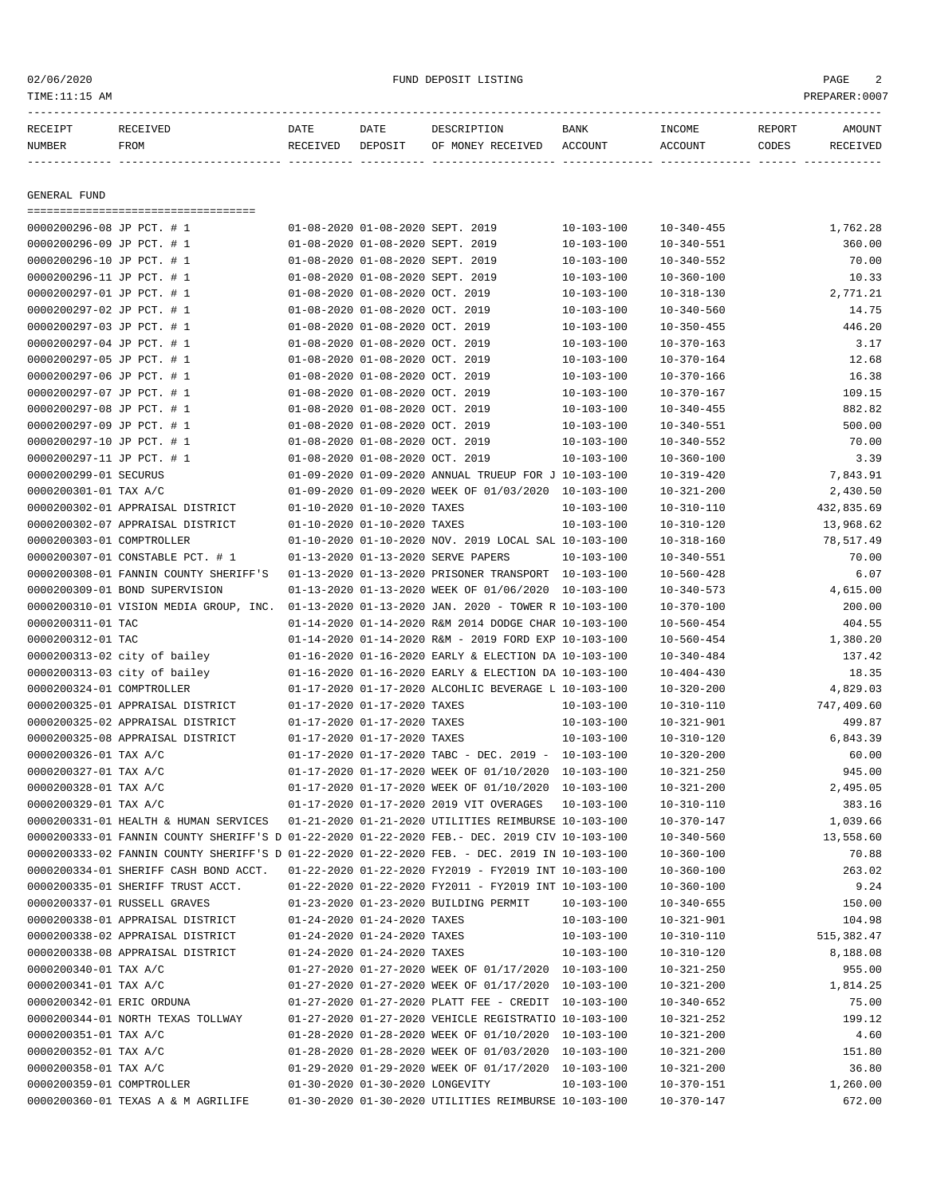| RECEIPT NUMBER | RECEIVED FROM | DATE RECEIVED | DATE DEPOSIT | DESCRIPTION OF MONEY RECEIVED | BANK ACCOUNT | INCOME ACCOUNT | REPORT CODES | AMOUNT RECEIVED |
|---|---|---|---|---|---|---|---|---|

GENERAL FUND

| RECEIPT NUMBER | RECEIVED FROM | DATE RECEIVED | DATE DEPOSIT | DESCRIPTION OF MONEY RECEIVED | BANK ACCOUNT | INCOME ACCOUNT | REPORT CODES | AMOUNT RECEIVED |
|---|---|---|---|---|---|---|---|---|
| 0000200296-08 | JP PCT. # 1 | 01-08-2020 | 01-08-2020 | SEPT. 2019 | 10-103-100 | 10-340-455 | | 1,762.28 |
| 0000200296-09 | JP PCT. # 1 | 01-08-2020 | 01-08-2020 | SEPT. 2019 | 10-103-100 | 10-340-551 | | 360.00 |
| 0000200296-10 | JP PCT. # 1 | 01-08-2020 | 01-08-2020 | SEPT. 2019 | 10-103-100 | 10-340-552 | | 70.00 |
| 0000200296-11 | JP PCT. # 1 | 01-08-2020 | 01-08-2020 | SEPT. 2019 | 10-103-100 | 10-360-100 | | 10.33 |
| 0000200297-01 | JP PCT. # 1 | 01-08-2020 | 01-08-2020 | OCT. 2019 | 10-103-100 | 10-318-130 | | 2,771.21 |
| 0000200297-02 | JP PCT. # 1 | 01-08-2020 | 01-08-2020 | OCT. 2019 | 10-103-100 | 10-340-560 | | 14.75 |
| 0000200297-03 | JP PCT. # 1 | 01-08-2020 | 01-08-2020 | OCT. 2019 | 10-103-100 | 10-350-455 | | 446.20 |
| 0000200297-04 | JP PCT. # 1 | 01-08-2020 | 01-08-2020 | OCT. 2019 | 10-103-100 | 10-370-163 | | 3.17 |
| 0000200297-05 | JP PCT. # 1 | 01-08-2020 | 01-08-2020 | OCT. 2019 | 10-103-100 | 10-370-164 | | 12.68 |
| 0000200297-06 | JP PCT. # 1 | 01-08-2020 | 01-08-2020 | OCT. 2019 | 10-103-100 | 10-370-166 | | 16.38 |
| 0000200297-07 | JP PCT. # 1 | 01-08-2020 | 01-08-2020 | OCT. 2019 | 10-103-100 | 10-370-167 | | 109.15 |
| 0000200297-08 | JP PCT. # 1 | 01-08-2020 | 01-08-2020 | OCT. 2019 | 10-103-100 | 10-340-455 | | 882.82 |
| 0000200297-09 | JP PCT. # 1 | 01-08-2020 | 01-08-2020 | OCT. 2019 | 10-103-100 | 10-340-551 | | 500.00 |
| 0000200297-10 | JP PCT. # 1 | 01-08-2020 | 01-08-2020 | OCT. 2019 | 10-103-100 | 10-340-552 | | 70.00 |
| 0000200297-11 | JP PCT. # 1 | 01-08-2020 | 01-08-2020 | OCT. 2019 | 10-103-100 | 10-360-100 | | 3.39 |
| 0000200299-01 | SECURUS | 01-09-2020 | 01-09-2020 | ANNUAL TRUEUP FOR J | 10-103-100 | 10-319-420 | | 7,843.91 |
| 0000200301-01 | TAX A/C | 01-09-2020 | 01-09-2020 | WEEK OF 01/03/2020 | 10-103-100 | 10-321-200 | | 2,430.50 |
| 0000200302-01 | APPRAISAL DISTRICT | 01-10-2020 | 01-10-2020 | TAXES | 10-103-100 | 10-310-110 | | 432,835.69 |
| 0000200302-07 | APPRAISAL DISTRICT | 01-10-2020 | 01-10-2020 | TAXES | 10-103-100 | 10-310-120 | | 13,968.62 |
| 0000200303-01 | COMPTROLLER | 01-10-2020 | 01-10-2020 | NOV. 2019 LOCAL SAL | 10-103-100 | 10-318-160 | | 78,517.49 |
| 0000200307-01 | CONSTABLE PCT. # 1 | 01-13-2020 | 01-13-2020 | SERVE PAPERS | 10-103-100 | 10-340-551 | | 70.00 |
| 0000200308-01 | FANNIN COUNTY SHERIFF'S | 01-13-2020 | 01-13-2020 | PRISONER TRANSPORT | 10-103-100 | 10-560-428 | | 6.07 |
| 0000200309-01 | BOND SUPERVISION | 01-13-2020 | 01-13-2020 | WEEK OF 01/06/2020 | 10-103-100 | 10-340-573 | | 4,615.00 |
| 0000200310-01 | VISION MEDIA GROUP, INC. | 01-13-2020 | 01-13-2020 | JAN. 2020 - TOWER R | 10-103-100 | 10-370-100 | | 200.00 |
| 0000200311-01 | TAC | 01-14-2020 | 01-14-2020 | R&M 2014 DODGE CHAR | 10-103-100 | 10-560-454 | | 404.55 |
| 0000200312-01 | TAC | 01-14-2020 | 01-14-2020 | R&M - 2019 FORD EXP | 10-103-100 | 10-560-454 | | 1,380.20 |
| 0000200313-02 | city of bailey | 01-16-2020 | 01-16-2020 | EARLY & ELECTION DA | 10-103-100 | 10-340-484 | | 137.42 |
| 0000200313-03 | city of bailey | 01-16-2020 | 01-16-2020 | EARLY & ELECTION DA | 10-103-100 | 10-404-430 | | 18.35 |
| 0000200324-01 | COMPTROLLER | 01-17-2020 | 01-17-2020 | ALCOHLIC BEVERAGE L | 10-103-100 | 10-320-200 | | 4,829.03 |
| 0000200325-01 | APPRAISAL DISTRICT | 01-17-2020 | 01-17-2020 | TAXES | 10-103-100 | 10-310-110 | | 747,409.60 |
| 0000200325-02 | APPRAISAL DISTRICT | 01-17-2020 | 01-17-2020 | TAXES | 10-103-100 | 10-321-901 | | 499.87 |
| 0000200325-08 | APPRAISAL DISTRICT | 01-17-2020 | 01-17-2020 | TAXES | 10-103-100 | 10-310-120 | | 6,843.39 |
| 0000200326-01 | TAX A/C | 01-17-2020 | 01-17-2020 | TABC - DEC. 2019 - | 10-103-100 | 10-320-200 | | 60.00 |
| 0000200327-01 | TAX A/C | 01-17-2020 | 01-17-2020 | WEEK OF 01/10/2020 | 10-103-100 | 10-321-250 | | 945.00 |
| 0000200328-01 | TAX A/C | 01-17-2020 | 01-17-2020 | WEEK OF 01/10/2020 | 10-103-100 | 10-321-200 | | 2,495.05 |
| 0000200329-01 | TAX A/C | 01-17-2020 | 01-17-2020 | 2019 VIT OVERAGES | 10-103-100 | 10-310-110 | | 383.16 |
| 0000200331-01 | HEALTH & HUMAN SERVICES | 01-21-2020 | 01-21-2020 | UTILITIES REIMBURSE | 10-103-100 | 10-370-147 | | 1,039.66 |
| 0000200333-01 | FANNIN COUNTY SHERIFF'S D | 01-22-2020 | 01-22-2020 | FEB.- DEC. 2019 CIV | 10-103-100 | 10-340-560 | | 13,558.60 |
| 0000200333-02 | FANNIN COUNTY SHERIFF'S D | 01-22-2020 | 01-22-2020 | FEB. - DEC. 2019 IN | 10-103-100 | 10-360-100 | | 70.88 |
| 0000200334-01 | SHERIFF CASH BOND ACCT. | 01-22-2020 | 01-22-2020 | FY2019 - FY2019 INT | 10-103-100 | 10-360-100 | | 263.02 |
| 0000200335-01 | SHERIFF TRUST ACCT. | 01-22-2020 | 01-22-2020 | FY2011 - FY2019 INT | 10-103-100 | 10-360-100 | | 9.24 |
| 0000200337-01 | RUSSELL GRAVES | 01-23-2020 | 01-23-2020 | BUILDING PERMIT | 10-103-100 | 10-340-655 | | 150.00 |
| 0000200338-01 | APPRAISAL DISTRICT | 01-24-2020 | 01-24-2020 | TAXES | 10-103-100 | 10-321-901 | | 104.98 |
| 0000200338-02 | APPRAISAL DISTRICT | 01-24-2020 | 01-24-2020 | TAXES | 10-103-100 | 10-310-110 | | 515,382.47 |
| 0000200338-08 | APPRAISAL DISTRICT | 01-24-2020 | 01-24-2020 | TAXES | 10-103-100 | 10-310-120 | | 8,188.08 |
| 0000200340-01 | TAX A/C | 01-27-2020 | 01-27-2020 | WEEK OF 01/17/2020 | 10-103-100 | 10-321-250 | | 955.00 |
| 0000200341-01 | TAX A/C | 01-27-2020 | 01-27-2020 | WEEK OF 01/17/2020 | 10-103-100 | 10-321-200 | | 1,814.25 |
| 0000200342-01 | ERIC ORDUNA | 01-27-2020 | 01-27-2020 | PLATT FEE - CREDIT | 10-103-100 | 10-340-652 | | 75.00 |
| 0000200344-01 | NORTH TEXAS TOLLWAY | 01-27-2020 | 01-27-2020 | VEHICLE REGISTRATIO | 10-103-100 | 10-321-252 | | 199.12 |
| 0000200351-01 | TAX A/C | 01-28-2020 | 01-28-2020 | WEEK OF 01/10/2020 | 10-103-100 | 10-321-200 | | 4.60 |
| 0000200352-01 | TAX A/C | 01-28-2020 | 01-28-2020 | WEEK OF 01/03/2020 | 10-103-100 | 10-321-200 | | 151.80 |
| 0000200358-01 | TAX A/C | 01-29-2020 | 01-29-2020 | WEEK OF 01/17/2020 | 10-103-100 | 10-321-200 | | 36.80 |
| 0000200359-01 | COMPTROLLER | 01-30-2020 | 01-30-2020 | LONGEVITY | 10-103-100 | 10-370-151 | | 1,260.00 |
| 0000200360-01 | TEXAS A & M AGRILIFE | 01-30-2020 | 01-30-2020 | UTILITIES REIMBURSE | 10-103-100 | 10-370-147 | | 672.00 |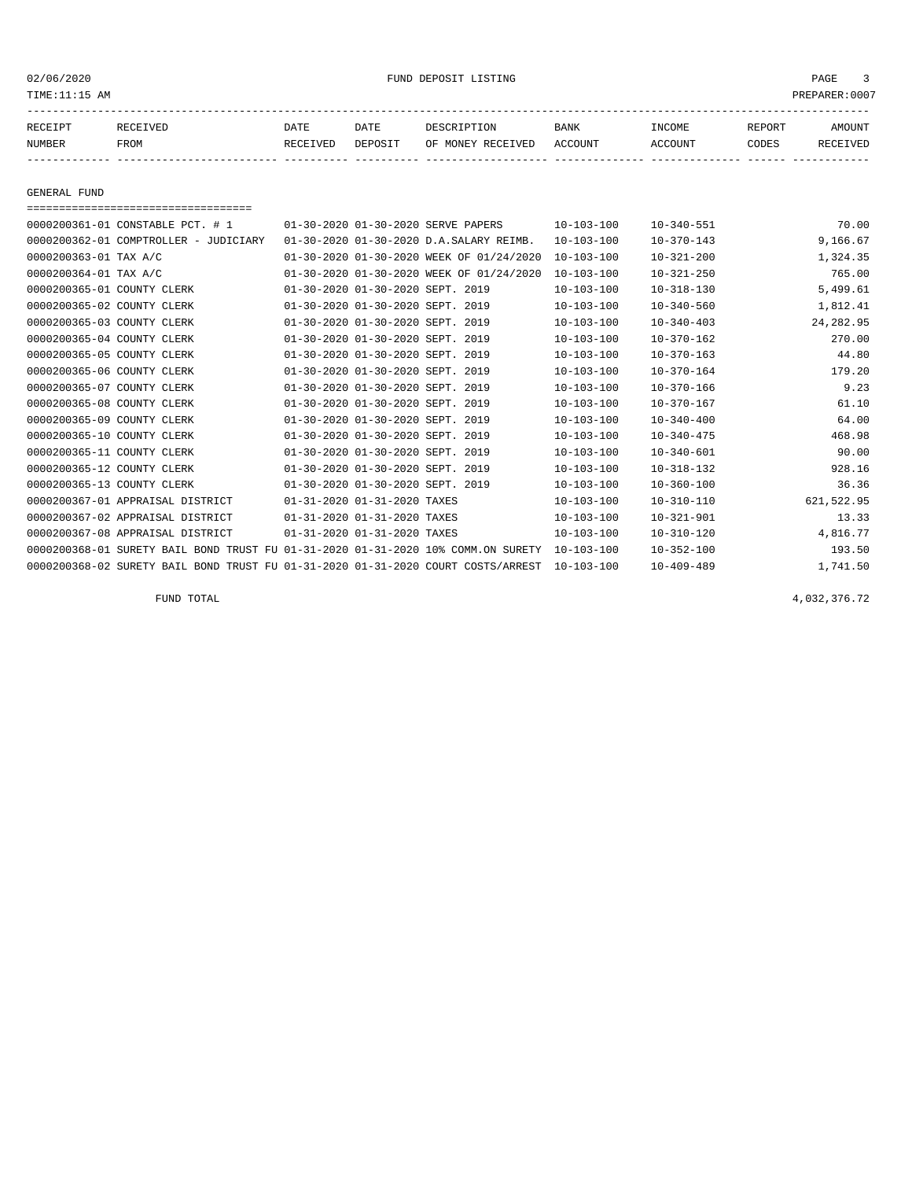02/06/2020 FUND DEPOSIT LISTING

TIME:11:15 AM PREPARER:0007

| RECEIPT NUMBER | RECEIVED FROM | DATE RECEIVED | DATE DEPOSIT | DESCRIPTION OF MONEY RECEIVED | BANK ACCOUNT | INCOME ACCOUNT | REPORT CODES | AMOUNT RECEIVED |
|---|---|---|---|---|---|---|---|---|

GENERAL FUND

| RECEIPT NUMBER | RECEIVED FROM | DATE RECEIVED | DATE DEPOSIT | DESCRIPTION OF MONEY RECEIVED | BANK ACCOUNT | INCOME ACCOUNT | REPORT CODES | AMOUNT RECEIVED |
|---|---|---|---|---|---|---|---|---|
| 0000200361-01 | CONSTABLE PCT. # 1 | 01-30-2020 | 01-30-2020 | SERVE PAPERS | 10-103-100 | 10-340-551 | | 70.00 |
| 0000200362-01 | COMPTROLLER - JUDICIARY | 01-30-2020 | 01-30-2020 | D.A.SALARY REIMB. | 10-103-100 | 10-370-143 | | 9,166.67 |
| 0000200363-01 | TAX A/C | 01-30-2020 | 01-30-2020 | WEEK OF 01/24/2020 | 10-103-100 | 10-321-200 | | 1,324.35 |
| 0000200364-01 | TAX A/C | 01-30-2020 | 01-30-2020 | WEEK OF 01/24/2020 | 10-103-100 | 10-321-250 | | 765.00 |
| 0000200365-01 | COUNTY CLERK | 01-30-2020 | 01-30-2020 | SEPT. 2019 | 10-103-100 | 10-318-130 | | 5,499.61 |
| 0000200365-02 | COUNTY CLERK | 01-30-2020 | 01-30-2020 | SEPT. 2019 | 10-103-100 | 10-340-560 | | 1,812.41 |
| 0000200365-03 | COUNTY CLERK | 01-30-2020 | 01-30-2020 | SEPT. 2019 | 10-103-100 | 10-340-403 | | 24,282.95 |
| 0000200365-04 | COUNTY CLERK | 01-30-2020 | 01-30-2020 | SEPT. 2019 | 10-103-100 | 10-370-162 | | 270.00 |
| 0000200365-05 | COUNTY CLERK | 01-30-2020 | 01-30-2020 | SEPT. 2019 | 10-103-100 | 10-370-163 | | 44.80 |
| 0000200365-06 | COUNTY CLERK | 01-30-2020 | 01-30-2020 | SEPT. 2019 | 10-103-100 | 10-370-164 | | 179.20 |
| 0000200365-07 | COUNTY CLERK | 01-30-2020 | 01-30-2020 | SEPT. 2019 | 10-103-100 | 10-370-166 | | 9.23 |
| 0000200365-08 | COUNTY CLERK | 01-30-2020 | 01-30-2020 | SEPT. 2019 | 10-103-100 | 10-370-167 | | 61.10 |
| 0000200365-09 | COUNTY CLERK | 01-30-2020 | 01-30-2020 | SEPT. 2019 | 10-103-100 | 10-340-400 | | 64.00 |
| 0000200365-10 | COUNTY CLERK | 01-30-2020 | 01-30-2020 | SEPT. 2019 | 10-103-100 | 10-340-475 | | 468.98 |
| 0000200365-11 | COUNTY CLERK | 01-30-2020 | 01-30-2020 | SEPT. 2019 | 10-103-100 | 10-340-601 | | 90.00 |
| 0000200365-12 | COUNTY CLERK | 01-30-2020 | 01-30-2020 | SEPT. 2019 | 10-103-100 | 10-318-132 | | 928.16 |
| 0000200365-13 | COUNTY CLERK | 01-30-2020 | 01-30-2020 | SEPT. 2019 | 10-103-100 | 10-360-100 | | 36.36 |
| 0000200367-01 | APPRAISAL DISTRICT | 01-31-2020 | 01-31-2020 | TAXES | 10-103-100 | 10-310-110 | | 621,522.95 |
| 0000200367-02 | APPRAISAL DISTRICT | 01-31-2020 | 01-31-2020 | TAXES | 10-103-100 | 10-321-901 | | 13.33 |
| 0000200367-08 | APPRAISAL DISTRICT | 01-31-2020 | 01-31-2020 | TAXES | 10-103-100 | 10-310-120 | | 4,816.77 |
| 0000200368-01 | SURETY BAIL BOND TRUST FU | 01-31-2020 | 01-31-2020 | 10% COMM.ON SURETY | 10-103-100 | 10-352-100 | | 193.50 |
| 0000200368-02 | SURETY BAIL BOND TRUST FU | 01-31-2020 | 01-31-2020 | COURT COSTS/ARREST | 10-103-100 | 10-409-489 | | 1,741.50 |

FUND TOTAL 4,032,376.72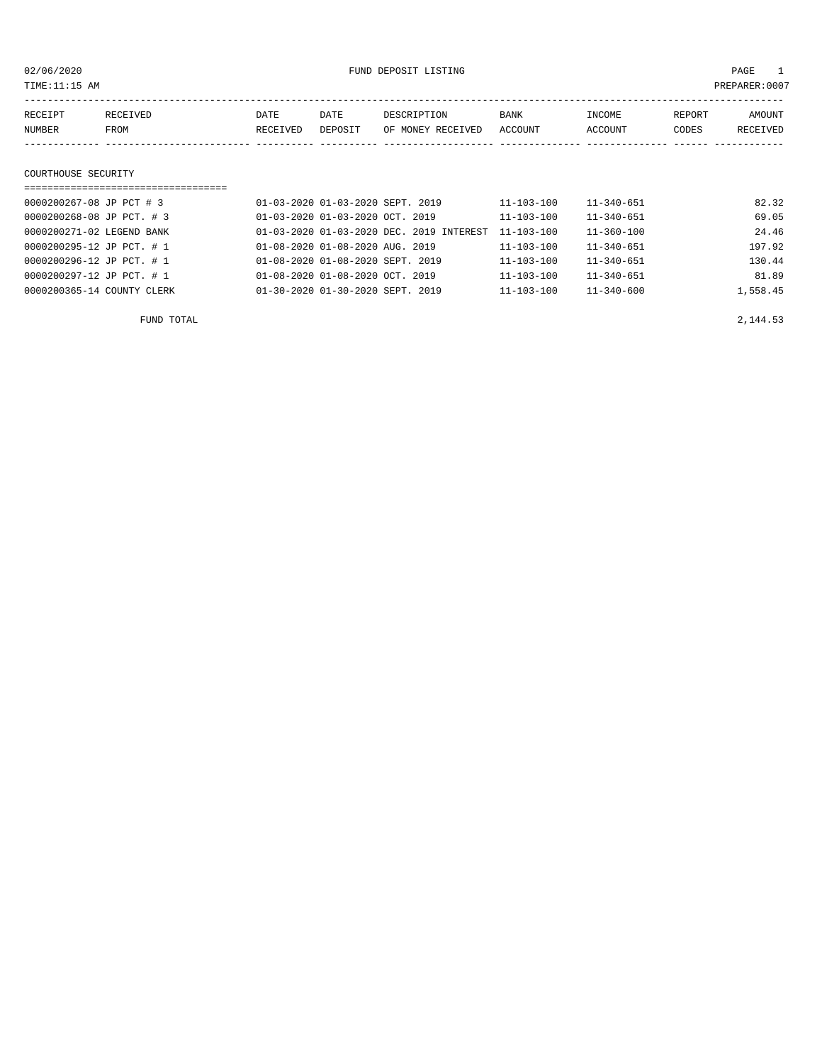02/06/2020 FUND DEPOSIT LISTING

TIME:11:15 AM PREPARER:0007

| RECEIPT NUMBER | RECEIVED FROM | DATE RECEIVED | DATE DEPOSIT | DESCRIPTION OF MONEY RECEIVED | BANK ACCOUNT | INCOME ACCOUNT | REPORT CODES | AMOUNT RECEIVED |
|---|---|---|---|---|---|---|---|---|

## COURTHOUSE SECURITY

| RECEIPT NUMBER | RECEIVED FROM | DATE RECEIVED | DATE DEPOSIT | DESCRIPTION OF MONEY RECEIVED | BANK ACCOUNT | INCOME ACCOUNT | REPORT CODES | AMOUNT RECEIVED |
|---|---|---|---|---|---|---|---|---|
| 0000200267-08 | JP PCT # 3 | 01-03-2020 | 01-03-2020 | SEPT. 2019 | 11-103-100 | 11-340-651 | | 82.32 |
| 0000200268-08 | JP PCT. # 3 | 01-03-2020 | 01-03-2020 | OCT. 2019 | 11-103-100 | 11-340-651 | | 69.05 |
| 0000200271-02 | LEGEND BANK | 01-03-2020 | 01-03-2020 | DEC. 2019 INTEREST | 11-103-100 | 11-360-100 | | 24.46 |
| 0000200295-12 | JP PCT. # 1 | 01-08-2020 | 01-08-2020 | AUG. 2019 | 11-103-100 | 11-340-651 | | 197.92 |
| 0000200296-12 | JP PCT. # 1 | 01-08-2020 | 01-08-2020 | SEPT. 2019 | 11-103-100 | 11-340-651 | | 130.44 |
| 0000200297-12 | JP PCT. # 1 | 01-08-2020 | 01-08-2020 | OCT. 2019 | 11-103-100 | 11-340-651 | | 81.89 |
| 0000200365-14 | COUNTY CLERK | 01-30-2020 | 01-30-2020 | SEPT. 2019 | 11-103-100 | 11-340-600 | | 1,558.45 |
| | FUND TOTAL | | | | | | | 2,144.53 |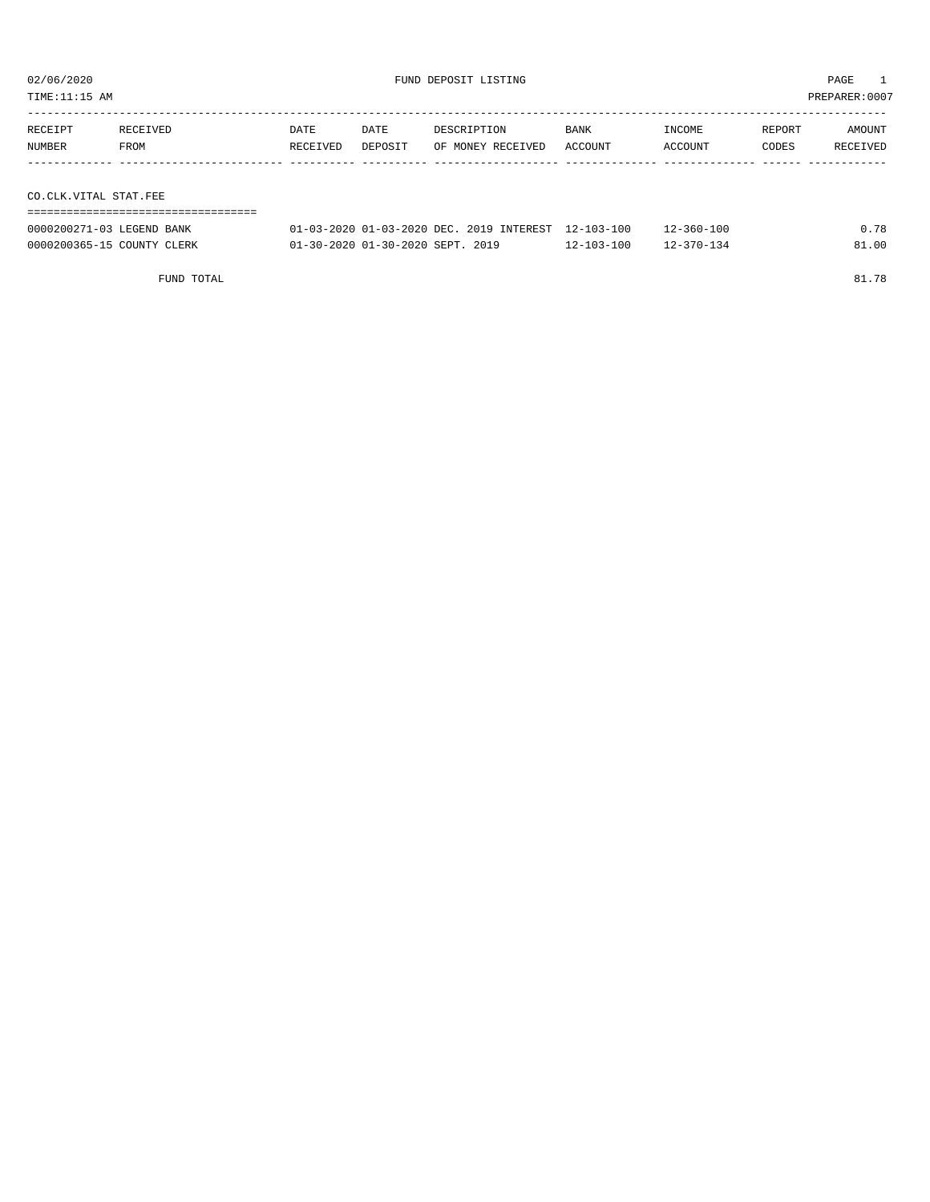02/06/2020 FUND DEPOSIT LISTING PAGE 1

TIME:11:15 AM PREPARER:0007

| RECEIPT NUMBER | RECEIVED FROM | DATE RECEIVED | DATE DEPOSIT | DESCRIPTION OF MONEY RECEIVED | BANK ACCOUNT | INCOME ACCOUNT | REPORT CODES | AMOUNT RECEIVED |
|---|---|---|---|---|---|---|---|---|
| **CO.CLK.VITAL STAT.FEE** | | | | | | | | |
| 0000200271-03 | LEGEND BANK | 01-03-2020 | 01-03-2020 | DEC. 2019 INTEREST | 12-103-100 | 12-360-100 | | 0.78 |
| 0000200365-15 | COUNTY CLERK | 01-30-2020 | 01-30-2020 | SEPT. 2019 | 12-103-100 | 12-370-134 | | 81.00 |
| | FUND TOTAL | | | | | | | 81.78 |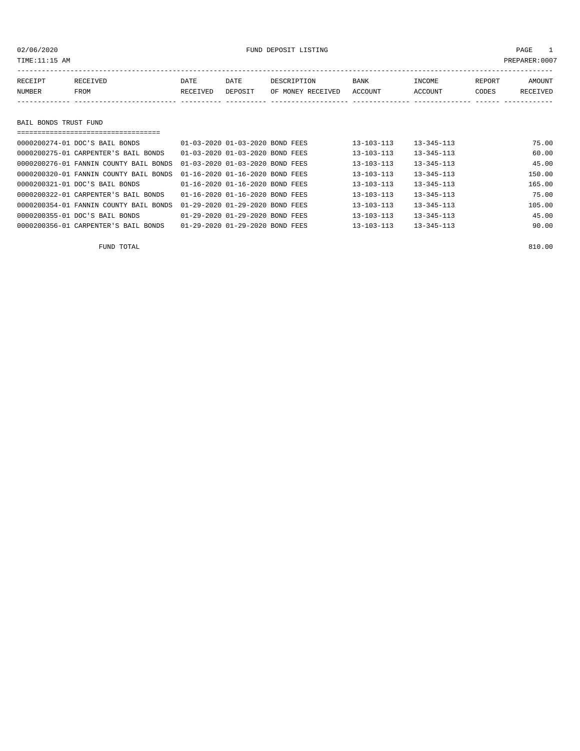02/06/2020 FUND DEPOSIT LISTING

TIME:11:15 AM PREPARER:0007

| RECEIPT NUMBER | RECEIVED FROM | DATE RECEIVED | DATE DEPOSIT | DESCRIPTION OF MONEY RECEIVED | BANK ACCOUNT | INCOME ACCOUNT | REPORT CODES | AMOUNT RECEIVED |
|---|---|---|---|---|---|---|---|---|

## BAIL BONDS TRUST FUND

| RECEIPT NUMBER | RECEIVED FROM | DATE RECEIVED | DATE DEPOSIT | DESCRIPTION OF MONEY RECEIVED | BANK ACCOUNT | INCOME ACCOUNT | REPORT CODES | AMOUNT RECEIVED |
|---|---|---|---|---|---|---|---|---|
| 0000200274-01 | DOC'S BAIL BONDS | 01-03-2020 | 01-03-2020 | BOND FEES | 13-103-113 | 13-345-113 | | 75.00 |
| 0000200275-01 | CARPENTER'S BAIL BONDS | 01-03-2020 | 01-03-2020 | BOND FEES | 13-103-113 | 13-345-113 | | 60.00 |
| 0000200276-01 | FANNIN COUNTY BAIL BONDS | 01-03-2020 | 01-03-2020 | BOND FEES | 13-103-113 | 13-345-113 | | 45.00 |
| 0000200320-01 | FANNIN COUNTY BAIL BONDS | 01-16-2020 | 01-16-2020 | BOND FEES | 13-103-113 | 13-345-113 | | 150.00 |
| 0000200321-01 | DOC'S BAIL BONDS | 01-16-2020 | 01-16-2020 | BOND FEES | 13-103-113 | 13-345-113 | | 165.00 |
| 0000200322-01 | CARPENTER'S BAIL BONDS | 01-16-2020 | 01-16-2020 | BOND FEES | 13-103-113 | 13-345-113 | | 75.00 |
| 0000200354-01 | FANNIN COUNTY BAIL BONDS | 01-29-2020 | 01-29-2020 | BOND FEES | 13-103-113 | 13-345-113 | | 105.00 |
| 0000200355-01 | DOC'S BAIL BONDS | 01-29-2020 | 01-29-2020 | BOND FEES | 13-103-113 | 13-345-113 | | 45.00 |
| 0000200356-01 | CARPENTER'S BAIL BONDS | 01-29-2020 | 01-29-2020 | BOND FEES | 13-103-113 | 13-345-113 | | 90.00 |
| | FUND TOTAL | | | | | | | 810.00 |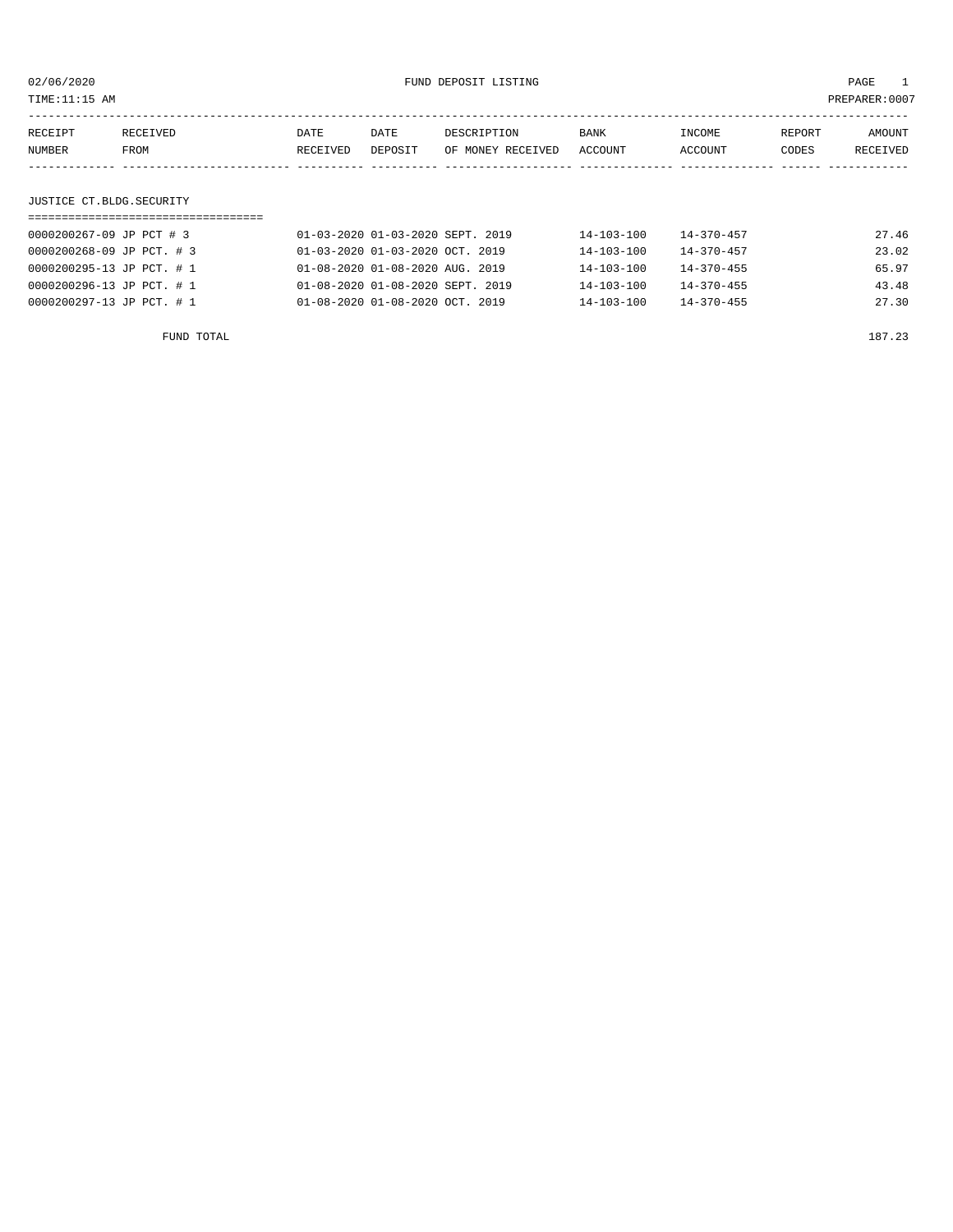02/06/2020 FUND DEPOSIT LISTING

TIME:11:15 AM PREPARER:0007

| RECEIPT NUMBER | RECEIVED FROM | DATE RECEIVED | DATE DEPOSIT | DESCRIPTION OF MONEY RECEIVED | BANK ACCOUNT | INCOME ACCOUNT | REPORT CODES | AMOUNT RECEIVED |
|---|---|---|---|---|---|---|---|---|

## JUSTICE CT.BLDG.SECURITY

| RECEIPT NUMBER | RECEIVED FROM | DATE RECEIVED | DATE DEPOSIT | DESCRIPTION OF MONEY RECEIVED | BANK ACCOUNT | INCOME ACCOUNT | REPORT CODES | AMOUNT RECEIVED |
|---|---|---|---|---|---|---|---|---|
| 0000200267-09 | JP PCT # 3 | 01-03-2020 | 01-03-2020 | SEPT. 2019 | 14-103-100 | 14-370-457 | | 27.46 |
| 0000200268-09 | JP PCT. # 3 | 01-03-2020 | 01-03-2020 | OCT. 2019 | 14-103-100 | 14-370-457 | | 23.02 |
| 0000200295-13 | JP PCT. # 1 | 01-08-2020 | 01-08-2020 | AUG. 2019 | 14-103-100 | 14-370-455 | | 65.97 |
| 0000200296-13 | JP PCT. # 1 | 01-08-2020 | 01-08-2020 | SEPT. 2019 | 14-103-100 | 14-370-455 | | 43.48 |
| 0000200297-13 | JP PCT. # 1 | 01-08-2020 | 01-08-2020 | OCT. 2019 | 14-103-100 | 14-370-455 | | 27.30 |
| | FUND TOTAL | | | | | | | 187.23 |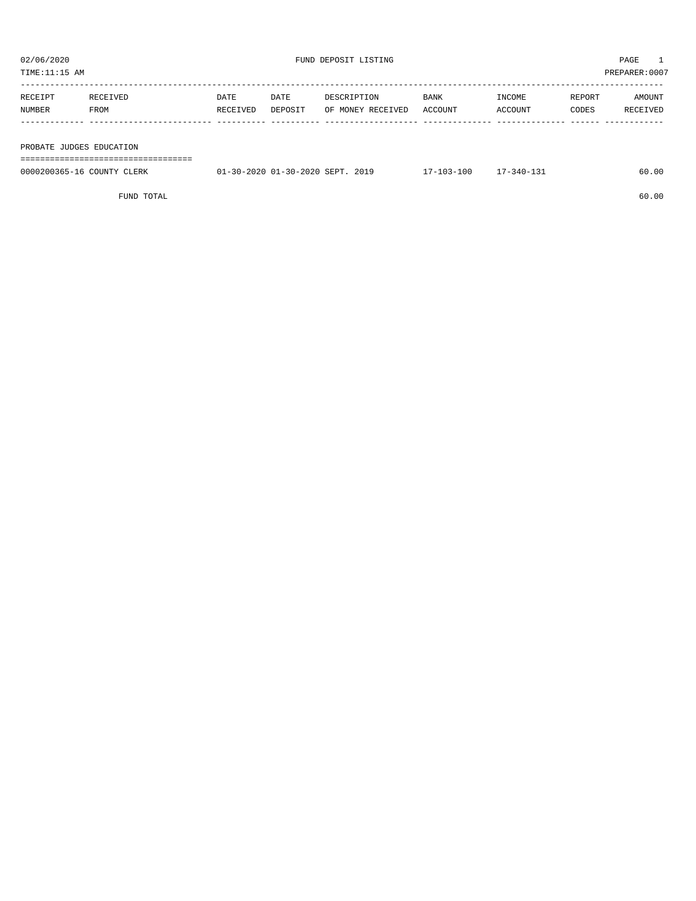02/06/2020 FUND DEPOSIT LISTING PAGE 1

TIME:11:15 AM PREPARER:0007

| RECEIPT NUMBER | RECEIVED FROM | DATE RECEIVED | DATE DEPOSIT | DESCRIPTION OF MONEY RECEIVED | BANK ACCOUNT | INCOME ACCOUNT | REPORT CODES | AMOUNT RECEIVED |
|---|---|---|---|---|---|---|---|---|
| **PROBATE JUDGES EDUCATION** | | | | | | | | |
| 0000200365-16 | COUNTY CLERK | 01-30-2020 | 01-30-2020 | SEPT. 2019 | 17-103-100 | 17-340-131 | | 60.00 |
| | FUND TOTAL | | | | | | | 60.00 |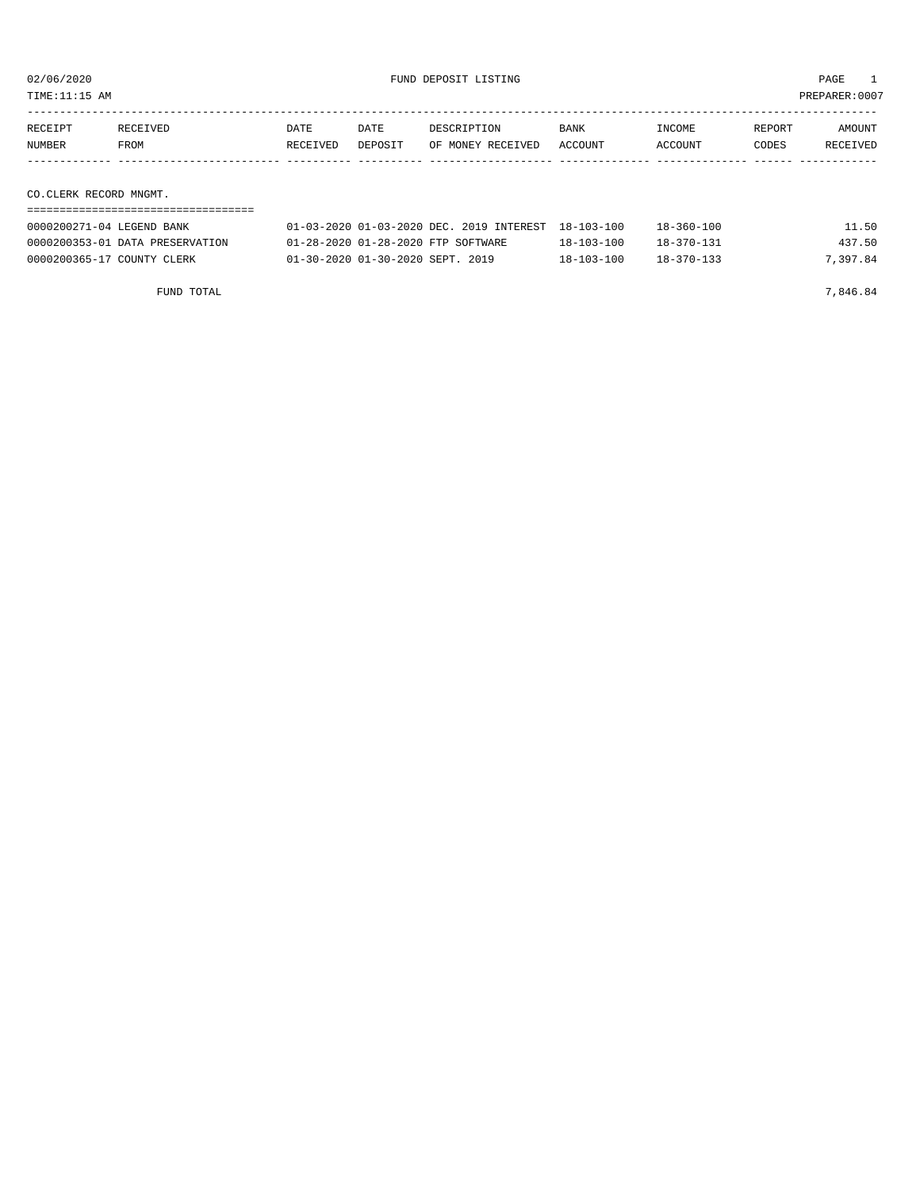02/06/2020 FUND DEPOSIT LISTING

TIME:11:15 AM PREPARER:0007

| RECEIPT NUMBER | RECEIVED FROM | DATE RECEIVED | DATE DEPOSIT | DESCRIPTION OF MONEY RECEIVED | BANK ACCOUNT | INCOME ACCOUNT | REPORT CODES | AMOUNT RECEIVED |
|---|---|---|---|---|---|---|---|---|
| **CO.CLERK RECORD MNGMT.** | | | | | | | | |
| 0000200271-04 | LEGEND BANK | 01-03-2020 | 01-03-2020 | DEC. 2019 INTEREST | 18-103-100 | 18-360-100 | | 11.50 |
| 0000200353-01 | DATA PRESERVATION | 01-28-2020 | 01-28-2020 | FTP SOFTWARE | 18-103-100 | 18-370-131 | | 437.50 |
| 0000200365-17 | COUNTY CLERK | 01-30-2020 | 01-30-2020 | SEPT. 2019 | 18-103-100 | 18-370-133 | | 7,397.84 |
| | FUND TOTAL | | | | | | | 7,846.84 |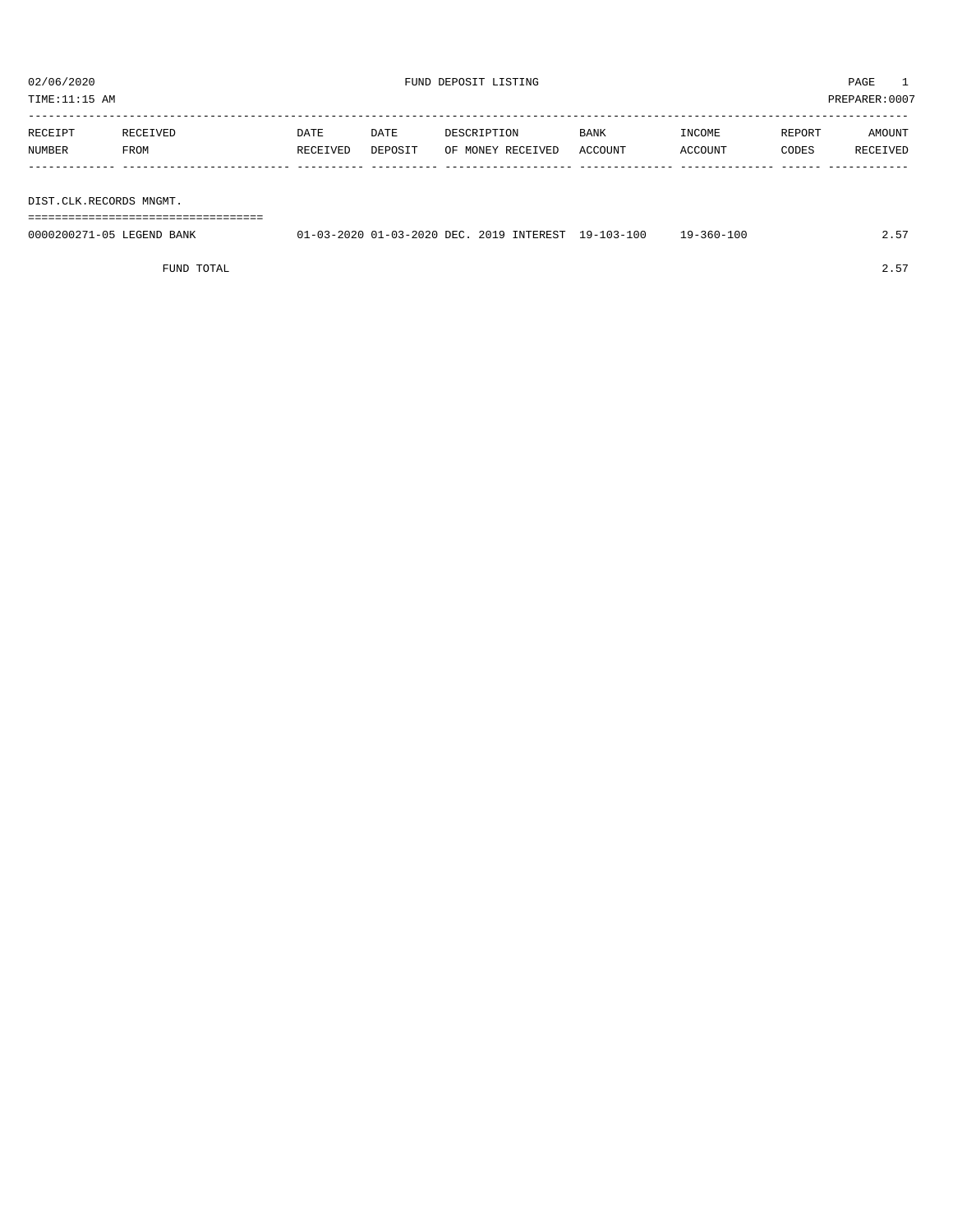02/06/2020 FUND DEPOSIT LISTING PAGE 1
TIME:11:15 AM PREPARER:0007

| RECEIPT NUMBER | RECEIVED FROM | DATE RECEIVED | DATE DEPOSIT | DESCRIPTION OF MONEY RECEIVED | BANK ACCOUNT | INCOME ACCOUNT | REPORT CODES | AMOUNT RECEIVED |
|---|---|---|---|---|---|---|---|---|
| **DIST.CLK.RECORDS MNGMT.** | | | | | | | | |
| 0000200271-05 | LEGEND BANK | 01-03-2020 | 01-03-2020 | DEC. 2019 INTEREST | 19-103-100 | 19-360-100 | | 2.57 |
| | FUND TOTAL | | | | | | | 2.57 |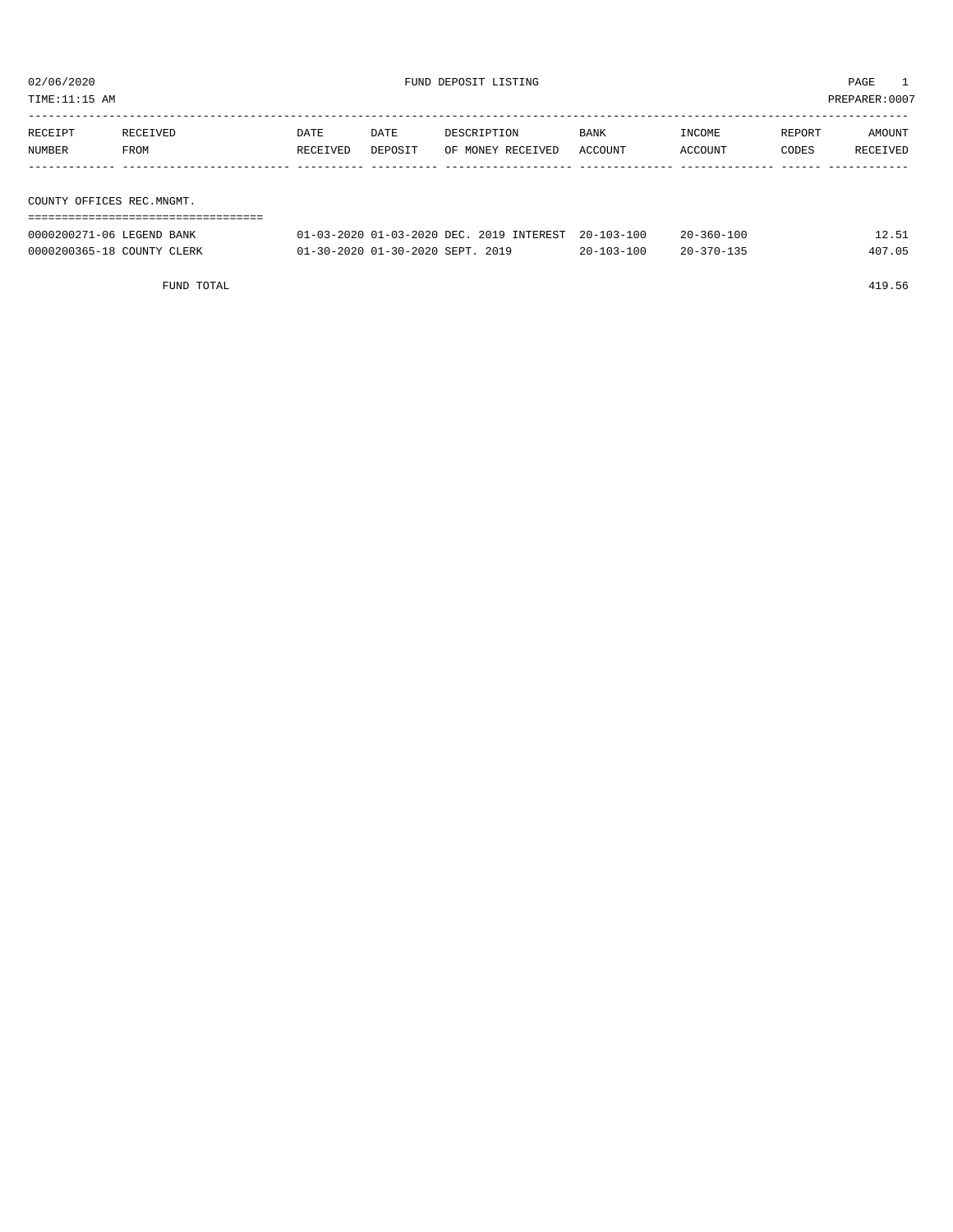02/06/2020 FUND DEPOSIT LISTING

TIME:11:15 AM PREPARER:0007

| RECEIPT NUMBER | RECEIVED FROM | DATE RECEIVED | DATE DEPOSIT | DESCRIPTION OF MONEY RECEIVED | BANK ACCOUNT | INCOME ACCOUNT | REPORT CODES | AMOUNT RECEIVED |
|---|---|---|---|---|---|---|---|---|
| **COUNTY OFFICES REC.MNGMT.** | | | | | | | | |
| 0000200271-06 | LEGEND BANK | 01-03-2020 | 01-03-2020 | DEC. 2019 INTEREST | 20-103-100 | 20-360-100 | | 12.51 |
| 0000200365-18 | COUNTY CLERK | 01-30-2020 | 01-30-2020 | SEPT. 2019 | 20-103-100 | 20-370-135 | | 407.05 |
| | FUND TOTAL | | | | | | | 419.56 |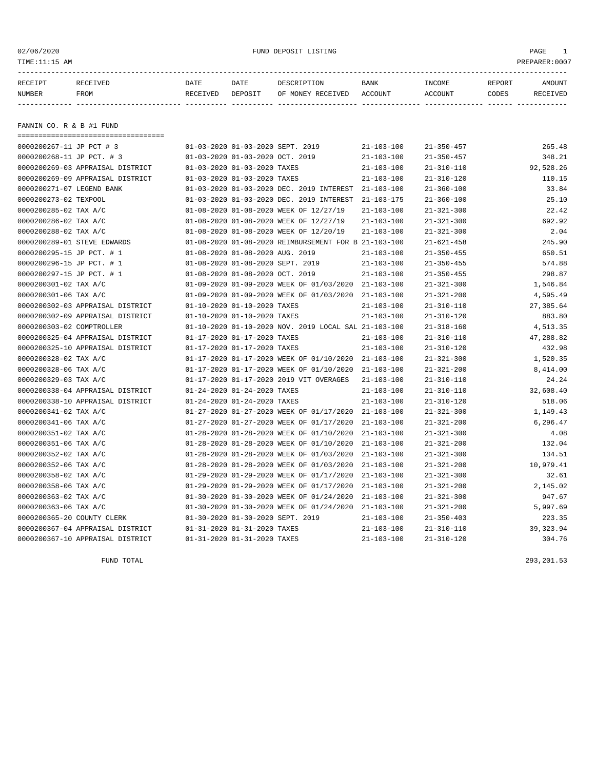02/06/2020 FUND DEPOSIT LISTING PAGE 1
TIME:11:15 AM PREPARER:0007

| RECEIPT NUMBER | RECEIVED FROM | DATE RECEIVED | DATE DEPOSIT | DESCRIPTION OF MONEY RECEIVED | BANK ACCOUNT | INCOME ACCOUNT | REPORT CODES | AMOUNT RECEIVED |
|---|---|---|---|---|---|---|---|---|

## FANNIN CO. R & B #1 FUND

| RECEIPT NUMBER | RECEIVED FROM | DATE RECEIVED | DATE DEPOSIT | DESCRIPTION OF MONEY RECEIVED | BANK ACCOUNT | INCOME ACCOUNT | REPORT CODES | AMOUNT RECEIVED |
|---|---|---|---|---|---|---|---|---|
| 0000200267-11 | JP PCT # 3 | 01-03-2020 | 01-03-2020 | SEPT. 2019 | 21-103-100 | 21-350-457 | | 265.48 |
| 0000200268-11 | JP PCT. # 3 | 01-03-2020 | 01-03-2020 | OCT. 2019 | 21-103-100 | 21-350-457 | | 348.21 |
| 0000200269-03 | APPRAISAL DISTRICT | 01-03-2020 | 01-03-2020 | TAXES | 21-103-100 | 21-310-110 | | 92,528.26 |
| 0000200269-09 | APPRAISAL DISTRICT | 01-03-2020 | 01-03-2020 | TAXES | 21-103-100 | 21-310-120 | | 110.15 |
| 0000200271-07 | LEGEND BANK | 01-03-2020 | 01-03-2020 | DEC. 2019 INTEREST | 21-103-100 | 21-360-100 | | 33.84 |
| 0000200273-02 | TEXPOOL | 01-03-2020 | 01-03-2020 | DEC. 2019 INTEREST | 21-103-175 | 21-360-100 | | 25.10 |
| 0000200285-02 | TAX A/C | 01-08-2020 | 01-08-2020 | WEEK OF 12/27/19 | 21-103-100 | 21-321-300 | | 22.42 |
| 0000200286-02 | TAX A/C | 01-08-2020 | 01-08-2020 | WEEK OF 12/27/19 | 21-103-100 | 21-321-300 | | 692.92 |
| 0000200288-02 | TAX A/C | 01-08-2020 | 01-08-2020 | WEEK OF 12/20/19 | 21-103-100 | 21-321-300 | | 2.04 |
| 0000200289-01 | STEVE EDWARDS | 01-08-2020 | 01-08-2020 | REIMBURSEMENT FOR B | 21-103-100 | 21-621-458 | | 245.90 |
| 0000200295-15 | JP PCT. # 1 | 01-08-2020 | 01-08-2020 | AUG. 2019 | 21-103-100 | 21-350-455 | | 650.51 |
| 0000200296-15 | JP PCT. # 1 | 01-08-2020 | 01-08-2020 | SEPT. 2019 | 21-103-100 | 21-350-455 | | 574.88 |
| 0000200297-15 | JP PCT. # 1 | 01-08-2020 | 01-08-2020 | OCT. 2019 | 21-103-100 | 21-350-455 | | 298.87 |
| 0000200301-02 | TAX A/C | 01-09-2020 | 01-09-2020 | WEEK OF 01/03/2020 | 21-103-100 | 21-321-300 | | 1,546.84 |
| 0000200301-06 | TAX A/C | 01-09-2020 | 01-09-2020 | WEEK OF 01/03/2020 | 21-103-100 | 21-321-200 | | 4,595.49 |
| 0000200302-03 | APPRAISAL DISTRICT | 01-10-2020 | 01-10-2020 | TAXES | 21-103-100 | 21-310-110 | | 27,385.64 |
| 0000200302-09 | APPRAISAL DISTRICT | 01-10-2020 | 01-10-2020 | TAXES | 21-103-100 | 21-310-120 | | 883.80 |
| 0000200303-02 | COMPTROLLER | 01-10-2020 | 01-10-2020 | NOV. 2019 LOCAL SAL | 21-103-100 | 21-318-160 | | 4,513.35 |
| 0000200325-04 | APPRAISAL DISTRICT | 01-17-2020 | 01-17-2020 | TAXES | 21-103-100 | 21-310-110 | | 47,288.82 |
| 0000200325-10 | APPRAISAL DISTRICT | 01-17-2020 | 01-17-2020 | TAXES | 21-103-100 | 21-310-120 | | 432.98 |
| 0000200328-02 | TAX A/C | 01-17-2020 | 01-17-2020 | WEEK OF 01/10/2020 | 21-103-100 | 21-321-300 | | 1,520.35 |
| 0000200328-06 | TAX A/C | 01-17-2020 | 01-17-2020 | WEEK OF 01/10/2020 | 21-103-100 | 21-321-200 | | 8,414.00 |
| 0000200329-03 | TAX A/C | 01-17-2020 | 01-17-2020 | 2019 VIT OVERAGES | 21-103-100 | 21-310-110 | | 24.24 |
| 0000200338-04 | APPRAISAL DISTRICT | 01-24-2020 | 01-24-2020 | TAXES | 21-103-100 | 21-310-110 | | 32,608.40 |
| 0000200338-10 | APPRAISAL DISTRICT | 01-24-2020 | 01-24-2020 | TAXES | 21-103-100 | 21-310-120 | | 518.06 |
| 0000200341-02 | TAX A/C | 01-27-2020 | 01-27-2020 | WEEK OF 01/17/2020 | 21-103-100 | 21-321-300 | | 1,149.43 |
| 0000200341-06 | TAX A/C | 01-27-2020 | 01-27-2020 | WEEK OF 01/17/2020 | 21-103-100 | 21-321-200 | | 6,296.47 |
| 0000200351-02 | TAX A/C | 01-28-2020 | 01-28-2020 | WEEK OF 01/10/2020 | 21-103-100 | 21-321-300 | | 4.08 |
| 0000200351-06 | TAX A/C | 01-28-2020 | 01-28-2020 | WEEK OF 01/10/2020 | 21-103-100 | 21-321-200 | | 132.04 |
| 0000200352-02 | TAX A/C | 01-28-2020 | 01-28-2020 | WEEK OF 01/03/2020 | 21-103-100 | 21-321-300 | | 134.51 |
| 0000200352-06 | TAX A/C | 01-28-2020 | 01-28-2020 | WEEK OF 01/03/2020 | 21-103-100 | 21-321-200 | | 10,979.41 |
| 0000200358-02 | TAX A/C | 01-29-2020 | 01-29-2020 | WEEK OF 01/17/2020 | 21-103-100 | 21-321-300 | | 32.61 |
| 0000200358-06 | TAX A/C | 01-29-2020 | 01-29-2020 | WEEK OF 01/17/2020 | 21-103-100 | 21-321-200 | | 2,145.02 |
| 0000200363-02 | TAX A/C | 01-30-2020 | 01-30-2020 | WEEK OF 01/24/2020 | 21-103-100 | 21-321-300 | | 947.67 |
| 0000200363-06 | TAX A/C | 01-30-2020 | 01-30-2020 | WEEK OF 01/24/2020 | 21-103-100 | 21-321-200 | | 5,997.69 |
| 0000200365-20 | COUNTY CLERK | 01-30-2020 | 01-30-2020 | SEPT. 2019 | 21-103-100 | 21-350-403 | | 223.35 |
| 0000200367-04 | APPRAISAL DISTRICT | 01-31-2020 | 01-31-2020 | TAXES | 21-103-100 | 21-310-110 | | 39,323.94 |
| 0000200367-10 | APPRAISAL DISTRICT | 01-31-2020 | 01-31-2020 | TAXES | 21-103-100 | 21-310-120 | | 304.76 |

FUND TOTAL 293,201.53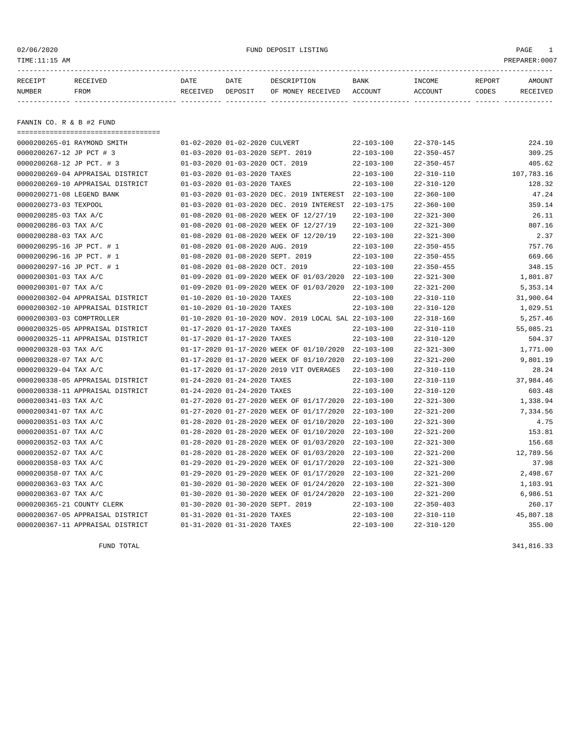02/06/2020 FUND DEPOSIT LISTING PAGE 1

TIME:11:15 AM PREPARER:0007

## FANNIN CO. R & B #2 FUND

| RECEIPT NUMBER | RECEIVED FROM | DATE RECEIVED | DATE DEPOSIT | DESCRIPTION OF MONEY RECEIVED | BANK ACCOUNT | INCOME ACCOUNT | REPORT CODES | AMOUNT RECEIVED |
|---|---|---|---|---|---|---|---|---|
| 0000200265-01 | RAYMOND SMITH | 01-02-2020 | 01-02-2020 | CULVERT | 22-103-100 | 22-370-145 | | 224.10 |
| 0000200267-12 | JP PCT # 3 | 01-03-2020 | 01-03-2020 | SEPT. 2019 | 22-103-100 | 22-350-457 | | 309.25 |
| 0000200268-12 | JP PCT. # 3 | 01-03-2020 | 01-03-2020 | OCT. 2019 | 22-103-100 | 22-350-457 | | 405.62 |
| 0000200269-04 | APPRAISAL DISTRICT | 01-03-2020 | 01-03-2020 | TAXES | 22-103-100 | 22-310-110 | | 107,783.16 |
| 0000200269-10 | APPRAISAL DISTRICT | 01-03-2020 | 01-03-2020 | TAXES | 22-103-100 | 22-310-120 | | 128.32 |
| 0000200271-08 | LEGEND BANK | 01-03-2020 | 01-03-2020 | DEC. 2019 INTEREST | 22-103-100 | 22-360-100 | | 47.24 |
| 0000200273-03 | TEXPOOL | 01-03-2020 | 01-03-2020 | DEC. 2019 INTEREST | 22-103-175 | 22-360-100 | | 359.14 |
| 0000200285-03 | TAX A/C | 01-08-2020 | 01-08-2020 | WEEK OF 12/27/19 | 22-103-100 | 22-321-300 | | 26.11 |
| 0000200286-03 | TAX A/C | 01-08-2020 | 01-08-2020 | WEEK OF 12/27/19 | 22-103-100 | 22-321-300 | | 807.16 |
| 0000200288-03 | TAX A/C | 01-08-2020 | 01-08-2020 | WEEK OF 12/20/19 | 22-103-100 | 22-321-300 | | 2.37 |
| 0000200295-16 | JP PCT. # 1 | 01-08-2020 | 01-08-2020 | AUG. 2019 | 22-103-100 | 22-350-455 | | 757.76 |
| 0000200296-16 | JP PCT. # 1 | 01-08-2020 | 01-08-2020 | SEPT. 2019 | 22-103-100 | 22-350-455 | | 669.66 |
| 0000200297-16 | JP PCT. # 1 | 01-08-2020 | 01-08-2020 | OCT. 2019 | 22-103-100 | 22-350-455 | | 348.15 |
| 0000200301-03 | TAX A/C | 01-09-2020 | 01-09-2020 | WEEK OF 01/03/2020 | 22-103-100 | 22-321-300 | | 1,801.87 |
| 0000200301-07 | TAX A/C | 01-09-2020 | 01-09-2020 | WEEK OF 01/03/2020 | 22-103-100 | 22-321-200 | | 5,353.14 |
| 0000200302-04 | APPRAISAL DISTRICT | 01-10-2020 | 01-10-2020 | TAXES | 22-103-100 | 22-310-110 | | 31,900.64 |
| 0000200302-10 | APPRAISAL DISTRICT | 01-10-2020 | 01-10-2020 | TAXES | 22-103-100 | 22-310-120 | | 1,029.51 |
| 0000200303-03 | COMPTROLLER | 01-10-2020 | 01-10-2020 | NOV. 2019 LOCAL SAL | 22-103-100 | 22-318-160 | | 5,257.46 |
| 0000200325-05 | APPRAISAL DISTRICT | 01-17-2020 | 01-17-2020 | TAXES | 22-103-100 | 22-310-110 | | 55,085.21 |
| 0000200325-11 | APPRAISAL DISTRICT | 01-17-2020 | 01-17-2020 | TAXES | 22-103-100 | 22-310-120 | | 504.37 |
| 0000200328-03 | TAX A/C | 01-17-2020 | 01-17-2020 | WEEK OF 01/10/2020 | 22-103-100 | 22-321-300 | | 1,771.00 |
| 0000200328-07 | TAX A/C | 01-17-2020 | 01-17-2020 | WEEK OF 01/10/2020 | 22-103-100 | 22-321-200 | | 9,801.19 |
| 0000200329-04 | TAX A/C | 01-17-2020 | 01-17-2020 | 2019 VIT OVERAGES | 22-103-100 | 22-310-110 | | 28.24 |
| 0000200338-05 | APPRAISAL DISTRICT | 01-24-2020 | 01-24-2020 | TAXES | 22-103-100 | 22-310-110 | | 37,984.46 |
| 0000200338-11 | APPRAISAL DISTRICT | 01-24-2020 | 01-24-2020 | TAXES | 22-103-100 | 22-310-120 | | 603.48 |
| 0000200341-03 | TAX A/C | 01-27-2020 | 01-27-2020 | WEEK OF 01/17/2020 | 22-103-100 | 22-321-300 | | 1,338.94 |
| 0000200341-07 | TAX A/C | 01-27-2020 | 01-27-2020 | WEEK OF 01/17/2020 | 22-103-100 | 22-321-200 | | 7,334.56 |
| 0000200351-03 | TAX A/C | 01-28-2020 | 01-28-2020 | WEEK OF 01/10/2020 | 22-103-100 | 22-321-300 | | 4.75 |
| 0000200351-07 | TAX A/C | 01-28-2020 | 01-28-2020 | WEEK OF 01/10/2020 | 22-103-100 | 22-321-200 | | 153.81 |
| 0000200352-03 | TAX A/C | 01-28-2020 | 01-28-2020 | WEEK OF 01/03/2020 | 22-103-100 | 22-321-300 | | 156.68 |
| 0000200352-07 | TAX A/C | 01-28-2020 | 01-28-2020 | WEEK OF 01/03/2020 | 22-103-100 | 22-321-200 | | 12,789.56 |
| 0000200358-03 | TAX A/C | 01-29-2020 | 01-29-2020 | WEEK OF 01/17/2020 | 22-103-100 | 22-321-300 | | 37.98 |
| 0000200358-07 | TAX A/C | 01-29-2020 | 01-29-2020 | WEEK OF 01/17/2020 | 22-103-100 | 22-321-200 | | 2,498.67 |
| 0000200363-03 | TAX A/C | 01-30-2020 | 01-30-2020 | WEEK OF 01/24/2020 | 22-103-100 | 22-321-300 | | 1,103.91 |
| 0000200363-07 | TAX A/C | 01-30-2020 | 01-30-2020 | WEEK OF 01/24/2020 | 22-103-100 | 22-321-200 | | 6,986.51 |
| 0000200365-21 | COUNTY CLERK | 01-30-2020 | 01-30-2020 | SEPT. 2019 | 22-103-100 | 22-350-403 | | 260.17 |
| 0000200367-05 | APPRAISAL DISTRICT | 01-31-2020 | 01-31-2020 | TAXES | 22-103-100 | 22-310-110 | | 45,807.18 |
| 0000200367-11 | APPRAISAL DISTRICT | 01-31-2020 | 01-31-2020 | TAXES | 22-103-100 | 22-310-120 | | 355.00 |
| | FUND TOTAL | | | | | | | 341,816.33 |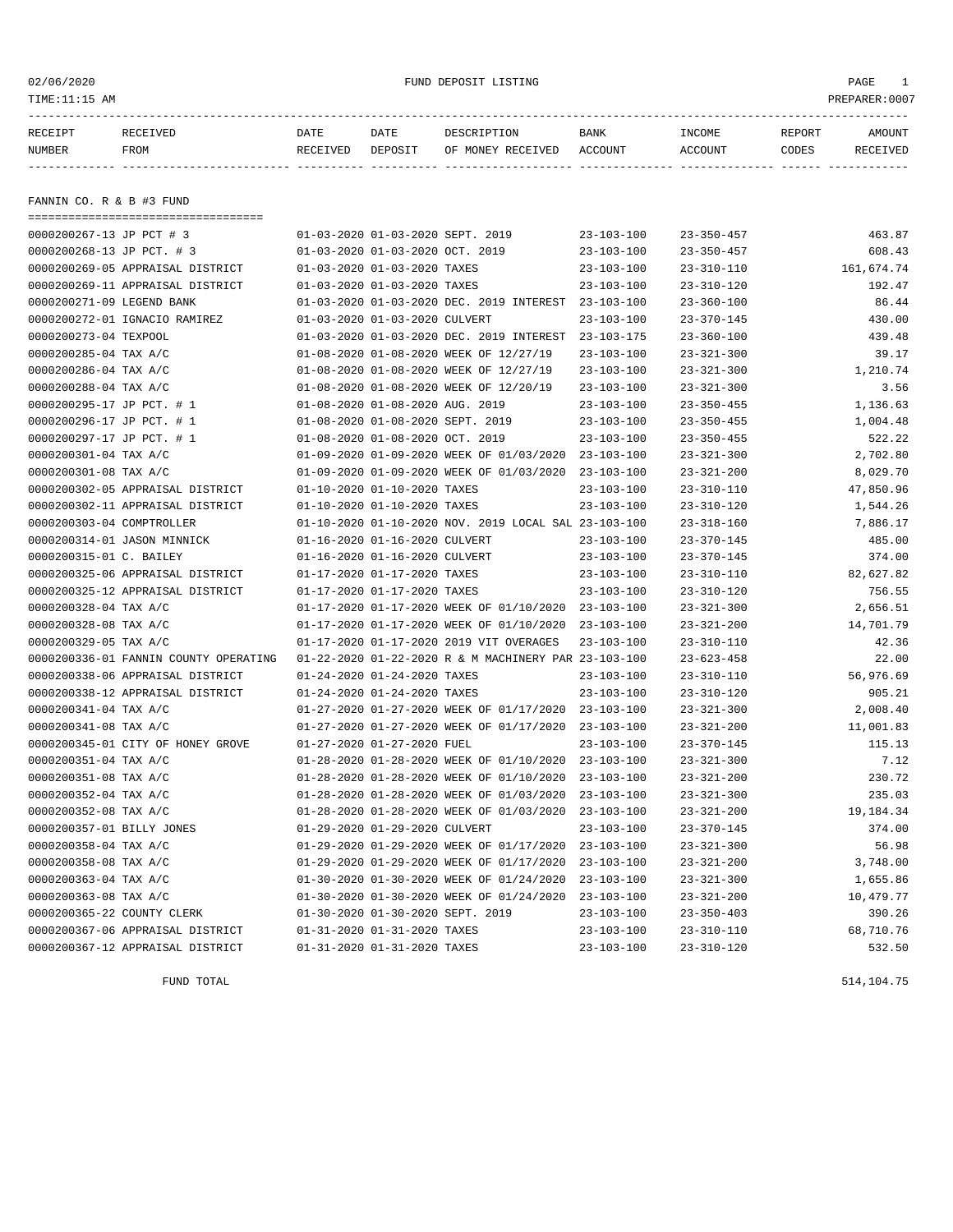02/06/2020 FUND DEPOSIT LISTING PAGE 1

TIME:11:15 AM PREPARER:0007

| RECEIPT NUMBER | RECEIVED FROM | DATE RECEIVED | DATE DEPOSIT | DESCRIPTION OF MONEY RECEIVED | BANK ACCOUNT | INCOME ACCOUNT | REPORT CODES | AMOUNT RECEIVED |
|---|---|---|---|---|---|---|---|---|

## FANNIN CO. R & B #3 FUND

| RECEIPT NUMBER | RECEIVED FROM | DATE RECEIVED | DATE DEPOSIT | DESCRIPTION OF MONEY RECEIVED | BANK ACCOUNT | INCOME ACCOUNT | REPORT CODES | AMOUNT RECEIVED |
|---|---|---|---|---|---|---|---|---|
| 0000200267-13 | JP PCT # 3 | 01-03-2020 | 01-03-2020 | SEPT. 2019 | 23-103-100 | 23-350-457 | | 463.87 |
| 0000200268-13 | JP PCT. # 3 | 01-03-2020 | 01-03-2020 | OCT. 2019 | 23-103-100 | 23-350-457 | | 608.43 |
| 0000200269-05 | APPRAISAL DISTRICT | 01-03-2020 | 01-03-2020 | TAXES | 23-103-100 | 23-310-110 | | 161,674.74 |
| 0000200269-11 | APPRAISAL DISTRICT | 01-03-2020 | 01-03-2020 | TAXES | 23-103-100 | 23-310-120 | | 192.47 |
| 0000200271-09 | LEGEND BANK | 01-03-2020 | 01-03-2020 | DEC. 2019 INTEREST | 23-103-100 | 23-360-100 | | 86.44 |
| 0000200272-01 | IGNACIO RAMIREZ | 01-03-2020 | 01-03-2020 | CULVERT | 23-103-100 | 23-370-145 | | 430.00 |
| 0000200273-04 | TEXPOOL | 01-03-2020 | 01-03-2020 | DEC. 2019 INTEREST | 23-103-175 | 23-360-100 | | 439.48 |
| 0000200285-04 | TAX A/C | 01-08-2020 | 01-08-2020 | WEEK OF 12/27/19 | 23-103-100 | 23-321-300 | | 39.17 |
| 0000200286-04 | TAX A/C | 01-08-2020 | 01-08-2020 | WEEK OF 12/27/19 | 23-103-100 | 23-321-300 | | 1,210.74 |
| 0000200288-04 | TAX A/C | 01-08-2020 | 01-08-2020 | WEEK OF 12/20/19 | 23-103-100 | 23-321-300 | | 3.56 |
| 0000200295-17 | JP PCT. # 1 | 01-08-2020 | 01-08-2020 | AUG. 2019 | 23-103-100 | 23-350-455 | | 1,136.63 |
| 0000200296-17 | JP PCT. # 1 | 01-08-2020 | 01-08-2020 | SEPT. 2019 | 23-103-100 | 23-350-455 | | 1,004.48 |
| 0000200297-17 | JP PCT. # 1 | 01-08-2020 | 01-08-2020 | OCT. 2019 | 23-103-100 | 23-350-455 | | 522.22 |
| 0000200301-04 | TAX A/C | 01-09-2020 | 01-09-2020 | WEEK OF 01/03/2020 | 23-103-100 | 23-321-300 | | 2,702.80 |
| 0000200301-08 | TAX A/C | 01-09-2020 | 01-09-2020 | WEEK OF 01/03/2020 | 23-103-100 | 23-321-200 | | 8,029.70 |
| 0000200302-05 | APPRAISAL DISTRICT | 01-10-2020 | 01-10-2020 | TAXES | 23-103-100 | 23-310-110 | | 47,850.96 |
| 0000200302-11 | APPRAISAL DISTRICT | 01-10-2020 | 01-10-2020 | TAXES | 23-103-100 | 23-310-120 | | 1,544.26 |
| 0000200303-04 | COMPTROLLER | 01-10-2020 | 01-10-2020 | NOV. 2019 LOCAL SAL | 23-103-100 | 23-318-160 | | 7,886.17 |
| 0000200314-01 | JASON MINNICK | 01-16-2020 | 01-16-2020 | CULVERT | 23-103-100 | 23-370-145 | | 485.00 |
| 0000200315-01 | C. BAILEY | 01-16-2020 | 01-16-2020 | CULVERT | 23-103-100 | 23-370-145 | | 374.00 |
| 0000200325-06 | APPRAISAL DISTRICT | 01-17-2020 | 01-17-2020 | TAXES | 23-103-100 | 23-310-110 | | 82,627.82 |
| 0000200325-12 | APPRAISAL DISTRICT | 01-17-2020 | 01-17-2020 | TAXES | 23-103-100 | 23-310-120 | | 756.55 |
| 0000200328-04 | TAX A/C | 01-17-2020 | 01-17-2020 | WEEK OF 01/10/2020 | 23-103-100 | 23-321-300 | | 2,656.51 |
| 0000200328-08 | TAX A/C | 01-17-2020 | 01-17-2020 | WEEK OF 01/10/2020 | 23-103-100 | 23-321-200 | | 14,701.79 |
| 0000200329-05 | TAX A/C | 01-17-2020 | 01-17-2020 | 2019 VIT OVERAGES | 23-103-100 | 23-310-110 | | 42.36 |
| 0000200336-01 | FANNIN COUNTY OPERATING | 01-22-2020 | 01-22-2020 | R & M MACHINERY PAR | 23-103-100 | 23-623-458 | | 22.00 |
| 0000200338-06 | APPRAISAL DISTRICT | 01-24-2020 | 01-24-2020 | TAXES | 23-103-100 | 23-310-110 | | 56,976.69 |
| 0000200338-12 | APPRAISAL DISTRICT | 01-24-2020 | 01-24-2020 | TAXES | 23-103-100 | 23-310-120 | | 905.21 |
| 0000200341-04 | TAX A/C | 01-27-2020 | 01-27-2020 | WEEK OF 01/17/2020 | 23-103-100 | 23-321-300 | | 2,008.40 |
| 0000200341-08 | TAX A/C | 01-27-2020 | 01-27-2020 | WEEK OF 01/17/2020 | 23-103-100 | 23-321-200 | | 11,001.83 |
| 0000200345-01 | CITY OF HONEY GROVE | 01-27-2020 | 01-27-2020 | FUEL | 23-103-100 | 23-370-145 | | 115.13 |
| 0000200351-04 | TAX A/C | 01-28-2020 | 01-28-2020 | WEEK OF 01/10/2020 | 23-103-100 | 23-321-300 | | 7.12 |
| 0000200351-08 | TAX A/C | 01-28-2020 | 01-28-2020 | WEEK OF 01/10/2020 | 23-103-100 | 23-321-200 | | 230.72 |
| 0000200352-04 | TAX A/C | 01-28-2020 | 01-28-2020 | WEEK OF 01/03/2020 | 23-103-100 | 23-321-300 | | 235.03 |
| 0000200352-08 | TAX A/C | 01-28-2020 | 01-28-2020 | WEEK OF 01/03/2020 | 23-103-100 | 23-321-200 | | 19,184.34 |
| 0000200357-01 | BILLY JONES | 01-29-2020 | 01-29-2020 | CULVERT | 23-103-100 | 23-370-145 | | 374.00 |
| 0000200358-04 | TAX A/C | 01-29-2020 | 01-29-2020 | WEEK OF 01/17/2020 | 23-103-100 | 23-321-300 | | 56.98 |
| 0000200358-08 | TAX A/C | 01-29-2020 | 01-29-2020 | WEEK OF 01/17/2020 | 23-103-100 | 23-321-200 | | 3,748.00 |
| 0000200363-04 | TAX A/C | 01-30-2020 | 01-30-2020 | WEEK OF 01/24/2020 | 23-103-100 | 23-321-300 | | 1,655.86 |
| 0000200363-08 | TAX A/C | 01-30-2020 | 01-30-2020 | WEEK OF 01/24/2020 | 23-103-100 | 23-321-200 | | 10,479.77 |
| 0000200365-22 | COUNTY CLERK | 01-30-2020 | 01-30-2020 | SEPT. 2019 | 23-103-100 | 23-350-403 | | 390.26 |
| 0000200367-06 | APPRAISAL DISTRICT | 01-31-2020 | 01-31-2020 | TAXES | 23-103-100 | 23-310-110 | | 68,710.76 |
| 0000200367-12 | APPRAISAL DISTRICT | 01-31-2020 | 01-31-2020 | TAXES | 23-103-100 | 23-310-120 | | 532.50 |

FUND TOTAL 514,104.75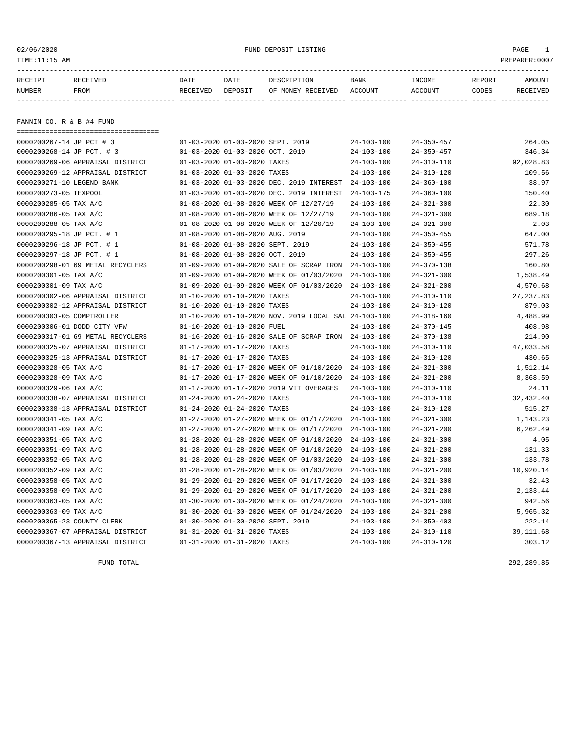02/06/2020 FUND DEPOSIT LISTING

TIME:11:15 AM PREPARER:0007

## FANNIN CO. R & B #4 FUND

| RECEIPT NUMBER | RECEIVED FROM | DATE RECEIVED | DATE DEPOSIT | DESCRIPTION OF MONEY RECEIVED | BANK ACCOUNT | INCOME ACCOUNT | REPORT CODES | AMOUNT RECEIVED |
|---|---|---|---|---|---|---|---|---|
| 0000200267-14 | JP PCT # 3 | 01-03-2020 | 01-03-2020 | SEPT. 2019 | 24-103-100 | 24-350-457 | | 264.05 |
| 0000200268-14 | JP PCT. # 3 | 01-03-2020 | 01-03-2020 | OCT. 2019 | 24-103-100 | 24-350-457 | | 346.34 |
| 0000200269-06 | APPRAISAL DISTRICT | 01-03-2020 | 01-03-2020 | TAXES | 24-103-100 | 24-310-110 | | 92,028.83 |
| 0000200269-12 | APPRAISAL DISTRICT | 01-03-2020 | 01-03-2020 | TAXES | 24-103-100 | 24-310-120 | | 109.56 |
| 0000200271-10 | LEGEND BANK | 01-03-2020 | 01-03-2020 | DEC. 2019 INTEREST | 24-103-100 | 24-360-100 | | 38.97 |
| 0000200273-05 | TEXPOOL | 01-03-2020 | 01-03-2020 | DEC. 2019 INTEREST | 24-103-175 | 24-360-100 | | 150.40 |
| 0000200285-05 | TAX A/C | 01-08-2020 | 01-08-2020 | WEEK OF 12/27/19 | 24-103-100 | 24-321-300 | | 22.30 |
| 0000200286-05 | TAX A/C | 01-08-2020 | 01-08-2020 | WEEK OF 12/27/19 | 24-103-100 | 24-321-300 | | 689.18 |
| 0000200288-05 | TAX A/C | 01-08-2020 | 01-08-2020 | WEEK OF 12/20/19 | 24-103-100 | 24-321-300 | | 2.03 |
| 0000200295-18 | JP PCT. # 1 | 01-08-2020 | 01-08-2020 | AUG. 2019 | 24-103-100 | 24-350-455 | | 647.00 |
| 0000200296-18 | JP PCT. # 1 | 01-08-2020 | 01-08-2020 | SEPT. 2019 | 24-103-100 | 24-350-455 | | 571.78 |
| 0000200297-18 | JP PCT. # 1 | 01-08-2020 | 01-08-2020 | OCT. 2019 | 24-103-100 | 24-350-455 | | 297.26 |
| 0000200298-01 | 69 METAL RECYCLERS | 01-09-2020 | 01-09-2020 | SALE OF SCRAP IRON | 24-103-100 | 24-370-138 | | 160.80 |
| 0000200301-05 | TAX A/C | 01-09-2020 | 01-09-2020 | WEEK OF 01/03/2020 | 24-103-100 | 24-321-300 | | 1,538.49 |
| 0000200301-09 | TAX A/C | 01-09-2020 | 01-09-2020 | WEEK OF 01/03/2020 | 24-103-100 | 24-321-200 | | 4,570.68 |
| 0000200302-06 | APPRAISAL DISTRICT | 01-10-2020 | 01-10-2020 | TAXES | 24-103-100 | 24-310-110 | | 27,237.83 |
| 0000200302-12 | APPRAISAL DISTRICT | 01-10-2020 | 01-10-2020 | TAXES | 24-103-100 | 24-310-120 | | 879.03 |
| 0000200303-05 | COMPTROLLER | 01-10-2020 | 01-10-2020 | NOV. 2019 LOCAL SAL | 24-103-100 | 24-318-160 | | 4,488.99 |
| 0000200306-01 | DODD CITY VFW | 01-10-2020 | 01-10-2020 | FUEL | 24-103-100 | 24-370-145 | | 408.98 |
| 0000200317-01 | 69 METAL RECYCLERS | 01-16-2020 | 01-16-2020 | SALE OF SCRAP IRON | 24-103-100 | 24-370-138 | | 214.90 |
| 0000200325-07 | APPRAISAL DISTRICT | 01-17-2020 | 01-17-2020 | TAXES | 24-103-100 | 24-310-110 | | 47,033.58 |
| 0000200325-13 | APPRAISAL DISTRICT | 01-17-2020 | 01-17-2020 | TAXES | 24-103-100 | 24-310-120 | | 430.65 |
| 0000200328-05 | TAX A/C | 01-17-2020 | 01-17-2020 | WEEK OF 01/10/2020 | 24-103-100 | 24-321-300 | | 1,512.14 |
| 0000200328-09 | TAX A/C | 01-17-2020 | 01-17-2020 | WEEK OF 01/10/2020 | 24-103-100 | 24-321-200 | | 8,368.59 |
| 0000200329-06 | TAX A/C | 01-17-2020 | 01-17-2020 | 2019 VIT OVERAGES | 24-103-100 | 24-310-110 | | 24.11 |
| 0000200338-07 | APPRAISAL DISTRICT | 01-24-2020 | 01-24-2020 | TAXES | 24-103-100 | 24-310-110 | | 32,432.40 |
| 0000200338-13 | APPRAISAL DISTRICT | 01-24-2020 | 01-24-2020 | TAXES | 24-103-100 | 24-310-120 | | 515.27 |
| 0000200341-05 | TAX A/C | 01-27-2020 | 01-27-2020 | WEEK OF 01/17/2020 | 24-103-100 | 24-321-300 | | 1,143.23 |
| 0000200341-09 | TAX A/C | 01-27-2020 | 01-27-2020 | WEEK OF 01/17/2020 | 24-103-100 | 24-321-200 | | 6,262.49 |
| 0000200351-05 | TAX A/C | 01-28-2020 | 01-28-2020 | WEEK OF 01/10/2020 | 24-103-100 | 24-321-300 | | 4.05 |
| 0000200351-09 | TAX A/C | 01-28-2020 | 01-28-2020 | WEEK OF 01/10/2020 | 24-103-100 | 24-321-200 | | 131.33 |
| 0000200352-05 | TAX A/C | 01-28-2020 | 01-28-2020 | WEEK OF 01/03/2020 | 24-103-100 | 24-321-300 | | 133.78 |
| 0000200352-09 | TAX A/C | 01-28-2020 | 01-28-2020 | WEEK OF 01/03/2020 | 24-103-100 | 24-321-200 | | 10,920.14 |
| 0000200358-05 | TAX A/C | 01-29-2020 | 01-29-2020 | WEEK OF 01/17/2020 | 24-103-100 | 24-321-300 | | 32.43 |
| 0000200358-09 | TAX A/C | 01-29-2020 | 01-29-2020 | WEEK OF 01/17/2020 | 24-103-100 | 24-321-200 | | 2,133.44 |
| 0000200363-05 | TAX A/C | 01-30-2020 | 01-30-2020 | WEEK OF 01/24/2020 | 24-103-100 | 24-321-300 | | 942.56 |
| 0000200363-09 | TAX A/C | 01-30-2020 | 01-30-2020 | WEEK OF 01/24/2020 | 24-103-100 | 24-321-200 | | 5,965.32 |
| 0000200365-23 | COUNTY CLERK | 01-30-2020 | 01-30-2020 | SEPT. 2019 | 24-103-100 | 24-350-403 | | 222.14 |
| 0000200367-07 | APPRAISAL DISTRICT | 01-31-2020 | 01-31-2020 | TAXES | 24-103-100 | 24-310-110 | | 39,111.68 |
| 0000200367-13 | APPRAISAL DISTRICT | 01-31-2020 | 01-31-2020 | TAXES | 24-103-100 | 24-310-120 | | 303.12 |

FUND TOTAL 292,289.85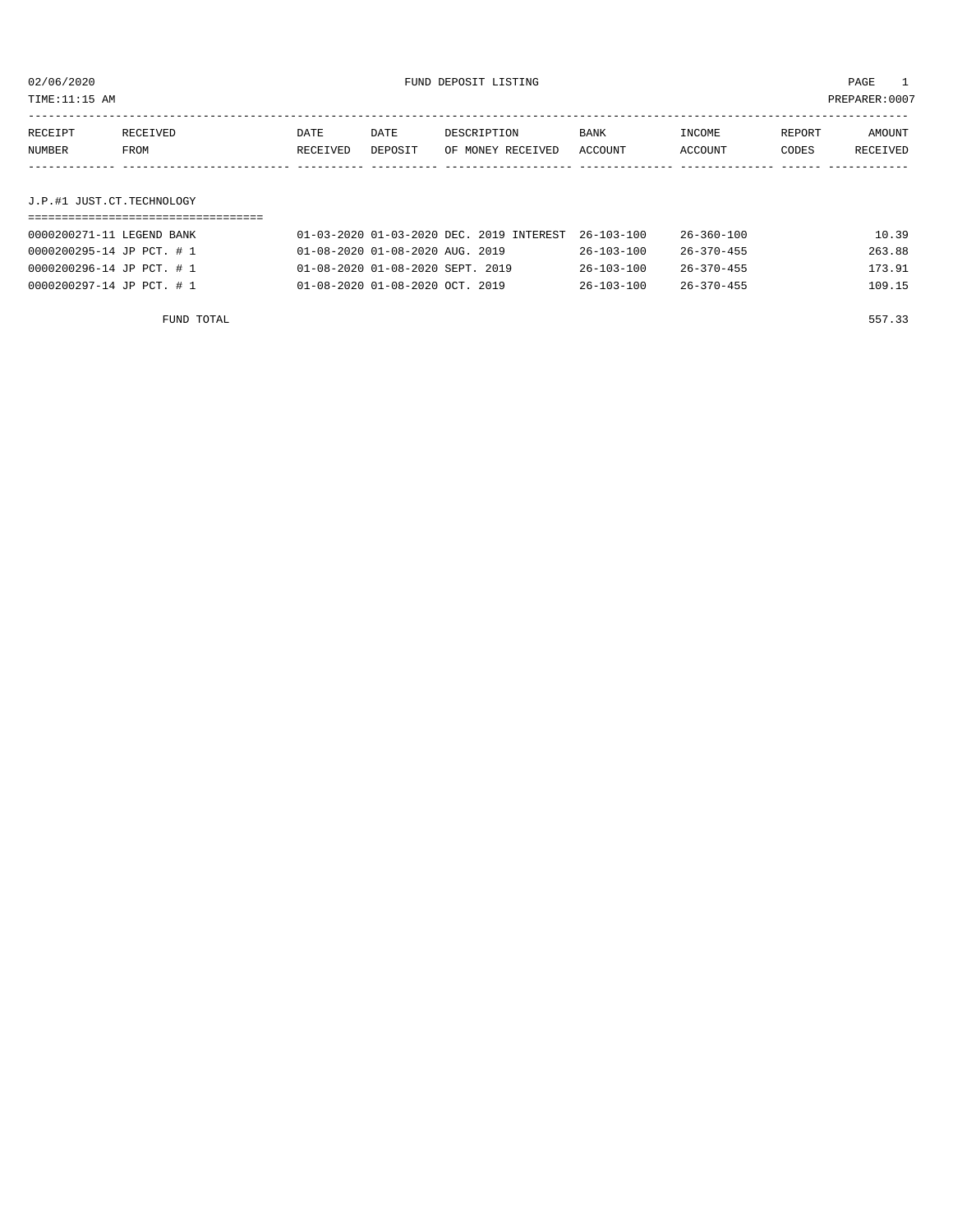02/06/2020 FUND DEPOSIT LISTING PAGE 1

TIME:11:15 AM PREPARER:0007

| RECEIPT NUMBER | RECEIVED FROM | DATE RECEIVED | DATE DEPOSIT | DESCRIPTION OF MONEY RECEIVED | BANK ACCOUNT | INCOME ACCOUNT | REPORT CODES | AMOUNT RECEIVED |
|---|---|---|---|---|---|---|---|---|

## J.P.#1 JUST.CT.TECHNOLOGY

| RECEIPT NUMBER | RECEIVED FROM | DATE RECEIVED | DATE DEPOSIT | DESCRIPTION OF MONEY RECEIVED | BANK ACCOUNT | INCOME ACCOUNT | REPORT CODES | AMOUNT RECEIVED |
|---|---|---|---|---|---|---|---|---|
| 0000200271-11 | LEGEND BANK | 01-03-2020 | 01-03-2020 | DEC. 2019 INTEREST | 26-103-100 | 26-360-100 | | 10.39 |
| 0000200295-14 | JP PCT. # 1 | 01-08-2020 | 01-08-2020 | AUG. 2019 | 26-103-100 | 26-370-455 | | 263.88 |
| 0000200296-14 | JP PCT. # 1 | 01-08-2020 | 01-08-2020 | SEPT. 2019 | 26-103-100 | 26-370-455 | | 173.91 |
| 0000200297-14 | JP PCT. # 1 | 01-08-2020 | 01-08-2020 | OCT. 2019 | 26-103-100 | 26-370-455 | | 109.15 |
| | FUND TOTAL | | | | | | | 557.33 |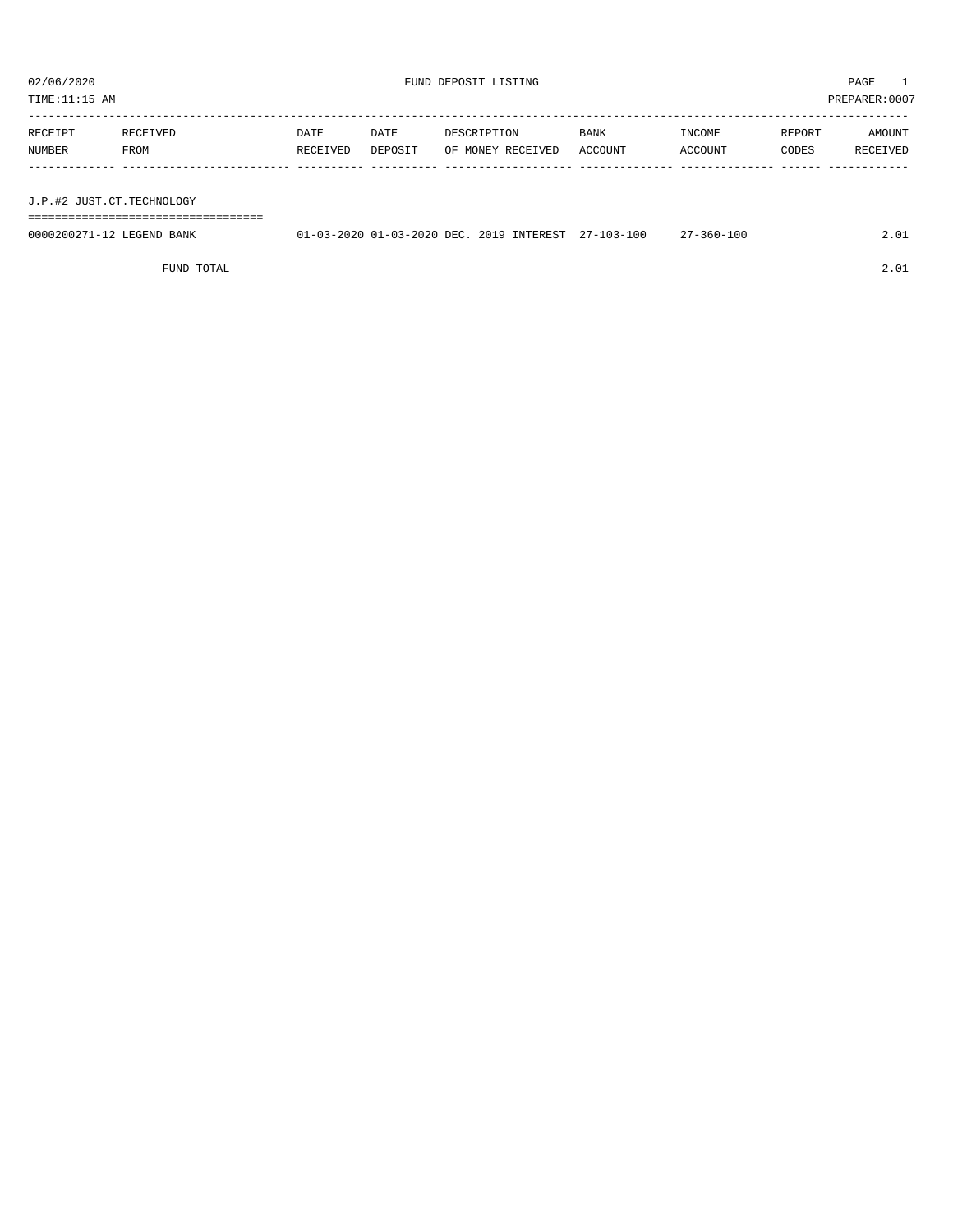02/06/2020 FUND DEPOSIT LISTING PAGE 1

TIME:11:15 AM PREPARER:0007

| RECEIPT NUMBER | RECEIVED FROM | DATE RECEIVED | DATE DEPOSIT | DESCRIPTION OF MONEY RECEIVED | BANK ACCOUNT | INCOME ACCOUNT | REPORT CODES | AMOUNT RECEIVED |
|---|---|---|---|---|---|---|---|---|
| **J.P.#2 JUST.CT.TECHNOLOGY** | | | | | | | | |
| 0000200271-12 | LEGEND BANK | 01-03-2020 | 01-03-2020 | DEC. 2019 INTEREST | 27-103-100 | 27-360-100 | | 2.01 |
| | FUND TOTAL | | | | | | | 2.01 |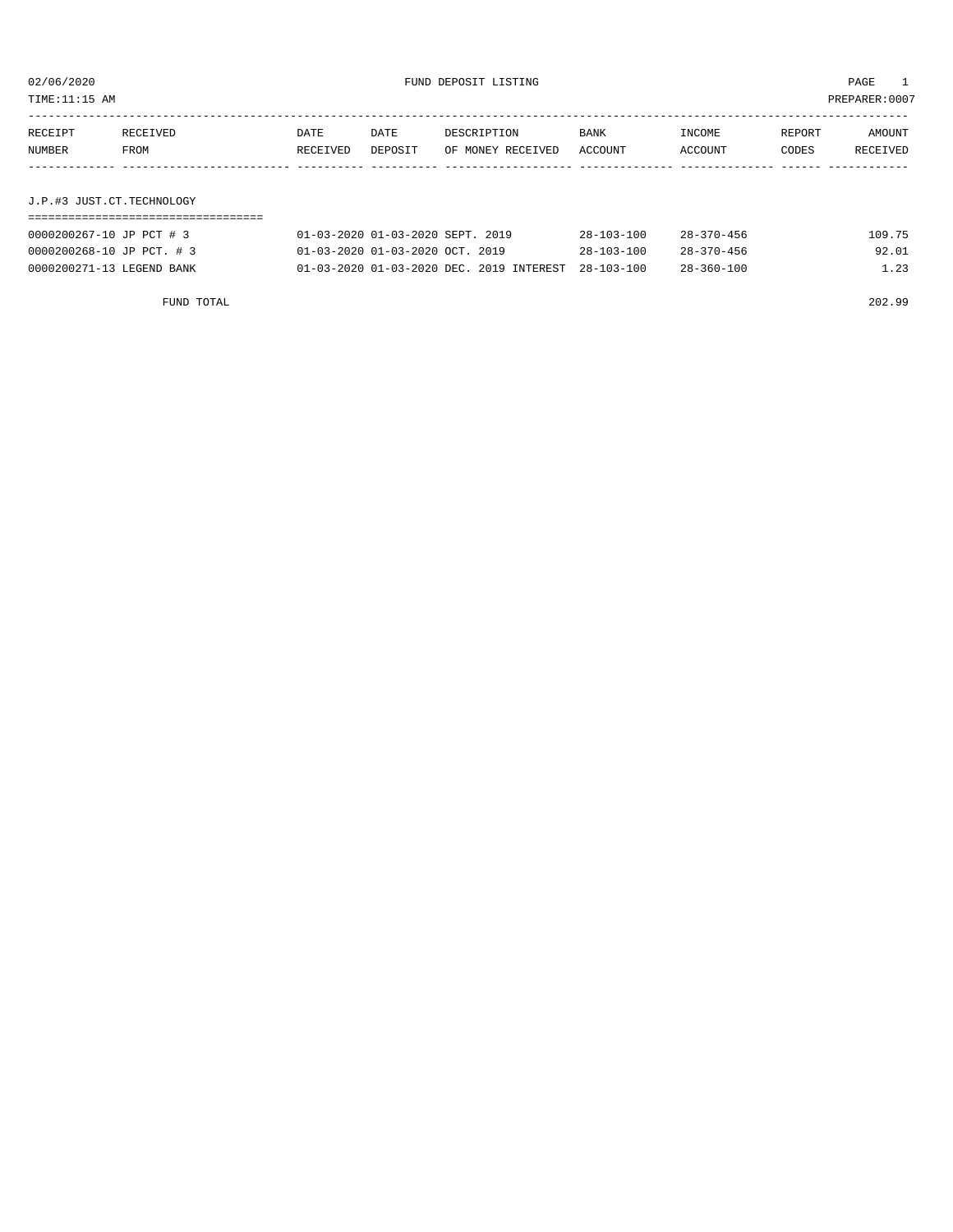02/06/2020 FUND DEPOSIT LISTING

TIME:11:15 AM PREPARER:0007

| RECEIPT NUMBER | RECEIVED FROM | DATE RECEIVED | DATE DEPOSIT | DESCRIPTION OF MONEY RECEIVED | BANK ACCOUNT | INCOME ACCOUNT | REPORT CODES | AMOUNT RECEIVED |
|---|---|---|---|---|---|---|---|---|
| **J.P.#3 JUST.CT.TECHNOLOGY** | | | | | | | | |
| 0000200267-10 | JP PCT # 3 | 01-03-2020 | 01-03-2020 | SEPT. 2019 | 28-103-100 | 28-370-456 | | 109.75 |
| 0000200268-10 | JP PCT. # 3 | 01-03-2020 | 01-03-2020 | OCT. 2019 | 28-103-100 | 28-370-456 | | 92.01 |
| 0000200271-13 | LEGEND BANK | 01-03-2020 | 01-03-2020 | DEC. 2019 INTEREST | 28-103-100 | 28-360-100 | | 1.23 |
| | FUND TOTAL | | | | | | | 202.99 |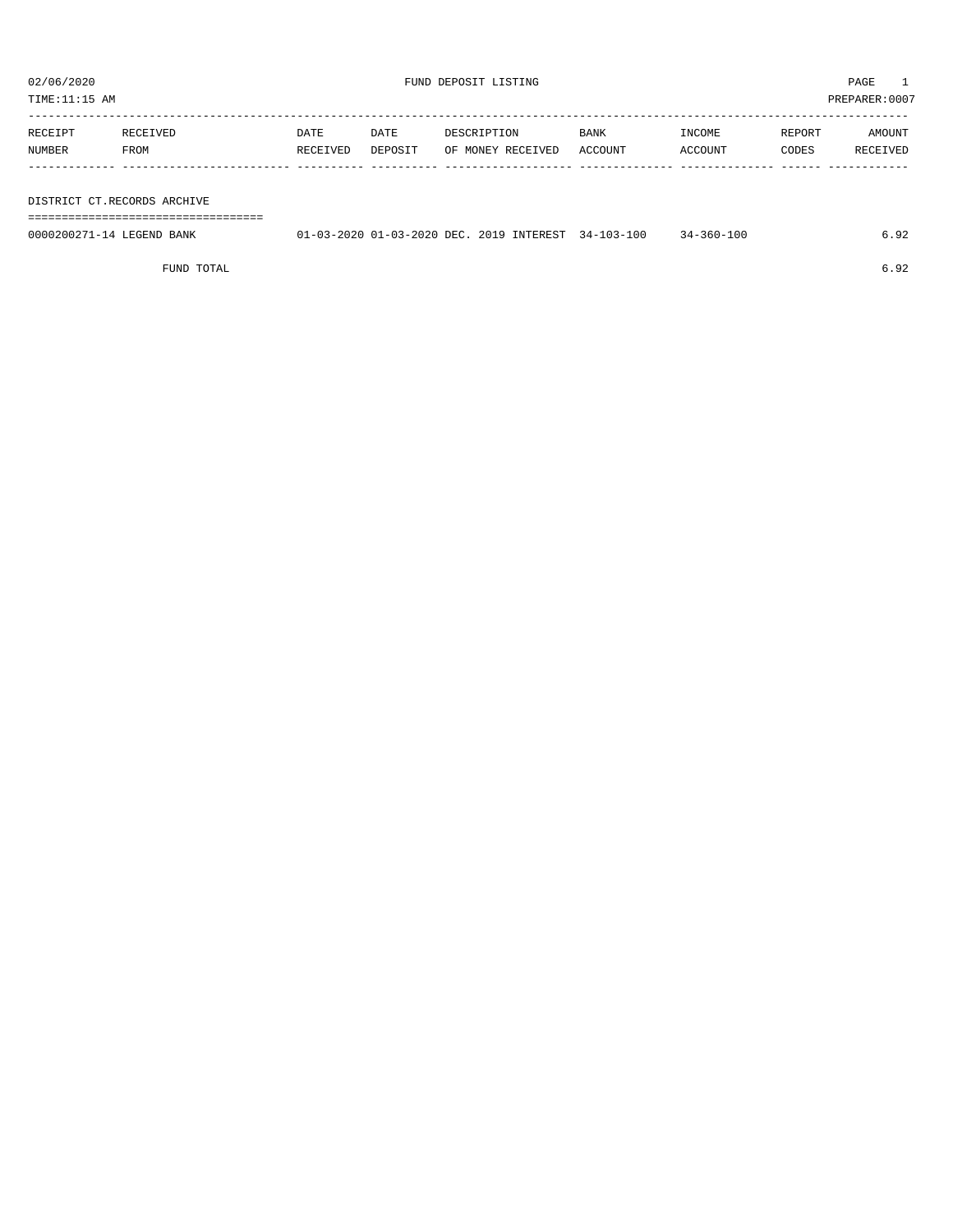FUND DEPOSIT LISTING

02/06/2020 
TIME:11:15 AM 
PREPARER:0007

| RECEIPT NUMBER | RECEIVED FROM | DATE RECEIVED | DATE DEPOSIT | DESCRIPTION OF MONEY RECEIVED | BANK ACCOUNT | INCOME ACCOUNT | REPORT CODES | AMOUNT RECEIVED |
|---|---|---|---|---|---|---|---|---|
| **DISTRICT CT.RECORDS ARCHIVE** | | | | | | | | |
| 0000200271-14 | LEGEND BANK | 01-03-2020 | 01-03-2020 | DEC. 2019 INTEREST | 34-103-100 | 34-360-100 | | 6.92 |
| | FUND TOTAL | | | | | | | 6.92 |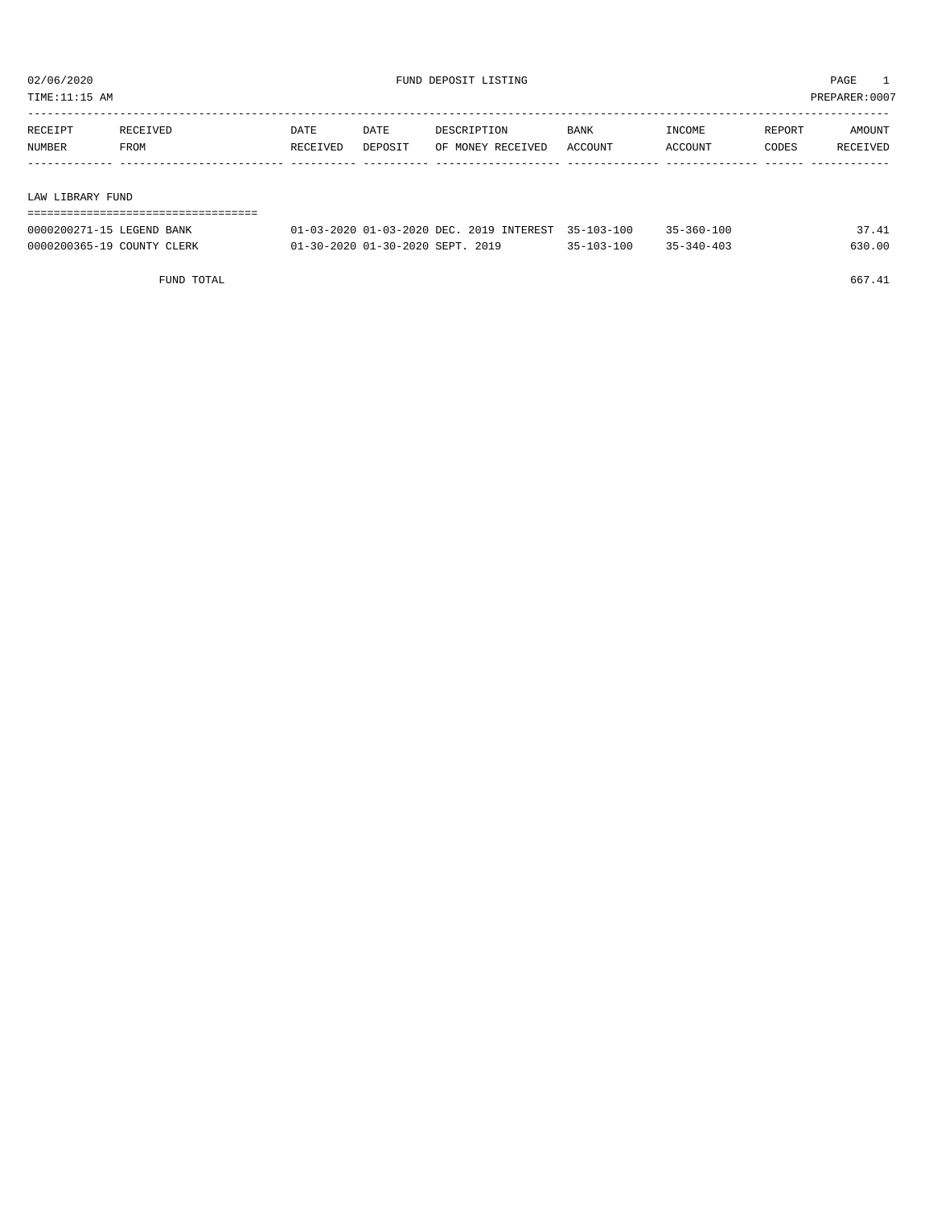02/06/2020 FUND DEPOSIT LISTING

TIME:11:15 AM PREPARER:0007

| RECEIPT NUMBER | RECEIVED FROM | DATE RECEIVED | DATE DEPOSIT | DESCRIPTION OF MONEY RECEIVED | BANK ACCOUNT | INCOME ACCOUNT | REPORT CODES | AMOUNT RECEIVED |
|---|---|---|---|---|---|---|---|---|
| **LAW LIBRARY FUND** | | | | | | | | |
| 0000200271-15 | LEGEND BANK | 01-03-2020 | 01-03-2020 | DEC. 2019 INTEREST | 35-103-100 | 35-360-100 | | 37.41 |
| 0000200365-19 | COUNTY CLERK | 01-30-2020 | 01-30-2020 | SEPT. 2019 | 35-103-100 | 35-340-403 | | 630.00 |
| | FUND TOTAL | | | | | | | 667.41 |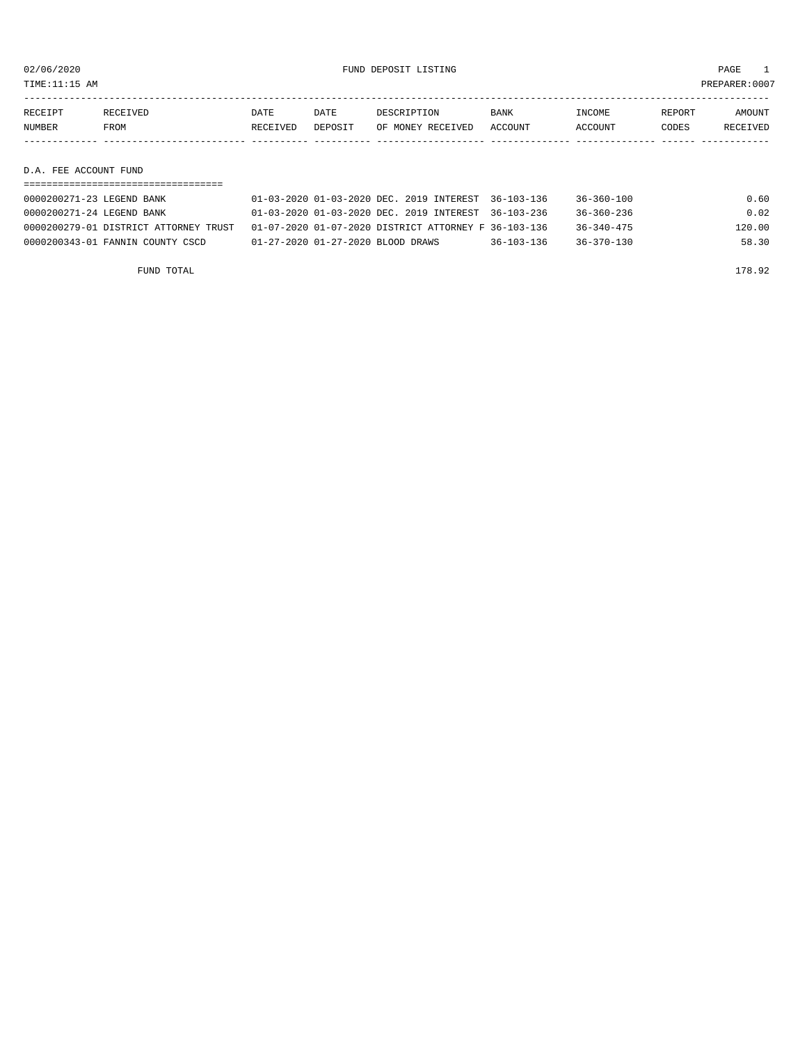02/06/2020 FUND DEPOSIT LISTING

TIME:11:15 AM PREPARER:0007

| RECEIPT NUMBER | RECEIVED FROM | DATE RECEIVED | DATE DEPOSIT | DESCRIPTION OF MONEY RECEIVED | BANK ACCOUNT | INCOME ACCOUNT | REPORT CODES | AMOUNT RECEIVED |
|---|---|---|---|---|---|---|---|---|
| **D.A. FEE ACCOUNT FUND** | | | | | | | | |
| 0000200271-23 | LEGEND BANK | 01-03-2020 | 01-03-2020 | DEC. 2019 INTEREST | 36-103-136 | 36-360-100 | | 0.60 |
| 0000200271-24 | LEGEND BANK | 01-03-2020 | 01-03-2020 | DEC. 2019 INTEREST | 36-103-236 | 36-360-236 | | 0.02 |
| 0000200279-01 | DISTRICT ATTORNEY TRUST | 01-07-2020 | 01-07-2020 | DISTRICT ATTORNEY F | 36-103-136 | 36-340-475 | | 120.00 |
| 0000200343-01 | FANNIN COUNTY CSCD | 01-27-2020 | 01-27-2020 | BLOOD DRAWS | 36-103-136 | 36-370-130 | | 58.30 |
| | FUND TOTAL | | | | | | | 178.92 |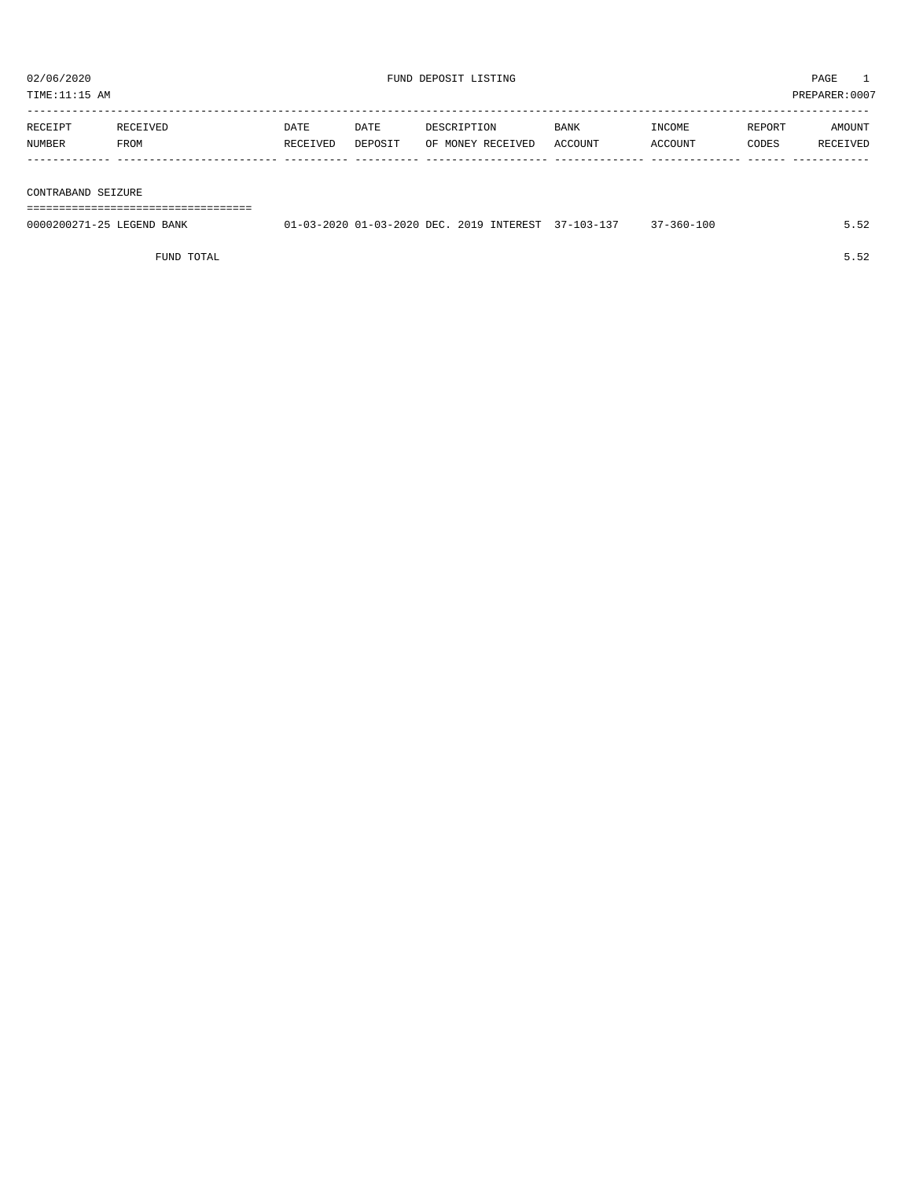02/06/2020 FUND DEPOSIT LISTING

TIME:11:15 AM PREPARER:0007

| RECEIPT NUMBER | RECEIVED FROM | DATE RECEIVED | DATE DEPOSIT | DESCRIPTION OF MONEY RECEIVED | BANK ACCOUNT | INCOME ACCOUNT | REPORT CODES | AMOUNT RECEIVED |
|---|---|---|---|---|---|---|---|---|
| **CONTRABAND SEIZURE** | | | | | | | | |
| 0000200271-25 | LEGEND BANK | 01-03-2020 | 01-03-2020 | DEC. 2019 INTEREST | 37-103-137 | 37-360-100 | | 5.52 |
| | FUND TOTAL | | | | | | | 5.52 |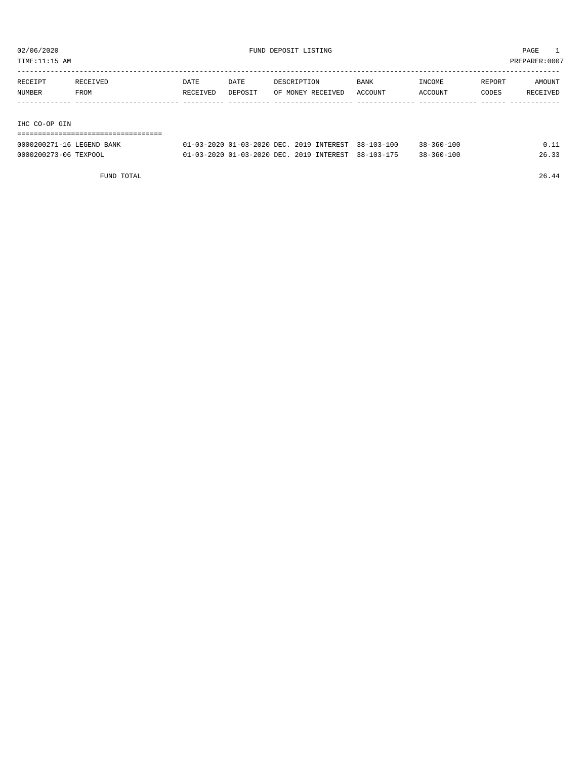02/06/2020 FUND DEPOSIT LISTING PAGE 1

TIME:11:15 AM PREPARER:0007

| RECEIPT NUMBER | RECEIVED FROM | DATE RECEIVED | DATE DEPOSIT | DESCRIPTION OF MONEY RECEIVED | BANK ACCOUNT | INCOME ACCOUNT | REPORT CODES | AMOUNT RECEIVED |
|---|---|---|---|---|---|---|---|---|
| **IHC CO-OP GIN** | | | | | | | | |
| 0000200271-16 | LEGEND BANK | 01-03-2020 | 01-03-2020 | DEC. 2019 INTEREST | 38-103-100 | 38-360-100 | | 0.11 |
| 0000200273-06 | TEXPOOL | 01-03-2020 | 01-03-2020 | DEC. 2019 INTEREST | 38-103-175 | 38-360-100 | | 26.33 |
| | FUND TOTAL | | | | | | | 26.44 |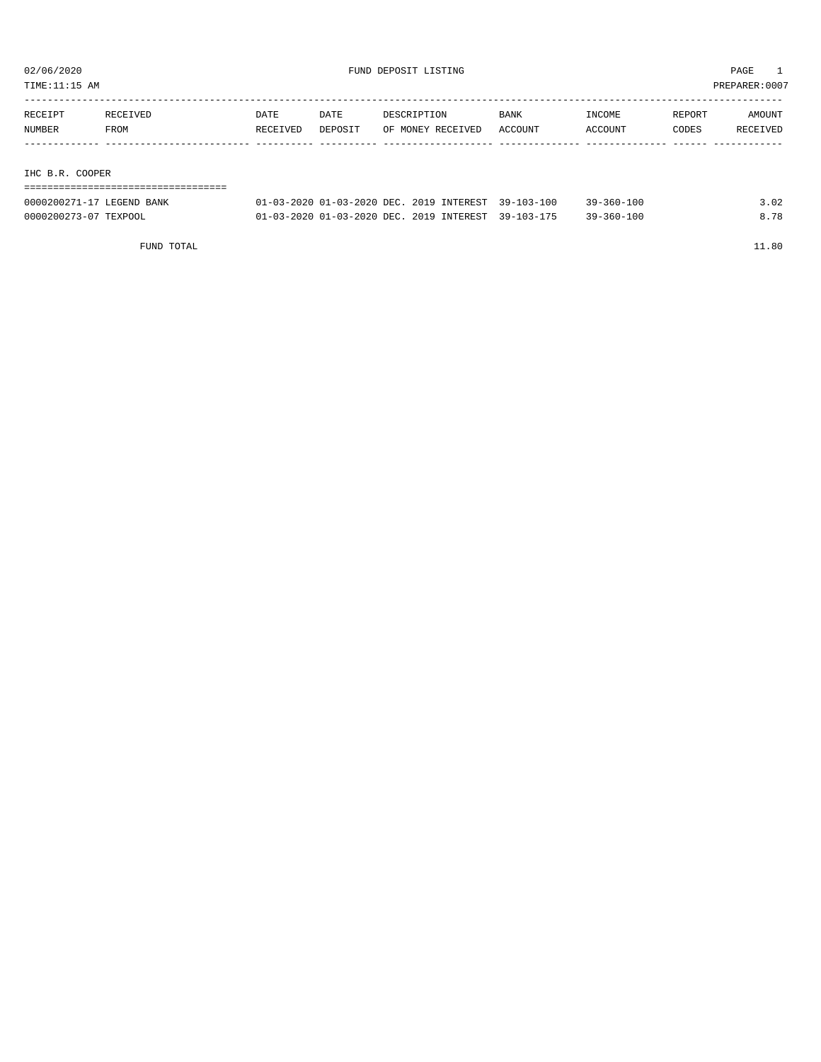02/06/2020 FUND DEPOSIT LISTING PAGE 1

TIME:11:15 AM PREPARER:0007

| RECEIPT NUMBER | RECEIVED FROM | DATE RECEIVED | DATE DEPOSIT | DESCRIPTION OF MONEY RECEIVED | BANK ACCOUNT | INCOME ACCOUNT | REPORT CODES | AMOUNT RECEIVED |
|---|---|---|---|---|---|---|---|---|
| **IHC B.R. COOPER** | | | | | | | | |
| 0000200271-17 | LEGEND BANK | 01-03-2020 | 01-03-2020 | DEC. 2019 INTEREST | 39-103-100 | 39-360-100 | | 3.02 |
| 0000200273-07 | TEXPOOL | 01-03-2020 | 01-03-2020 | DEC. 2019 INTEREST | 39-103-175 | 39-360-100 | | 8.78 |
| | FUND TOTAL | | | | | | | 11.80 |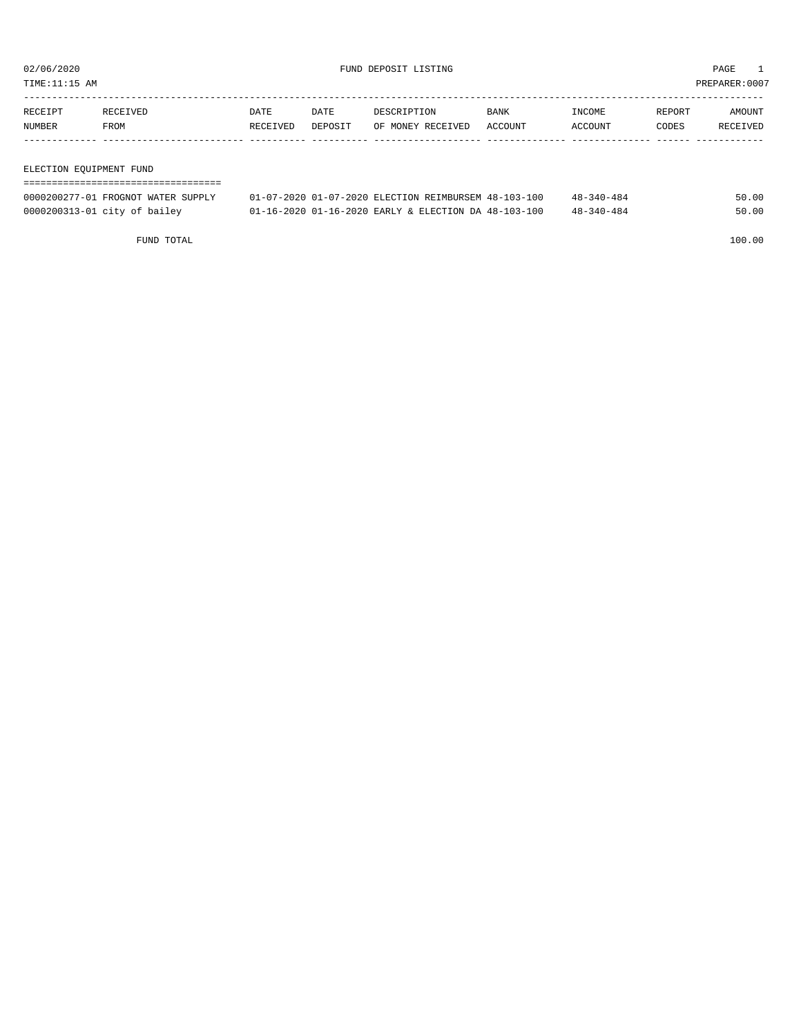02/06/2020 FUND DEPOSIT LISTING PAGE 1

TIME:11:15 AM PREPARER:0007

| RECEIPT NUMBER | RECEIVED FROM | DATE RECEIVED | DATE DEPOSIT | DESCRIPTION OF MONEY RECEIVED | BANK ACCOUNT | INCOME ACCOUNT | REPORT CODES | AMOUNT RECEIVED |
|---|---|---|---|---|---|---|---|---|
| **ELECTION EQUIPMENT FUND** | | | | | | | | |
| 0000200277-01 | FROGNOT WATER SUPPLY | 01-07-2020 | 01-07-2020 | ELECTION REIMBURSEM | 48-103-100 | 48-340-484 | | 50.00 |
| 0000200313-01 | city of bailey | 01-16-2020 | 01-16-2020 | EARLY & ELECTION DA | 48-103-100 | 48-340-484 | | 50.00 |
| | FUND TOTAL | | | | | | | 100.00 |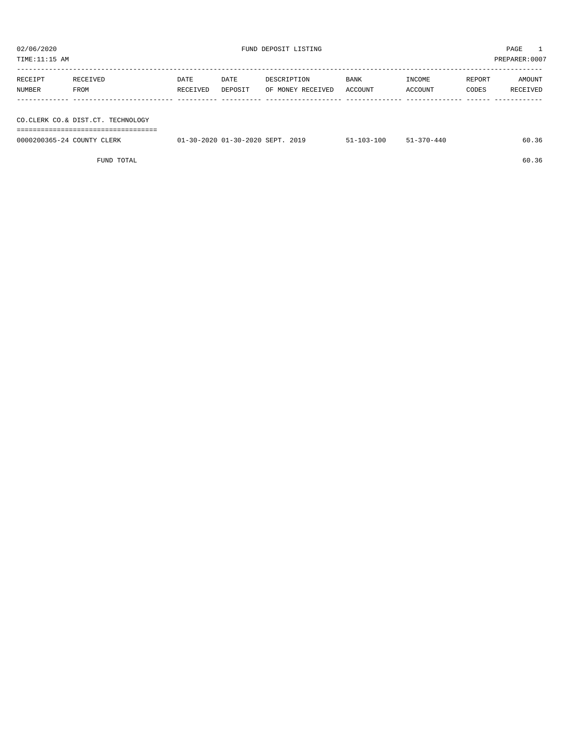02/06/2020 FUND DEPOSIT LISTING PAGE 1

TIME:11:15 AM PREPARER:0007

| RECEIPT NUMBER | RECEIVED FROM | DATE RECEIVED | DATE DEPOSIT | DESCRIPTION OF MONEY RECEIVED | BANK ACCOUNT | INCOME ACCOUNT | REPORT CODES | AMOUNT RECEIVED |
|---|---|---|---|---|---|---|---|---|

## CO.CLERK CO.& DIST.CT. TECHNOLOGY

| RECEIPT NUMBER | RECEIVED FROM | DATE RECEIVED | DATE DEPOSIT | DESCRIPTION OF MONEY RECEIVED | BANK ACCOUNT | INCOME ACCOUNT | REPORT CODES | AMOUNT RECEIVED |
|---|---|---|---|---|---|---|---|---|
| 0000200365-24 | COUNTY CLERK | 01-30-2020 | 01-30-2020 | SEPT. 2019 | 51-103-100 | 51-370-440 | | 60.36 |
| | FUND TOTAL | | | | | | | 60.36 |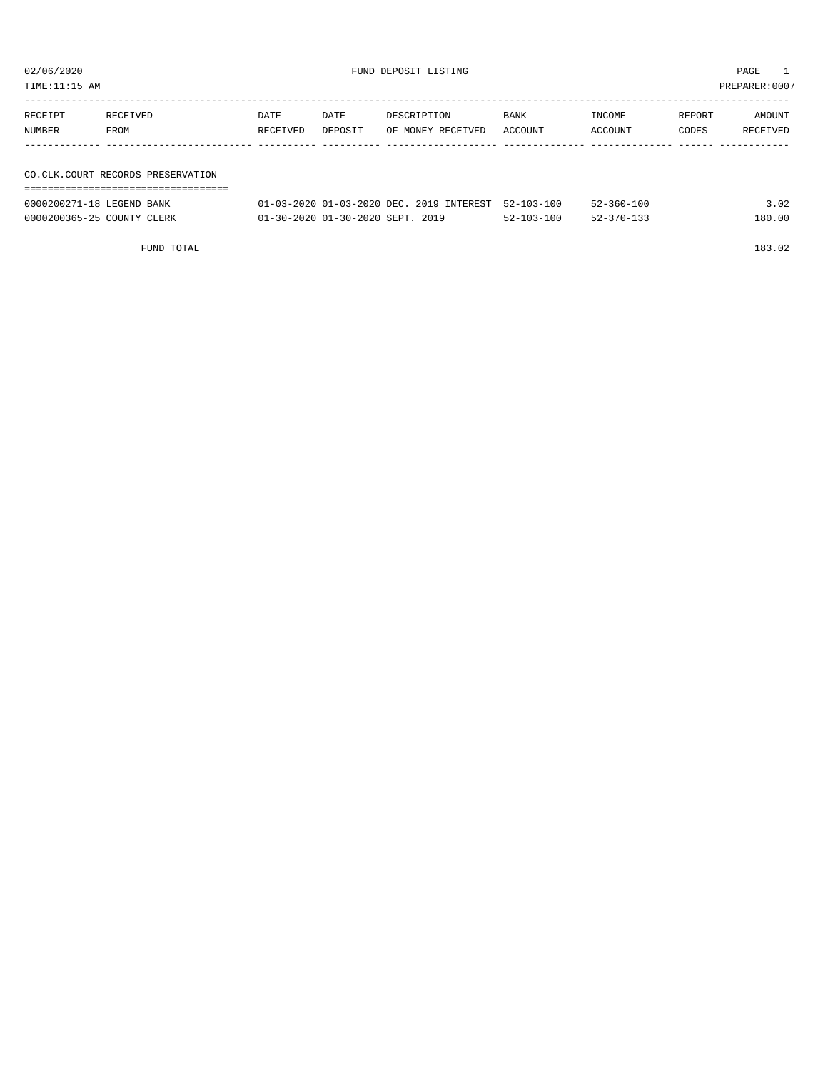02/06/2020 FUND DEPOSIT LISTING

TIME:11:15 AM PREPARER:0007

| RECEIPT NUMBER | RECEIVED FROM | DATE RECEIVED | DATE DEPOSIT | DESCRIPTION OF MONEY RECEIVED | BANK ACCOUNT | INCOME ACCOUNT | REPORT CODES | AMOUNT RECEIVED |
|---|---|---|---|---|---|---|---|---|

CO.CLK.COURT RECORDS PRESERVATION

| RECEIPT NUMBER | RECEIVED FROM | DATE RECEIVED | DATE DEPOSIT | DESCRIPTION OF MONEY RECEIVED | BANK ACCOUNT | INCOME ACCOUNT | REPORT CODES | AMOUNT RECEIVED |
|---|---|---|---|---|---|---|---|---|
| 0000200271-18 | LEGEND BANK | 01-03-2020 | 01-03-2020 | DEC. 2019 INTEREST | 52-103-100 | 52-360-100 | | 3.02 |
| 0000200365-25 | COUNTY CLERK | 01-30-2020 | 01-30-2020 | SEPT. 2019 | 52-103-100 | 52-370-133 | | 180.00 |

FUND TOTAL 183.02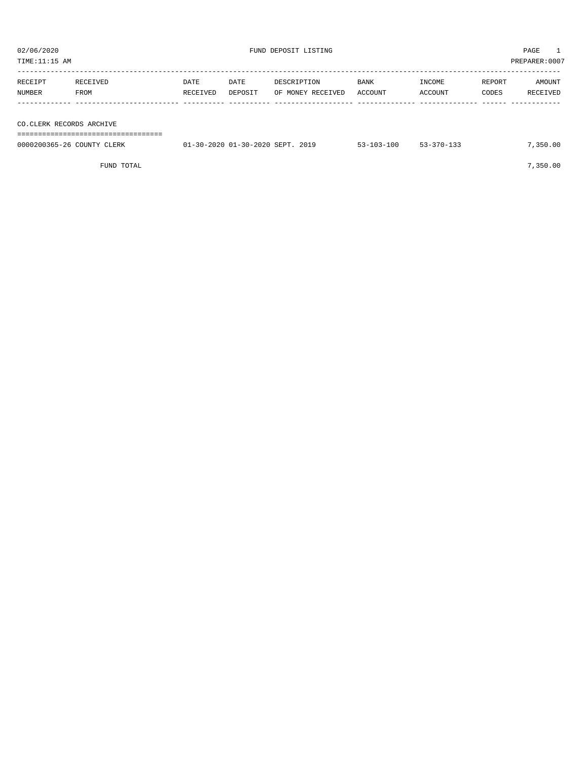02/06/2020 FUND DEPOSIT LISTING

TIME:11:15 AM PREPARER:0007

| RECEIPT NUMBER | RECEIVED FROM | DATE RECEIVED | DATE DEPOSIT | DESCRIPTION OF MONEY RECEIVED | BANK ACCOUNT | INCOME ACCOUNT | REPORT CODES | AMOUNT RECEIVED |
|---|---|---|---|---|---|---|---|---|
| **CO.CLERK RECORDS ARCHIVE** | | | | | | | | |
| 0000200365-26 | COUNTY CLERK | 01-30-2020 | 01-30-2020 | SEPT. 2019 | 53-103-100 | 53-370-133 | | 7,350.00 |
| | FUND TOTAL | | | | | | | 7,350.00 |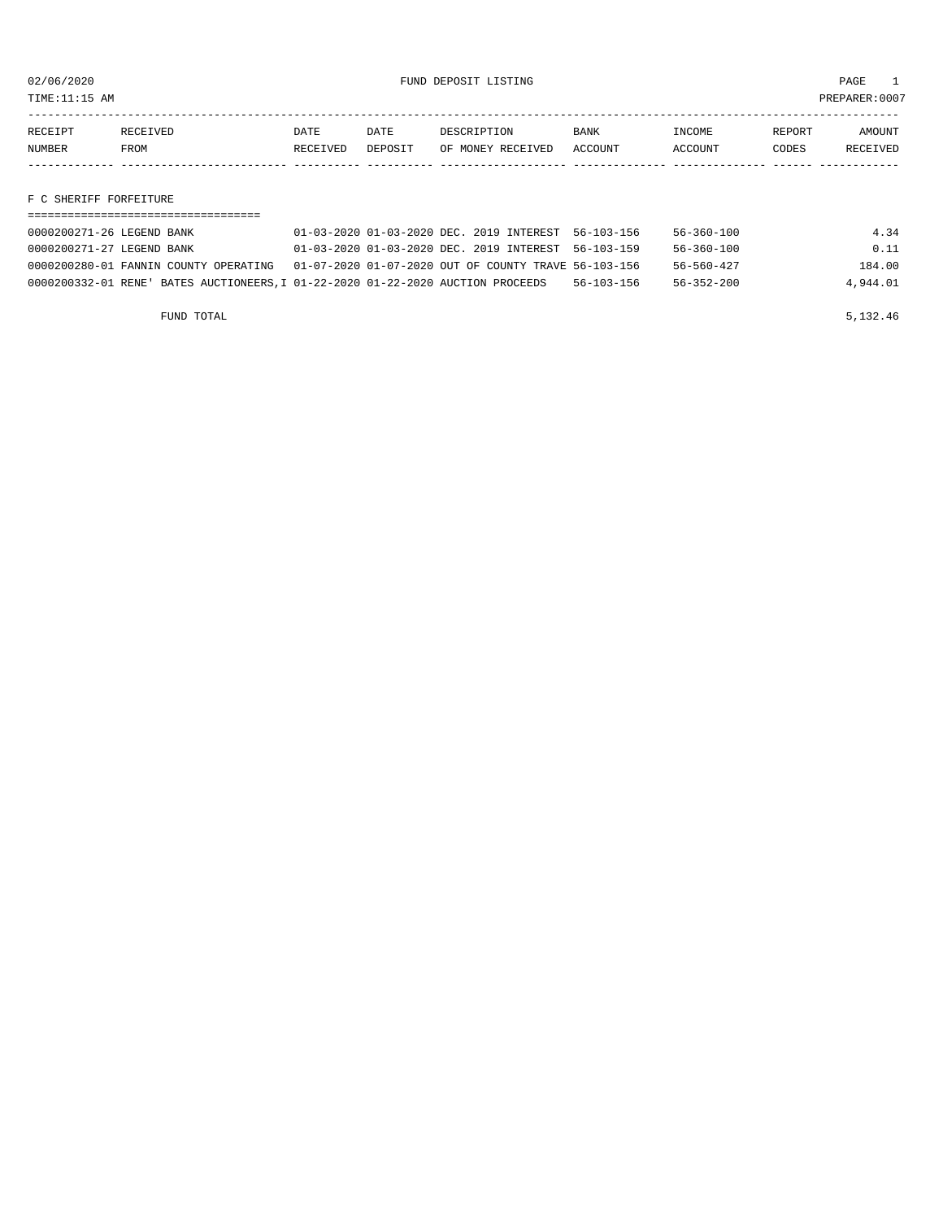02/06/2020 FUND DEPOSIT LISTING

TIME:11:15 AM PREPARER:0007

| RECEIPT NUMBER | RECEIVED FROM | DATE RECEIVED | DATE DEPOSIT | DESCRIPTION OF MONEY RECEIVED | BANK ACCOUNT | INCOME ACCOUNT | REPORT CODES | AMOUNT RECEIVED |
|---|---|---|---|---|---|---|---|---|
| **F C SHERIFF FORFEITURE** | | | | | | | | |
| 0000200271-26 | LEGEND BANK | 01-03-2020 | 01-03-2020 | DEC. 2019 INTEREST | 56-103-156 | 56-360-100 | | 4.34 |
| 0000200271-27 | LEGEND BANK | 01-03-2020 | 01-03-2020 | DEC. 2019 INTEREST | 56-103-159 | 56-360-100 | | 0.11 |
| 0000200280-01 | FANNIN COUNTY OPERATING | 01-07-2020 | 01-07-2020 | OUT OF COUNTY TRAVE | 56-103-156 | 56-560-427 | | 184.00 |
| 0000200332-01 | RENE' BATES AUCTIONEERS,I | 01-22-2020 | 01-22-2020 | AUCTION PROCEEDS | 56-103-156 | 56-352-200 | | 4,944.01 |
| | FUND TOTAL | | | | | | | 5,132.46 |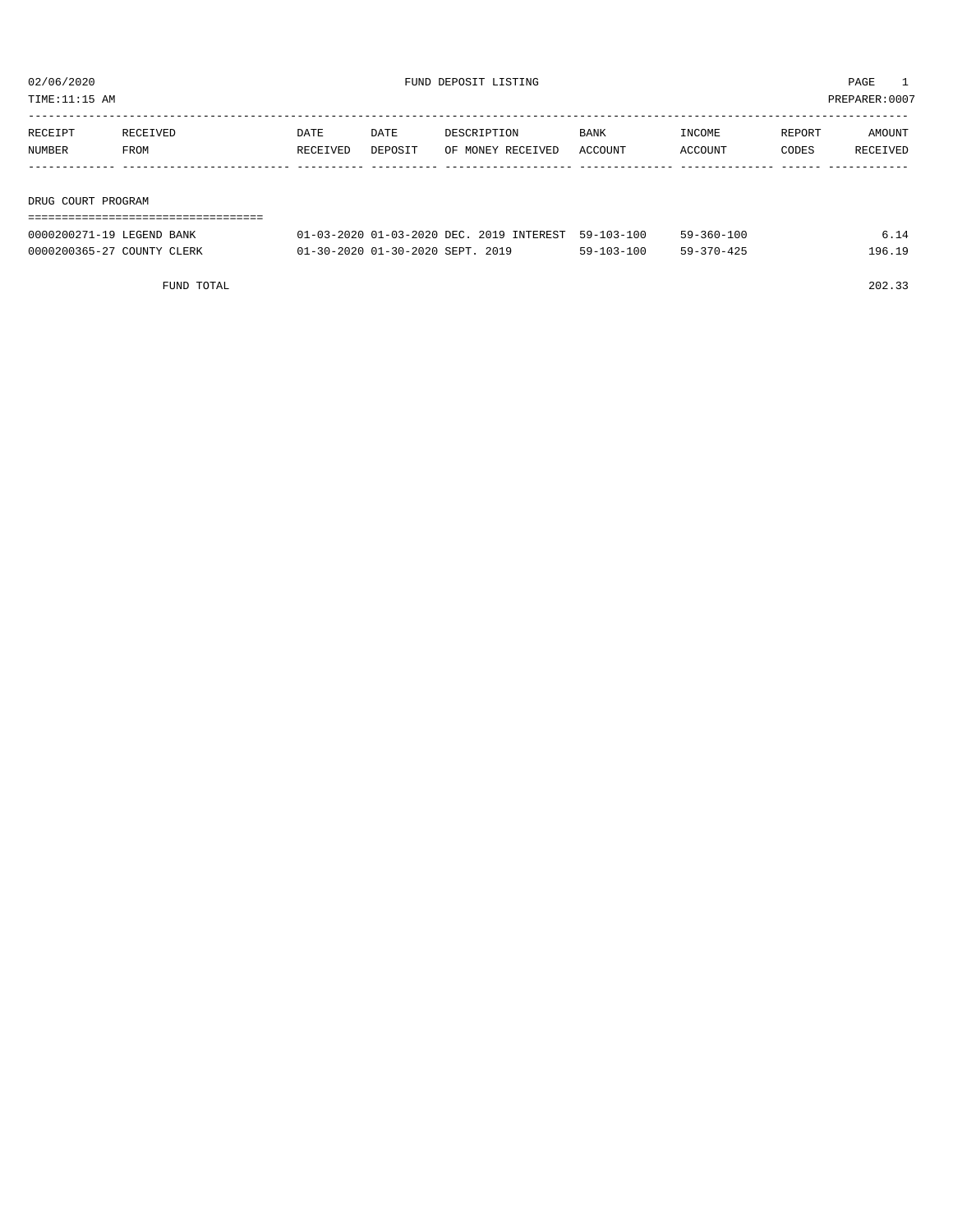02/06/2020 FUND DEPOSIT LISTING PAGE 1

TIME:11:15 AM PREPARER:0007

| RECEIPT NUMBER | RECEIVED FROM | DATE RECEIVED | DATE DEPOSIT | DESCRIPTION OF MONEY RECEIVED | BANK ACCOUNT | INCOME ACCOUNT | REPORT CODES | AMOUNT RECEIVED |
|---|---|---|---|---|---|---|---|---|
| **DRUG COURT PROGRAM** | | | | | | | | |
| 0000200271-19 | LEGEND BANK | 01-03-2020 | 01-03-2020 | DEC. 2019 INTEREST | 59-103-100 | 59-360-100 | | 6.14 |
| 0000200365-27 | COUNTY CLERK | 01-30-2020 | 01-30-2020 | SEPT. 2019 | 59-103-100 | 59-370-425 | | 196.19 |
| | FUND TOTAL | | | | | | | 202.33 |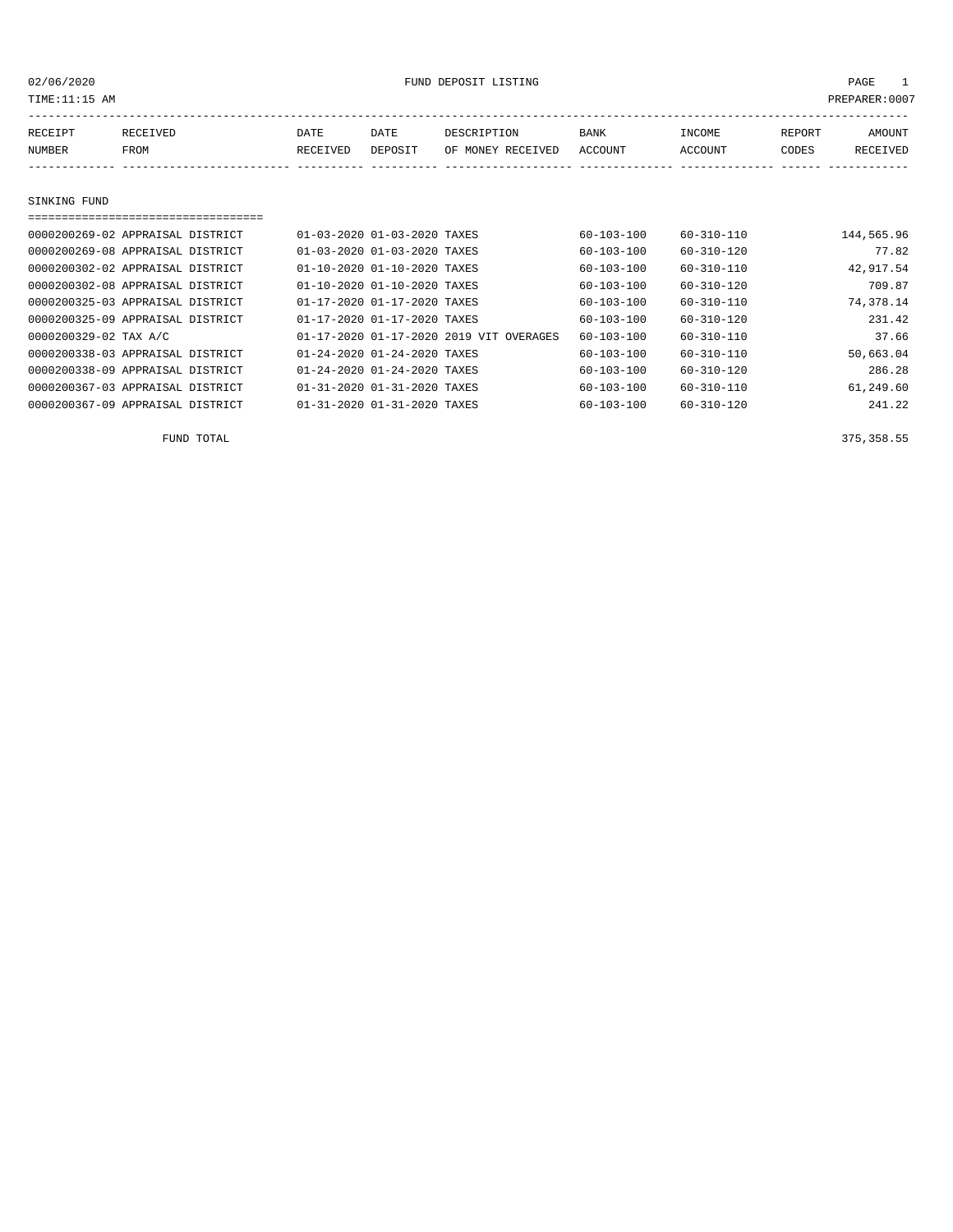02/06/2020 FUND DEPOSIT LISTING PAGE 1

TIME:11:15 AM PREPARER:0007

| RECEIPT NUMBER | RECEIVED FROM | DATE RECEIVED | DATE DEPOSIT | DESCRIPTION OF MONEY RECEIVED | BANK ACCOUNT | INCOME ACCOUNT | REPORT CODES | AMOUNT RECEIVED |
|---|---|---|---|---|---|---|---|---|
| **SINKING FUND** | | | | | | | | |
| 0000200269-02 | APPRAISAL DISTRICT | 01-03-2020 | 01-03-2020 | TAXES | 60-103-100 | 60-310-110 | | 144,565.96 |
| 0000200269-08 | APPRAISAL DISTRICT | 01-03-2020 | 01-03-2020 | TAXES | 60-103-100 | 60-310-120 | | 77.82 |
| 0000200302-02 | APPRAISAL DISTRICT | 01-10-2020 | 01-10-2020 | TAXES | 60-103-100 | 60-310-110 | | 42,917.54 |
| 0000200302-08 | APPRAISAL DISTRICT | 01-10-2020 | 01-10-2020 | TAXES | 60-103-100 | 60-310-120 | | 709.87 |
| 0000200325-03 | APPRAISAL DISTRICT | 01-17-2020 | 01-17-2020 | TAXES | 60-103-100 | 60-310-110 | | 74,378.14 |
| 0000200325-09 | APPRAISAL DISTRICT | 01-17-2020 | 01-17-2020 | TAXES | 60-103-100 | 60-310-120 | | 231.42 |
| 0000200329-02 | TAX A/C | 01-17-2020 | 01-17-2020 | 2019 VIT OVERAGES | 60-103-100 | 60-310-110 | | 37.66 |
| 0000200338-03 | APPRAISAL DISTRICT | 01-24-2020 | 01-24-2020 | TAXES | 60-103-100 | 60-310-110 | | 50,663.04 |
| 0000200338-09 | APPRAISAL DISTRICT | 01-24-2020 | 01-24-2020 | TAXES | 60-103-100 | 60-310-120 | | 286.28 |
| 0000200367-03 | APPRAISAL DISTRICT | 01-31-2020 | 01-31-2020 | TAXES | 60-103-100 | 60-310-110 | | 61,249.60 |
| 0000200367-09 | APPRAISAL DISTRICT | 01-31-2020 | 01-31-2020 | TAXES | 60-103-100 | 60-310-120 | | 241.22 |
| | FUND TOTAL | | | | | | | 375,358.55 |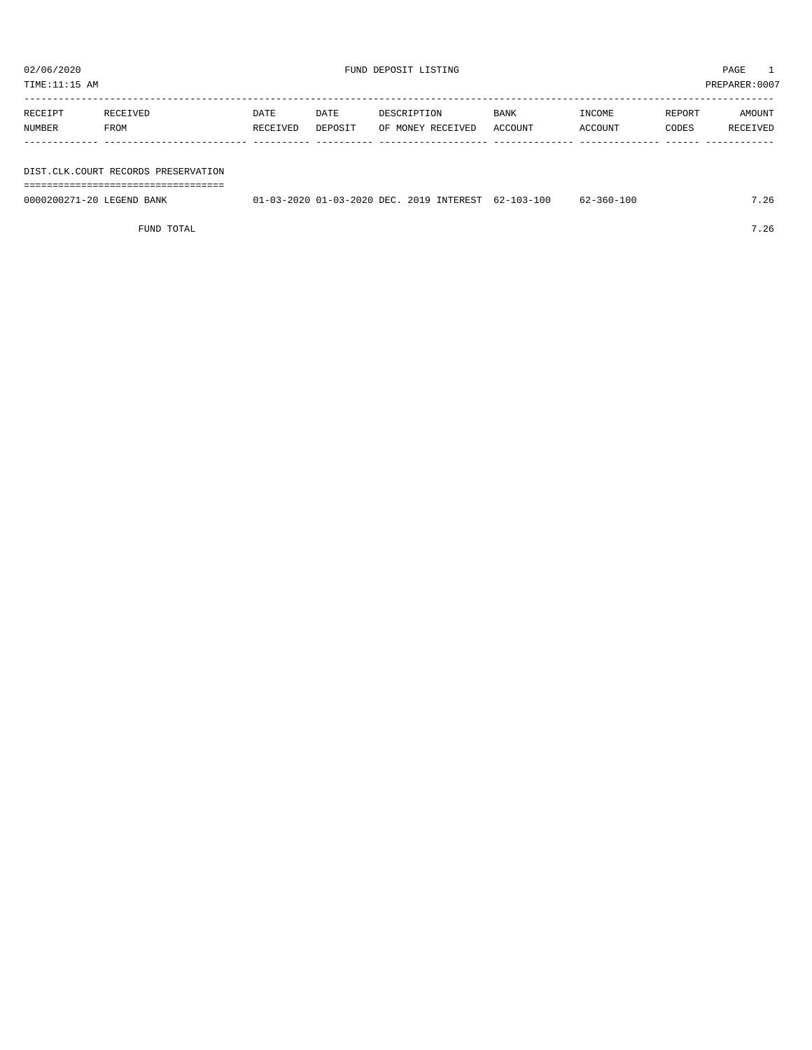02/06/2020 FUND DEPOSIT LISTING PAGE 1

TIME:11:15 AM PREPARER:0007

| RECEIPT NUMBER | RECEIVED FROM | DATE RECEIVED | DATE DEPOSIT | DESCRIPTION OF MONEY RECEIVED | BANK ACCOUNT | INCOME ACCOUNT | REPORT CODES | AMOUNT RECEIVED |
|---|---|---|---|---|---|---|---|---|
| **DIST.CLK.COURT RECORDS PRESERVATION** | | | | | | | | |
| 0000200271-20 | LEGEND BANK | 01-03-2020 | 01-03-2020 | DEC. 2019 INTEREST | 62-103-100 | 62-360-100 | | 7.26 |
| | FUND TOTAL | | | | | | | 7.26 |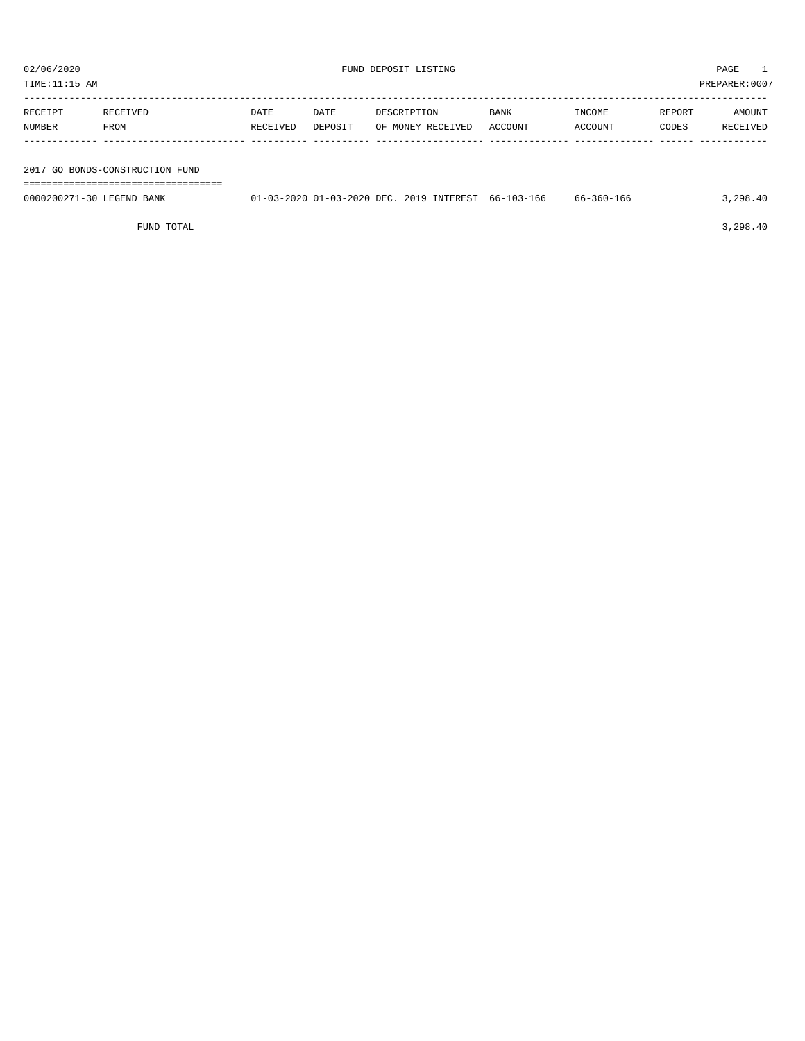02/06/2020 FUND DEPOSIT LISTING PAGE 1

TIME:11:15 AM PREPARER:0007

| RECEIPT NUMBER | RECEIVED FROM | DATE RECEIVED | DATE DEPOSIT | DESCRIPTION OF MONEY RECEIVED | BANK ACCOUNT | INCOME ACCOUNT | REPORT CODES | AMOUNT RECEIVED |
|---|---|---|---|---|---|---|---|---|
| **2017 GO BONDS-CONSTRUCTION FUND** | | | | | | | | |
| 0000200271-30 | LEGEND BANK | 01-03-2020 | 01-03-2020 | DEC. 2019 INTEREST | 66-103-166 | 66-360-166 | | 3,298.40 |
| | FUND TOTAL | | | | | | | 3,298.40 |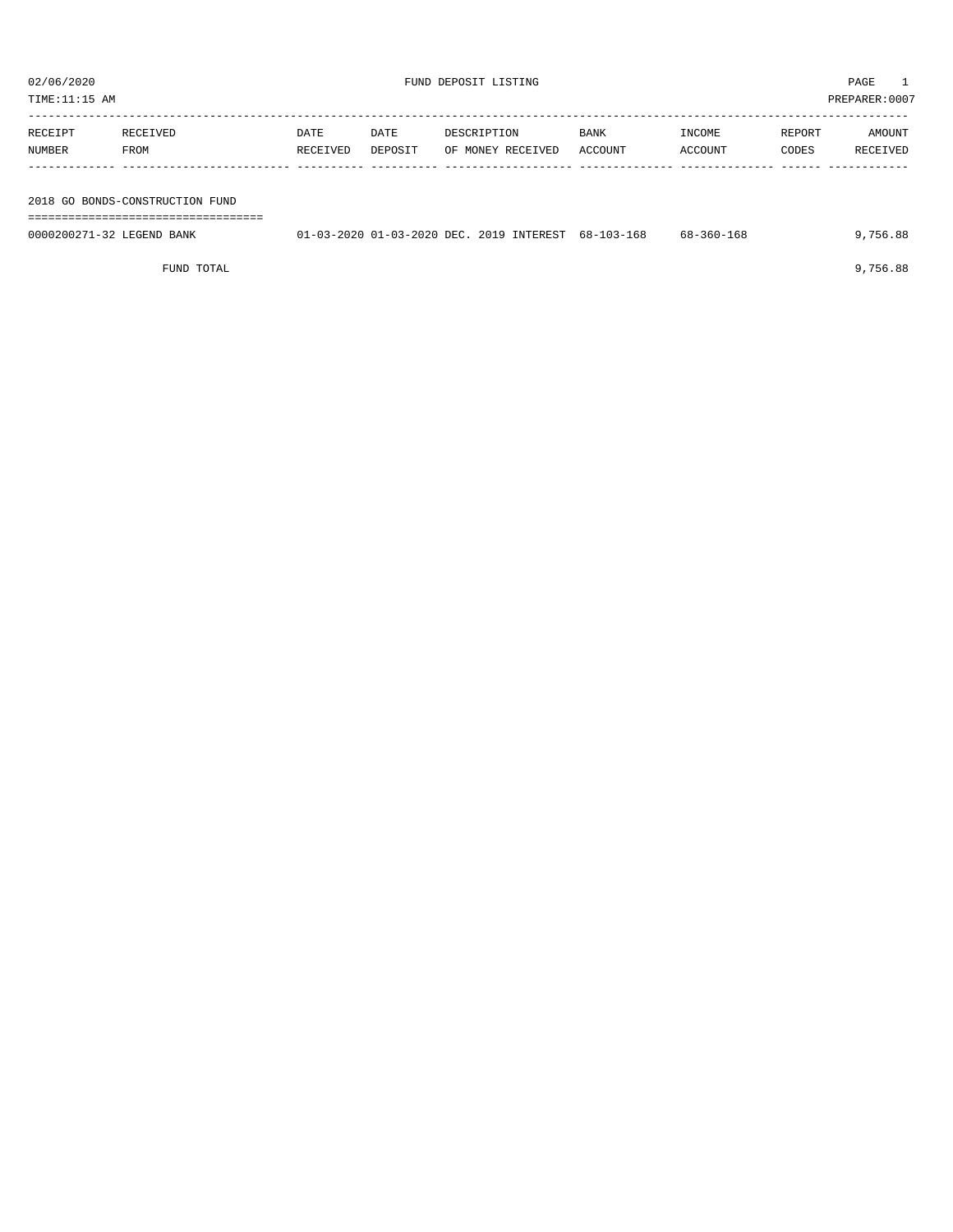02/06/2020 FUND DEPOSIT LISTING

TIME:11:15 AM PREPARER:0007

| RECEIPT NUMBER | RECEIVED FROM | DATE RECEIVED | DATE DEPOSIT | DESCRIPTION OF MONEY RECEIVED | BANK ACCOUNT | INCOME ACCOUNT | REPORT CODES | AMOUNT RECEIVED |
|---|---|---|---|---|---|---|---|---|
| **2018 GO BONDS-CONSTRUCTION FUND** | | | | | | | | |
| 0000200271-32 | LEGEND BANK | 01-03-2020 | 01-03-2020 | DEC. 2019 INTEREST | 68-103-168 | 68-360-168 | | 9,756.88 |
| | FUND TOTAL | | | | | | | 9,756.88 |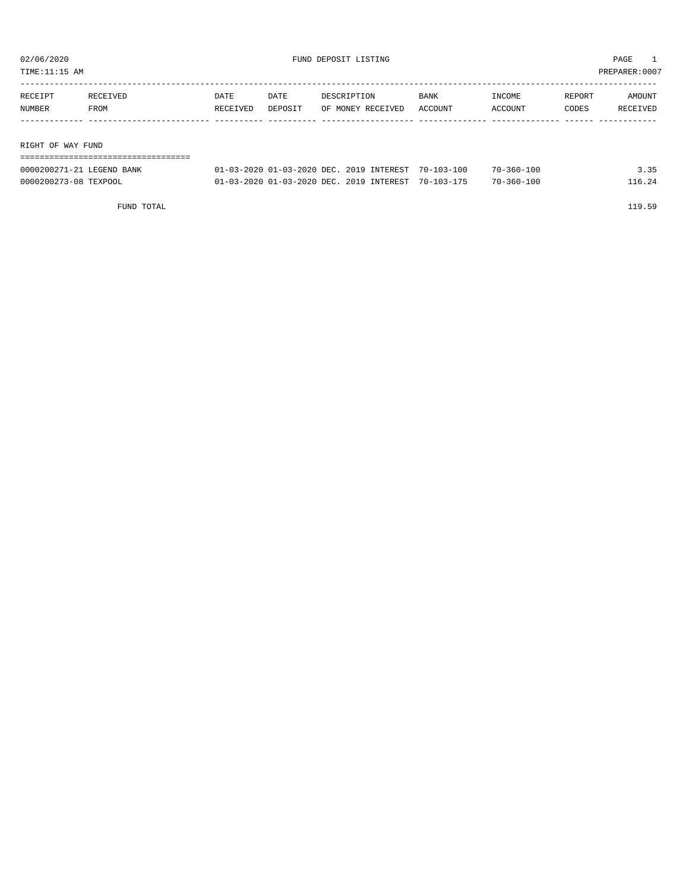02/06/2020 FUND DEPOSIT LISTING

TIME:11:15 AM PREPARER:0007

| RECEIPT NUMBER | RECEIVED FROM | DATE RECEIVED | DATE DEPOSIT | DESCRIPTION OF MONEY RECEIVED | BANK ACCOUNT | INCOME ACCOUNT | REPORT CODES | AMOUNT RECEIVED |
|---|---|---|---|---|---|---|---|---|
| **RIGHT OF WAY FUND** | | | | | | | | |
| 0000200271-21 | LEGEND BANK | 01-03-2020 | 01-03-2020 | DEC. 2019 INTEREST | 70-103-100 | 70-360-100 | | 3.35 |
| 0000200273-08 | TEXPOOL | 01-03-2020 | 01-03-2020 | DEC. 2019 INTEREST | 70-103-175 | 70-360-100 | | 116.24 |
| | FUND TOTAL | | | | | | | 119.59 |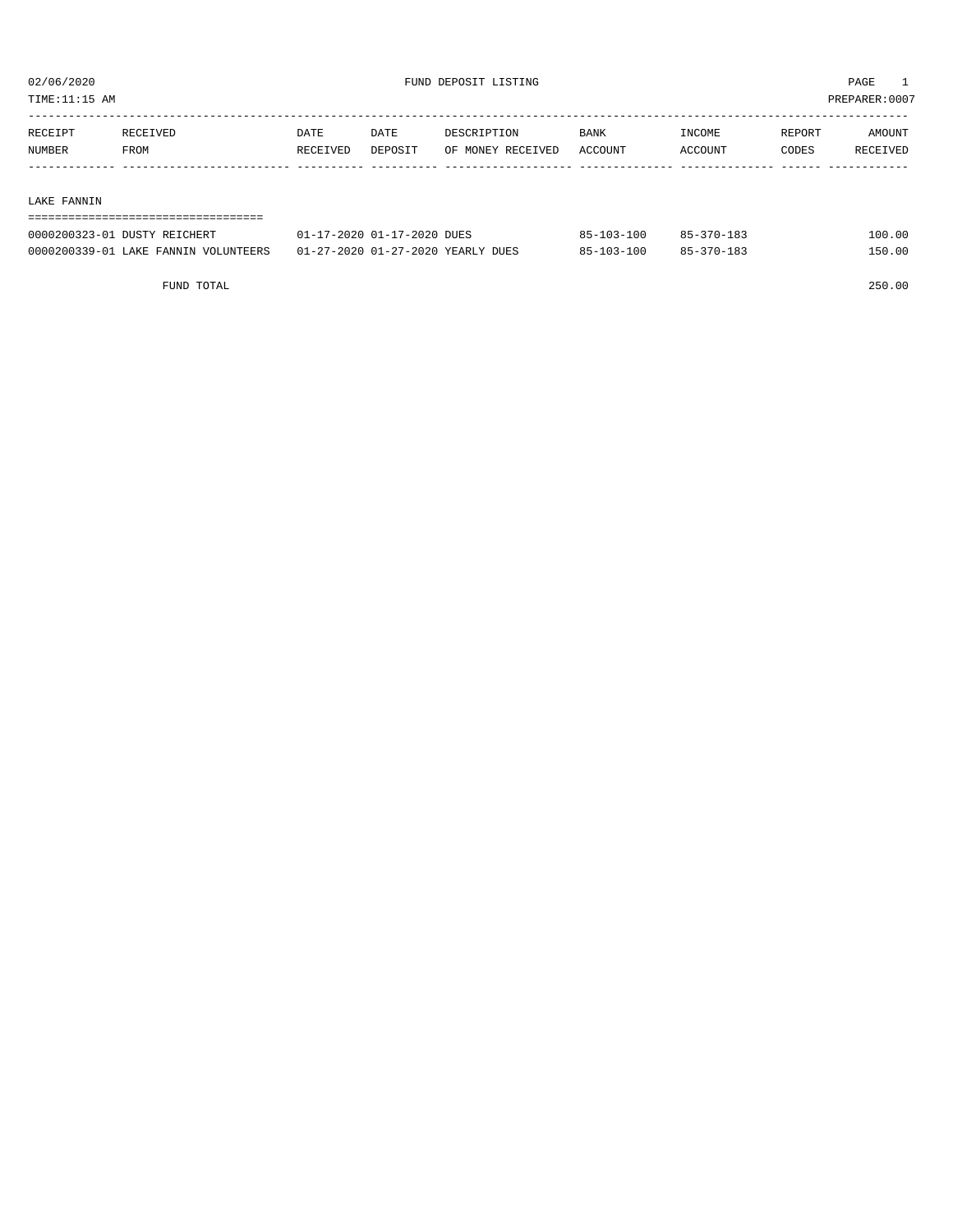02/06/2020 FUND DEPOSIT LISTING PAGE 1

TIME:11:15 AM PREPARER:0007

| RECEIPT NUMBER | RECEIVED FROM | DATE RECEIVED | DATE DEPOSIT | DESCRIPTION OF MONEY RECEIVED | BANK ACCOUNT | INCOME ACCOUNT | REPORT CODES | AMOUNT RECEIVED |
|---|---|---|---|---|---|---|---|---|
| **LAKE FANNIN** | | | | | | | | |
| 0000200323-01 | DUSTY REICHERT | 01-17-2020 | 01-17-2020 | DUES | 85-103-100 | 85-370-183 | | 100.00 |
| 0000200339-01 | LAKE FANNIN VOLUNTEERS | 01-27-2020 | 01-27-2020 | YEARLY DUES | 85-103-100 | 85-370-183 | | 150.00 |
| | FUND TOTAL | | | | | | | 250.00 |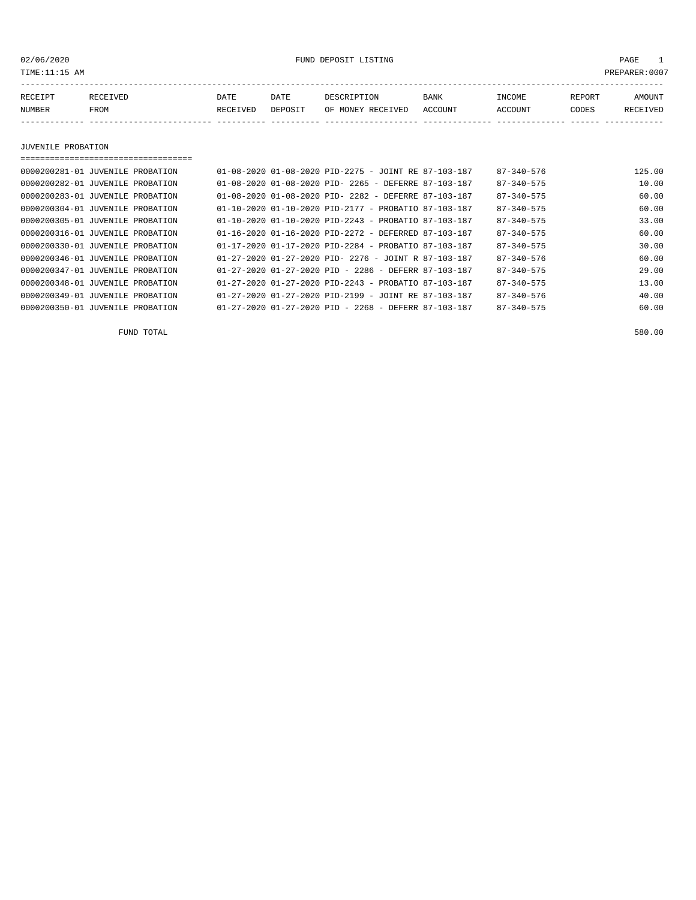02/06/2020 FUND DEPOSIT LISTING

TIME:11:15 AM PREPARER:0007

| RECEIPT NUMBER | RECEIVED FROM | DATE RECEIVED | DATE DEPOSIT | DESCRIPTION OF MONEY RECEIVED | BANK ACCOUNT | INCOME ACCOUNT | REPORT CODES | AMOUNT RECEIVED |
|---|---|---|---|---|---|---|---|---|
| **JUVENILE PROBATION** | | | | | | | | |
| 0000200281-01 | JUVENILE PROBATION | 01-08-2020 | 01-08-2020 | PID-2275 - JOINT RE | 87-103-187 | 87-340-576 | | 125.00 |
| 0000200282-01 | JUVENILE PROBATION | 01-08-2020 | 01-08-2020 | PID- 2265 - DEFERRE | 87-103-187 | 87-340-575 | | 10.00 |
| 0000200283-01 | JUVENILE PROBATION | 01-08-2020 | 01-08-2020 | PID- 2282 - DEFERRE | 87-103-187 | 87-340-575 | | 60.00 |
| 0000200304-01 | JUVENILE PROBATION | 01-10-2020 | 01-10-2020 | PID-2177 - PROBATIO | 87-103-187 | 87-340-575 | | 60.00 |
| 0000200305-01 | JUVENILE PROBATION | 01-10-2020 | 01-10-2020 | PID-2243 - PROBATIO | 87-103-187 | 87-340-575 | | 33.00 |
| 0000200316-01 | JUVENILE PROBATION | 01-16-2020 | 01-16-2020 | PID-2272 - DEFERRED | 87-103-187 | 87-340-575 | | 60.00 |
| 0000200330-01 | JUVENILE PROBATION | 01-17-2020 | 01-17-2020 | PID-2284 - PROBATIO | 87-103-187 | 87-340-575 | | 30.00 |
| 0000200346-01 | JUVENILE PROBATION | 01-27-2020 | 01-27-2020 | PID- 2276 - JOINT R | 87-103-187 | 87-340-576 | | 60.00 |
| 0000200347-01 | JUVENILE PROBATION | 01-27-2020 | 01-27-2020 | PID - 2286 - DEFERR | 87-103-187 | 87-340-575 | | 29.00 |
| 0000200348-01 | JUVENILE PROBATION | 01-27-2020 | 01-27-2020 | PID-2243 - PROBATIO | 87-103-187 | 87-340-575 | | 13.00 |
| 0000200349-01 | JUVENILE PROBATION | 01-27-2020 | 01-27-2020 | PID-2199 - JOINT RE | 87-103-187 | 87-340-576 | | 40.00 |
| 0000200350-01 | JUVENILE PROBATION | 01-27-2020 | 01-27-2020 | PID - 2268 - DEFERR | 87-103-187 | 87-340-575 | | 60.00 |
| | FUND TOTAL | | | | | | | 580.00 |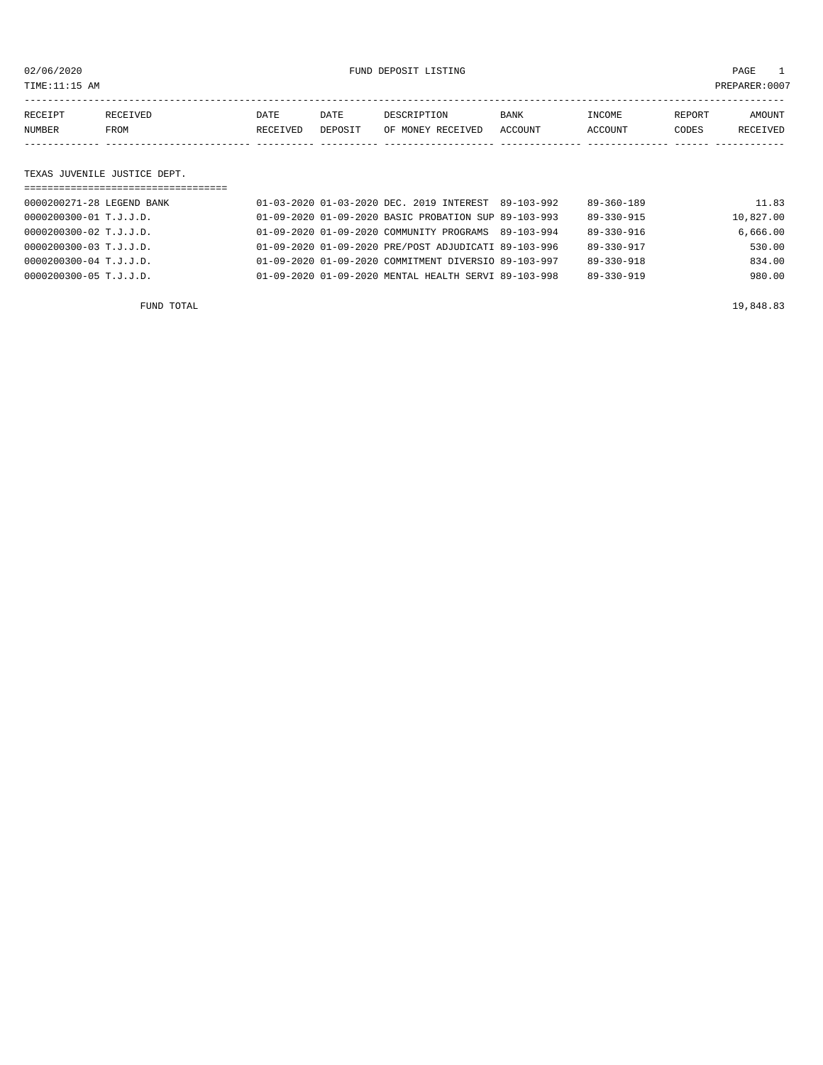02/06/2020 FUND DEPOSIT LISTING

TIME:11:15 AM PREPARER:0007

| RECEIPT NUMBER | RECEIVED FROM | DATE RECEIVED | DATE DEPOSIT | DESCRIPTION OF MONEY RECEIVED | BANK ACCOUNT | INCOME ACCOUNT | REPORT CODES | AMOUNT RECEIVED |
|---|---|---|---|---|---|---|---|---|

## TEXAS JUVENILE JUSTICE DEPT.

| RECEIPT NUMBER | RECEIVED FROM | DATE RECEIVED | DATE DEPOSIT | DESCRIPTION OF MONEY RECEIVED | BANK ACCOUNT | INCOME ACCOUNT | REPORT CODES | AMOUNT RECEIVED |
|---|---|---|---|---|---|---|---|---|
| 0000200271-28 | LEGEND BANK | 01-03-2020 | 01-03-2020 | DEC. 2019 INTEREST | 89-103-992 | 89-360-189 | | 11.83 |
| 0000200300-01 | T.J.J.D. | 01-09-2020 | 01-09-2020 | BASIC PROBATION SUP | 89-103-993 | 89-330-915 | | 10,827.00 |
| 0000200300-02 | T.J.J.D. | 01-09-2020 | 01-09-2020 | COMMUNITY PROGRAMS | 89-103-994 | 89-330-916 | | 6,666.00 |
| 0000200300-03 | T.J.J.D. | 01-09-2020 | 01-09-2020 | PRE/POST ADJUDICATI | 89-103-996 | 89-330-917 | | 530.00 |
| 0000200300-04 | T.J.J.D. | 01-09-2020 | 01-09-2020 | COMMITMENT DIVERSIO | 89-103-997 | 89-330-918 | | 834.00 |
| 0000200300-05 | T.J.J.D. | 01-09-2020 | 01-09-2020 | MENTAL HEALTH SERVI | 89-103-998 | 89-330-919 | | 980.00 |
| | FUND TOTAL | | | | | | | 19,848.83 |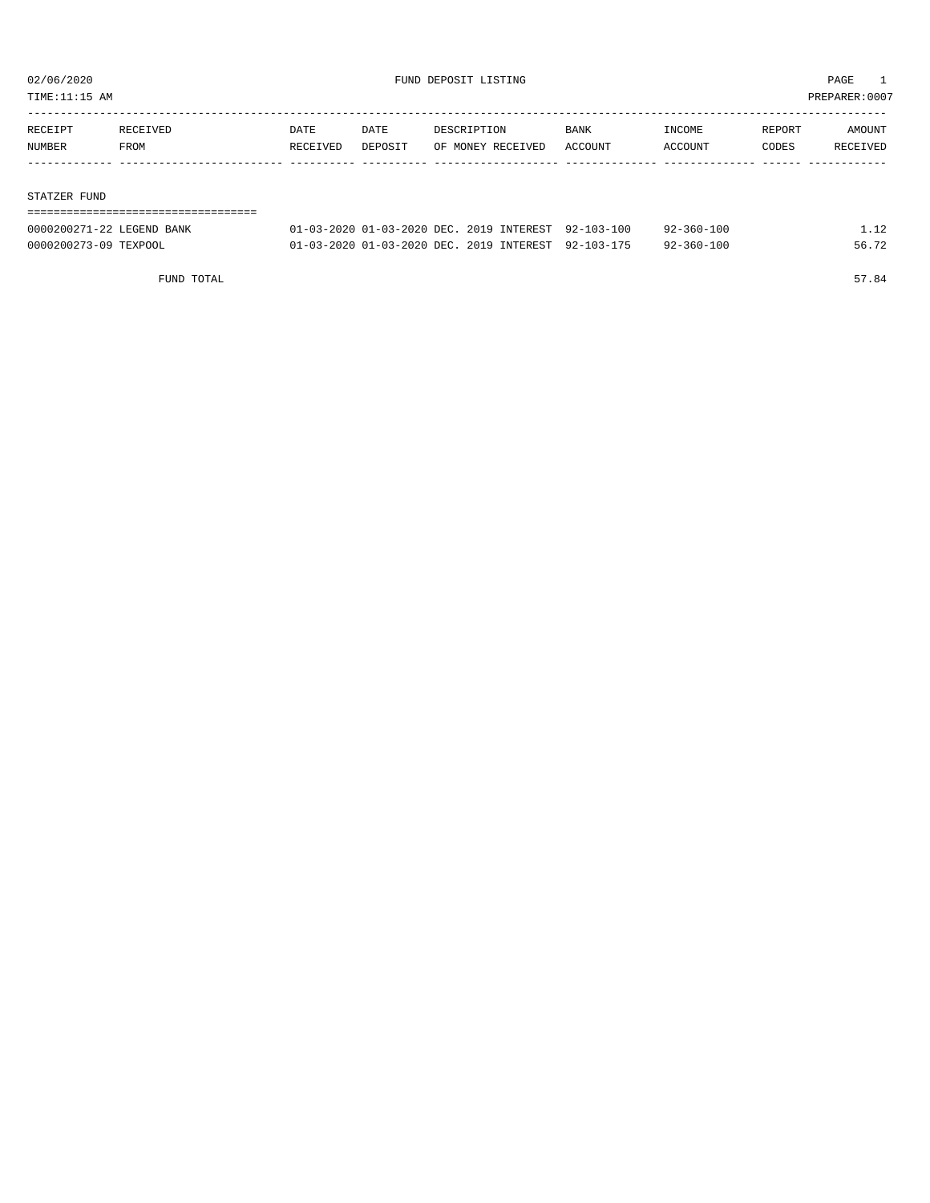02/06/2020 FUND DEPOSIT LISTING PAGE 1

TIME:11:15 AM PREPARER:0007

| RECEIPT NUMBER | RECEIVED FROM | DATE RECEIVED | DATE DEPOSIT | DESCRIPTION OF MONEY RECEIVED | BANK ACCOUNT | INCOME ACCOUNT | REPORT CODES | AMOUNT RECEIVED |
|---|---|---|---|---|---|---|---|---|
| STATZER FUND | | | | | | | | |
| 0000200271-22 | LEGEND BANK | 01-03-2020 | 01-03-2020 | DEC. 2019 INTEREST | 92-103-100 | 92-360-100 | | 1.12 |
| 0000200273-09 | TEXPOOL | 01-03-2020 | 01-03-2020 | DEC. 2019 INTEREST | 92-103-175 | 92-360-100 | | 56.72 |
| | FUND TOTAL | | | | | | | 57.84 |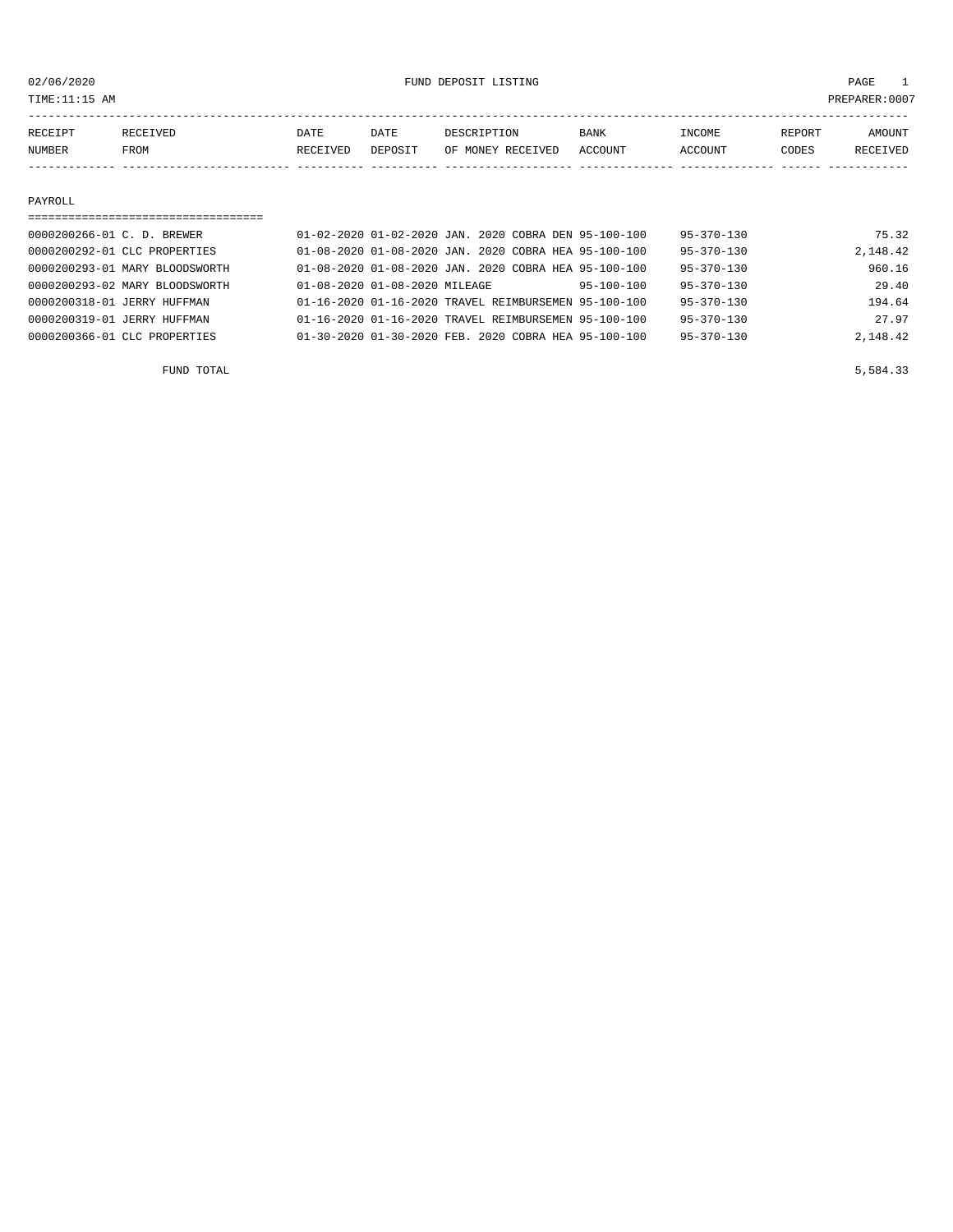# FUND DEPOSIT LISTING

02/06/2020
TIME:11:15 AM
PREPARER:0007

| RECEIPT NUMBER | RECEIVED FROM | DATE RECEIVED | DATE DEPOSIT | DESCRIPTION OF MONEY RECEIVED | BANK ACCOUNT | INCOME ACCOUNT | REPORT CODES | AMOUNT RECEIVED |
|---|---|---|---|---|---|---|---|---|

## PAYROLL

| RECEIPT NUMBER | RECEIVED FROM | DATE RECEIVED | DATE DEPOSIT | DESCRIPTION OF MONEY RECEIVED | BANK ACCOUNT | INCOME ACCOUNT | REPORT CODES | AMOUNT RECEIVED |
|---|---|---|---|---|---|---|---|---|
| 0000200266-01 | C. D. BREWER | 01-02-2020 | 01-02-2020 | JAN. 2020 COBRA DEN | 95-100-100 | 95-370-130 | | 75.32 |
| 0000200292-01 | CLC PROPERTIES | 01-08-2020 | 01-08-2020 | JAN. 2020 COBRA HEA | 95-100-100 | 95-370-130 | | 2,148.42 |
| 0000200293-01 | MARY BLOODSWORTH | 01-08-2020 | 01-08-2020 | JAN. 2020 COBRA HEA | 95-100-100 | 95-370-130 | | 960.16 |
| 0000200293-02 | MARY BLOODSWORTH | 01-08-2020 | 01-08-2020 | MILEAGE | 95-100-100 | 95-370-130 | | 29.40 |
| 0000200318-01 | JERRY HUFFMAN | 01-16-2020 | 01-16-2020 | TRAVEL REIMBURSEMEN | 95-100-100 | 95-370-130 | | 194.64 |
| 0000200319-01 | JERRY HUFFMAN | 01-16-2020 | 01-16-2020 | TRAVEL REIMBURSEMEN | 95-100-100 | 95-370-130 | | 27.97 |
| 0000200366-01 | CLC PROPERTIES | 01-30-2020 | 01-30-2020 | FEB. 2020 COBRA HEA | 95-100-100 | 95-370-130 | | 2,148.42 |

FUND TOTAL 5,584.33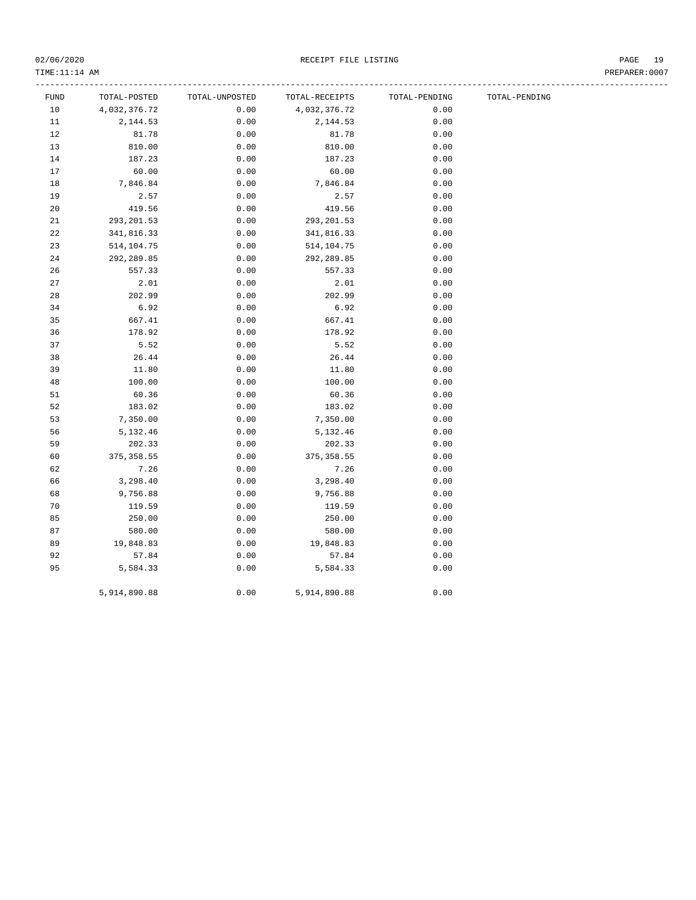02/06/2020 RECEIPT FILE LISTING

TIME:11:14 AM PREPARER:0007

| FUND | TOTAL-POSTED | TOTAL-UNPOSTED | TOTAL-RECEIPTS | TOTAL-PENDING | TOTAL-PENDING |
|---|---|---|---|---|---|
| 10 | 4,032,376.72 | 0.00 | 4,032,376.72 | 0.00 | |
| 11 | 2,144.53 | 0.00 | 2,144.53 | 0.00 | |
| 12 | 81.78 | 0.00 | 81.78 | 0.00 | |
| 13 | 810.00 | 0.00 | 810.00 | 0.00 | |
| 14 | 187.23 | 0.00 | 187.23 | 0.00 | |
| 17 | 60.00 | 0.00 | 60.00 | 0.00 | |
| 18 | 7,846.84 | 0.00 | 7,846.84 | 0.00 | |
| 19 | 2.57 | 0.00 | 2.57 | 0.00 | |
| 20 | 419.56 | 0.00 | 419.56 | 0.00 | |
| 21 | 293,201.53 | 0.00 | 293,201.53 | 0.00 | |
| 22 | 341,816.33 | 0.00 | 341,816.33 | 0.00 | |
| 23 | 514,104.75 | 0.00 | 514,104.75 | 0.00 | |
| 24 | 292,289.85 | 0.00 | 292,289.85 | 0.00 | |
| 26 | 557.33 | 0.00 | 557.33 | 0.00 | |
| 27 | 2.01 | 0.00 | 2.01 | 0.00 | |
| 28 | 202.99 | 0.00 | 202.99 | 0.00 | |
| 34 | 6.92 | 0.00 | 6.92 | 0.00 | |
| 35 | 667.41 | 0.00 | 667.41 | 0.00 | |
| 36 | 178.92 | 0.00 | 178.92 | 0.00 | |
| 37 | 5.52 | 0.00 | 5.52 | 0.00 | |
| 38 | 26.44 | 0.00 | 26.44 | 0.00 | |
| 39 | 11.80 | 0.00 | 11.80 | 0.00 | |
| 48 | 100.00 | 0.00 | 100.00 | 0.00 | |
| 51 | 60.36 | 0.00 | 60.36 | 0.00 | |
| 52 | 183.02 | 0.00 | 183.02 | 0.00 | |
| 53 | 7,350.00 | 0.00 | 7,350.00 | 0.00 | |
| 56 | 5,132.46 | 0.00 | 5,132.46 | 0.00 | |
| 59 | 202.33 | 0.00 | 202.33 | 0.00 | |
| 60 | 375,358.55 | 0.00 | 375,358.55 | 0.00 | |
| 62 | 7.26 | 0.00 | 7.26 | 0.00 | |
| 66 | 3,298.40 | 0.00 | 3,298.40 | 0.00 | |
| 68 | 9,756.88 | 0.00 | 9,756.88 | 0.00 | |
| 70 | 119.59 | 0.00 | 119.59 | 0.00 | |
| 85 | 250.00 | 0.00 | 250.00 | 0.00 | |
| 87 | 580.00 | 0.00 | 580.00 | 0.00 | |
| 89 | 19,848.83 | 0.00 | 19,848.83 | 0.00 | |
| 92 | 57.84 | 0.00 | 57.84 | 0.00 | |
| 95 | 5,584.33 | 0.00 | 5,584.33 | 0.00 | |
| | 5,914,890.88 | 0.00 | 5,914,890.88 | 0.00 | |